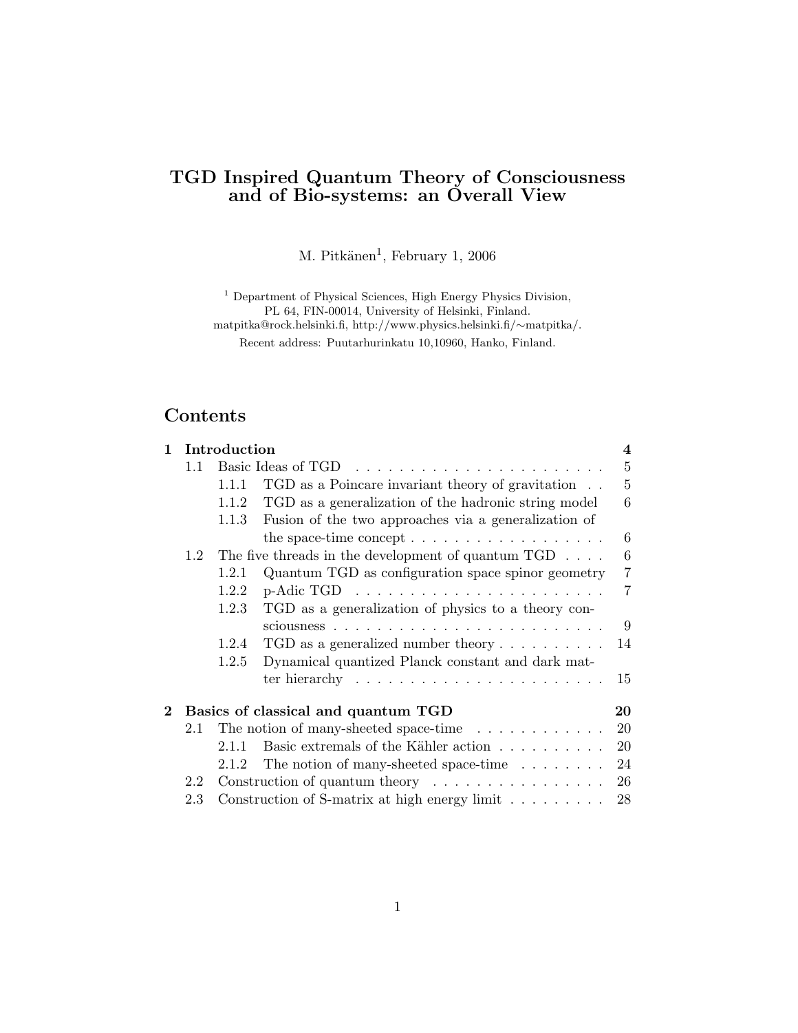# TGD Inspired Quantum Theory of Consciousness and of Bio-systems: an Overall View

M. Pitkänen[1], February 1, 2006

[1] Department of Physical Sciences, High Energy Physics Division, PL 64, FIN-00014, University of Helsinki, Finland. matpitka@rock.helsinki.fi, http://www.physics.helsinki.fi/∼matpitka/.
Recent address: Puutarhurinkatu 10,10960, Hanko, Finland.

## Contents

**1 Introduction** — 4
- 1.1 Basic Ideas of TGD — 5
  - 1.1.1 TGD as a Poincare invariant theory of gravitation — 5
  - 1.1.2 TGD as a generalization of the hadronic string model — 6
  - 1.1.3 Fusion of the two approaches via a generalization of the space-time concept — 6
- 1.2 The five threads in the development of quantum TGD — 6
  - 1.2.1 Quantum TGD as configuration space spinor geometry — 7
  - 1.2.2 p-Adic TGD — 7
  - 1.2.3 TGD as a generalization of physics to a theory consciousness — 9
  - 1.2.4 TGD as a generalized number theory — 14
  - 1.2.5 Dynamical quantized Planck constant and dark matter hierarchy — 15

**2 Basics of classical and quantum TGD** — 20
- 2.1 The notion of many-sheeted space-time — 20
  - 2.1.1 Basic extremals of the Kähler action — 20
  - 2.1.2 The notion of many-sheeted space-time — 24
- 2.2 Construction of quantum theory — 26
- 2.3 Construction of S-matrix at high energy limit — 28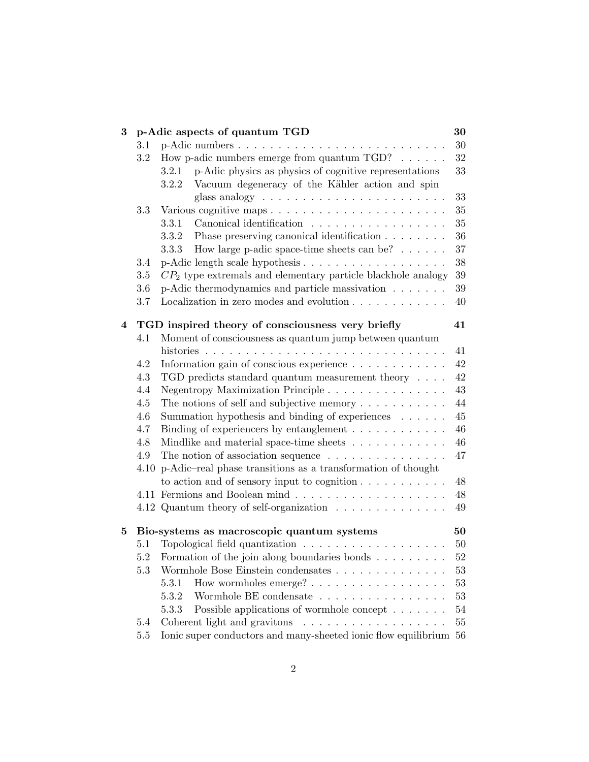**3 p-Adic aspects of quantum TGD** **30**

- 3.1 p-Adic numbers . . . . . . . . . . . . . . . . . . . . . . . . . . 30
- 3.2 How p-adic numbers emerge from quantum TGD? . . . . . . 32
  - 3.2.1 p-Adic physics as physics of cognitive representations 33
  - 3.2.2 Vacuum degeneracy of the Kähler action and spin glass analogy . . . . . . . . . . . . . . . . . . . . . . . 33
- 3.3 Various cognitive maps . . . . . . . . . . . . . . . . . . . . . . 35
  - 3.3.1 Canonical identification . . . . . . . . . . . . . . . . . 35
  - 3.3.2 Phase preserving canonical identification . . . . . . . . 36
  - 3.3.3 How large p-adic space-time sheets can be? . . . . . . 37
- 3.4 p-Adic length scale hypothesis . . . . . . . . . . . . . . . . . . 38
- 3.5 $CP_2$ type extremals and elementary particle blackhole analogy 39
- 3.6 p-Adic thermodynamics and particle massivation . . . . . . . 39
- 3.7 Localization in zero modes and evolution . . . . . . . . . . . . 40

**4 TGD inspired theory of consciousness very briefly** **41**

- 4.1 Moment of consciousness as quantum jump between quantum histories . . . . . . . . . . . . . . . . . . . . . . . . . . . . . . 41
- 4.2 Information gain of conscious experience . . . . . . . . . . . . 42
- 4.3 TGD predicts standard quantum measurement theory . . . . 42
- 4.4 Negentropy Maximization Principle . . . . . . . . . . . . . . . 43
- 4.5 The notions of self and subjective memory . . . . . . . . . . . 44
- 4.6 Summation hypothesis and binding of experiences . . . . . . 45
- 4.7 Binding of experiencers by entanglement . . . . . . . . . . . . 46
- 4.8 Mindlike and material space-time sheets . . . . . . . . . . . . 46
- 4.9 The notion of association sequence . . . . . . . . . . . . . . . 47
- 4.10 p-Adic–real phase transitions as a transformation of thought to action and of sensory input to cognition . . . . . . . . . . . 48
- 4.11 Fermions and Boolean mind . . . . . . . . . . . . . . . . . . . 48
- 4.12 Quantum theory of self-organization . . . . . . . . . . . . . . 49

**5 Bio-systems as macroscopic quantum systems** **50**

- 5.1 Topological field quantization . . . . . . . . . . . . . . . . . . 50
- 5.2 Formation of the join along boundaries bonds . . . . . . . . . 52
- 5.3 Wormhole Bose Einstein condensates . . . . . . . . . . . . . . 53
  - 5.3.1 How wormholes emerge? . . . . . . . . . . . . . . . . . 53
  - 5.3.2 Wormhole BE condensate . . . . . . . . . . . . . . . . 53
  - 5.3.3 Possible applications of wormhole concept . . . . . . . 54
- 5.4 Coherent light and gravitons . . . . . . . . . . . . . . . . . . . 55
- 5.5 Ionic super conductors and many-sheeted ionic flow equilibrium 56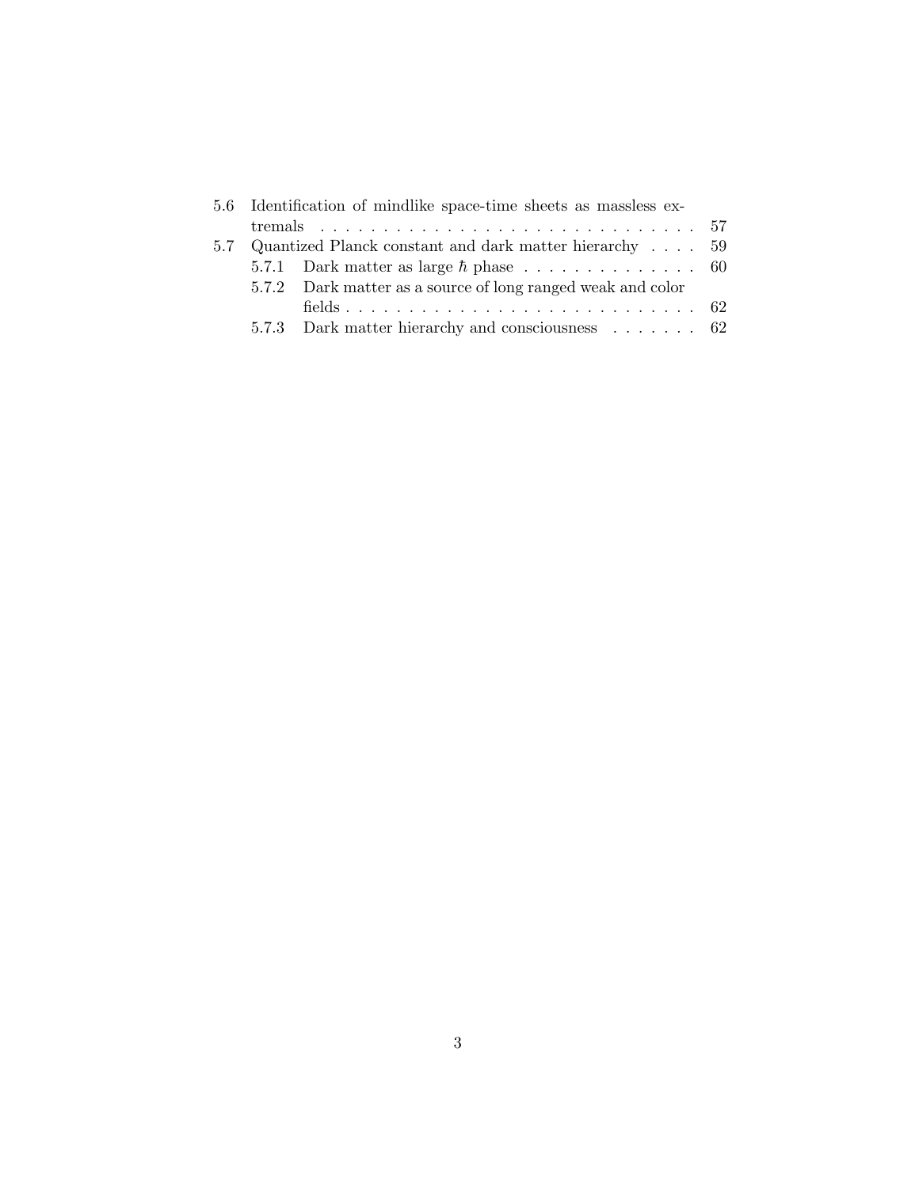5.6 Identification of mindlike space-time sheets as massless extremals . . . . . . . . . . . . . . . . . . . . . . . . . . . . . . . 57

5.7 Quantized Planck constant and dark matter hierarchy . . . . 59

  5.7.1 Dark matter as large $\hbar$ phase . . . . . . . . . . . . . . 60

  5.7.2 Dark matter as a source of long ranged weak and color fields . . . . . . . . . . . . . . . . . . . . . . . . . . . . . 62

  5.7.3 Dark matter hierarchy and consciousness . . . . . . . 62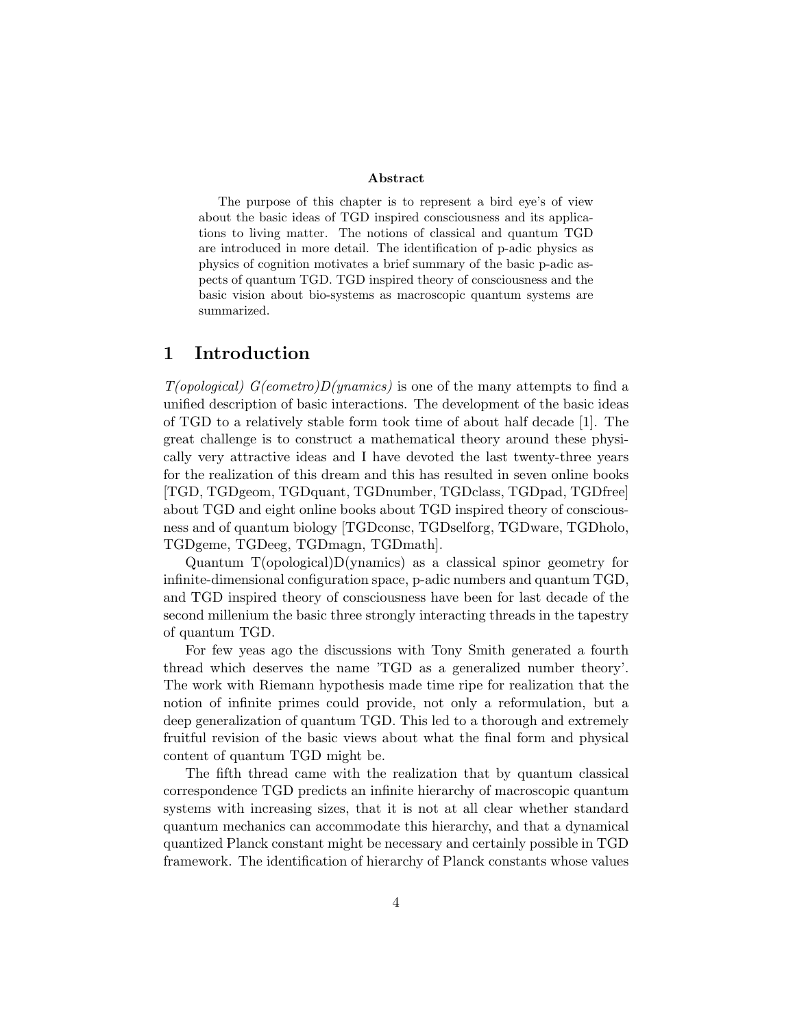**Abstract**

The purpose of this chapter is to represent a bird eye's of view about the basic ideas of TGD inspired consciousness and its applications to living matter. The notions of classical and quantum TGD are introduced in more detail. The identification of p-adic physics as physics of cognition motivates a brief summary of the basic p-adic aspects of quantum TGD. TGD inspired theory of consciousness and the basic vision about bio-systems as macroscopic quantum systems are summarized.

# 1 Introduction

*T(opological) G(eometro)D(ynamics)* is one of the many attempts to find a unified description of basic interactions. The development of the basic ideas of TGD to a relatively stable form took time of about half decade [1]. The great challenge is to construct a mathematical theory around these physically very attractive ideas and I have devoted the last twenty-three years for the realization of this dream and this has resulted in seven online books [TGD, TGDgeom, TGDquant, TGDnumber, TGDclass, TGDpad, TGDfree] about TGD and eight online books about TGD inspired theory of consciousness and of quantum biology [TGDconsc, TGDselforg, TGDware, TGDholo, TGDgeme, TGDeeg, TGDmagn, TGDmath].

Quantum T(opological)D(ynamics) as a classical spinor geometry for infinite-dimensional configuration space, p-adic numbers and quantum TGD, and TGD inspired theory of consciousness have been for last decade of the second millenium the basic three strongly interacting threads in the tapestry of quantum TGD.

For few yeas ago the discussions with Tony Smith generated a fourth thread which deserves the name 'TGD as a generalized number theory'. The work with Riemann hypothesis made time ripe for realization that the notion of infinite primes could provide, not only a reformulation, but a deep generalization of quantum TGD. This led to a thorough and extremely fruitful revision of the basic views about what the final form and physical content of quantum TGD might be.

The fifth thread came with the realization that by quantum classical correspondence TGD predicts an infinite hierarchy of macroscopic quantum systems with increasing sizes, that it is not at all clear whether standard quantum mechanics can accommodate this hierarchy, and that a dynamical quantized Planck constant might be necessary and certainly possible in TGD framework. The identification of hierarchy of Planck constants whose values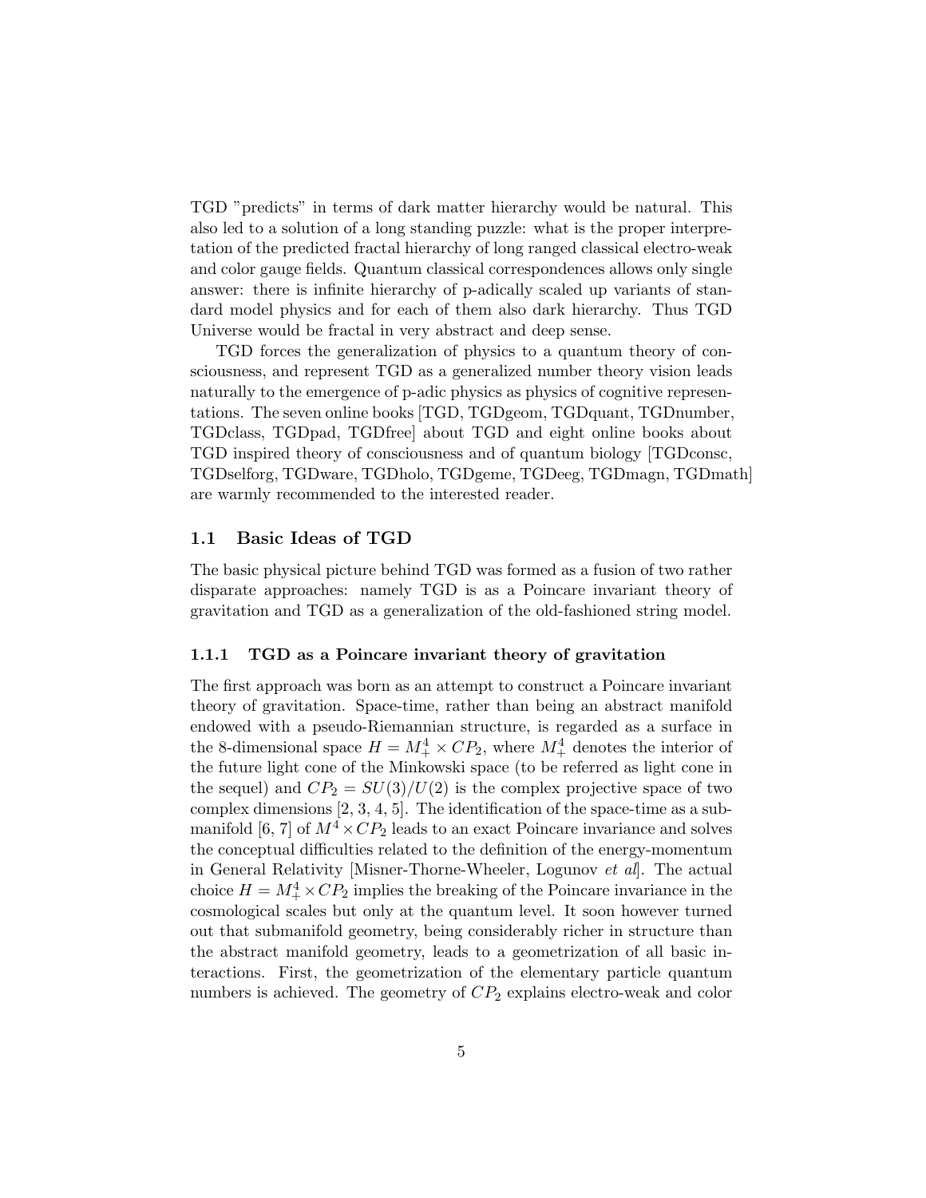TGD "predicts" in terms of dark matter hierarchy would be natural. This also led to a solution of a long standing puzzle: what is the proper interpretation of the predicted fractal hierarchy of long ranged classical electro-weak and color gauge fields. Quantum classical correspondences allows only single answer: there is infinite hierarchy of p-adically scaled up variants of standard model physics and for each of them also dark hierarchy. Thus TGD Universe would be fractal in very abstract and deep sense.

TGD forces the generalization of physics to a quantum theory of consciousness, and represent TGD as a generalized number theory vision leads naturally to the emergence of p-adic physics as physics of cognitive representations. The seven online books [TGD, TGDgeom, TGDquant, TGDnumber, TGDclass, TGDpad, TGDfree] about TGD and eight online books about TGD inspired theory of consciousness and of quantum biology [TGDconsc, TGDselforg, TGDware, TGDholo, TGDgeme, TGDeeg, TGDmagn, TGDmath] are warmly recommended to the interested reader.

## 1.1 Basic Ideas of TGD

The basic physical picture behind TGD was formed as a fusion of two rather disparate approaches: namely TGD is as a Poincare invariant theory of gravitation and TGD as a generalization of the old-fashioned string model.

### 1.1.1 TGD as a Poincare invariant theory of gravitation

The first approach was born as an attempt to construct a Poincare invariant theory of gravitation. Space-time, rather than being an abstract manifold endowed with a pseudo-Riemannian structure, is regarded as a surface in the 8-dimensional space $H = M^4_+ \times CP_2$, where $M^4_+$ denotes the interior of the future light cone of the Minkowski space (to be referred as light cone in the sequel) and $CP_2 = SU(3)/U(2)$ is the complex projective space of two complex dimensions [2, 3, 4, 5]. The identification of the space-time as a submanifold [6, 7] of $M^4 \times CP_2$ leads to an exact Poincare invariance and solves the conceptual difficulties related to the definition of the energy-momentum in General Relativity [Misner-Thorne-Wheeler, Logunov *et al*]. The actual choice $H = M^4_+ \times CP_2$ implies the breaking of the Poincare invariance in the cosmological scales but only at the quantum level. It soon however turned out that submanifold geometry, being considerably richer in structure than the abstract manifold geometry, leads to a geometrization of all basic interactions. First, the geometrization of the elementary particle quantum numbers is achieved. The geometry of $CP_2$ explains electro-weak and color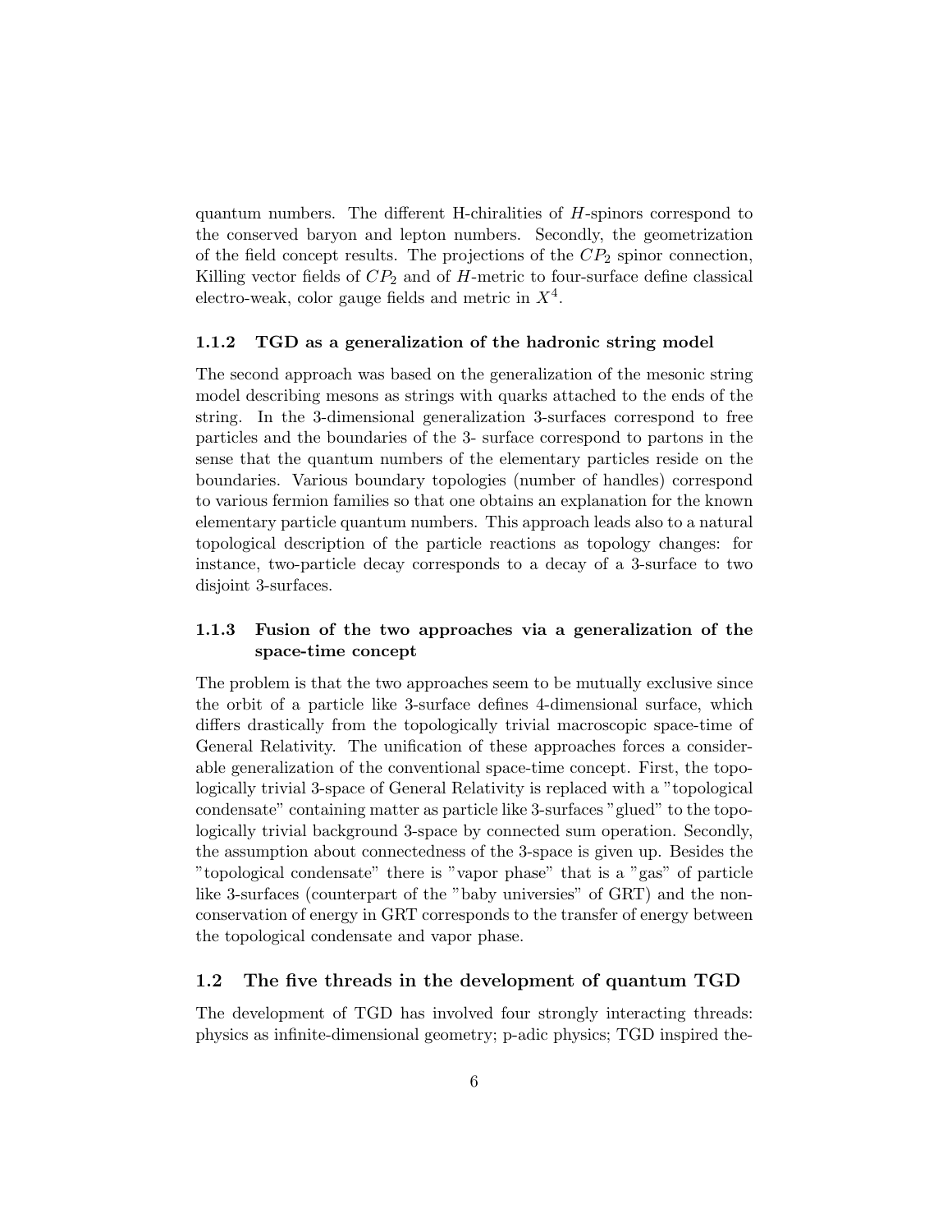quantum numbers. The different H-chiralities of $H$-spinors correspond to the conserved baryon and lepton numbers. Secondly, the geometrization of the field concept results. The projections of the $CP_2$ spinor connection, Killing vector fields of $CP_2$ and of $H$-metric to four-surface define classical electro-weak, color gauge fields and metric in $X^4$.

### 1.1.2 TGD as a generalization of the hadronic string model

The second approach was based on the generalization of the mesonic string model describing mesons as strings with quarks attached to the ends of the string. In the 3-dimensional generalization 3-surfaces correspond to free particles and the boundaries of the 3- surface correspond to partons in the sense that the quantum numbers of the elementary particles reside on the boundaries. Various boundary topologies (number of handles) correspond to various fermion families so that one obtains an explanation for the known elementary particle quantum numbers. This approach leads also to a natural topological description of the particle reactions as topology changes: for instance, two-particle decay corresponds to a decay of a 3-surface to two disjoint 3-surfaces.

### 1.1.3 Fusion of the two approaches via a generalization of the space-time concept

The problem is that the two approaches seem to be mutually exclusive since the orbit of a particle like 3-surface defines 4-dimensional surface, which differs drastically from the topologically trivial macroscopic space-time of General Relativity. The unification of these approaches forces a considerable generalization of the conventional space-time concept. First, the topologically trivial 3-space of General Relativity is replaced with a "topological condensate" containing matter as particle like 3-surfaces "glued" to the topologically trivial background 3-space by connected sum operation. Secondly, the assumption about connectedness of the 3-space is given up. Besides the "topological condensate" there is "vapor phase" that is a "gas" of particle like 3-surfaces (counterpart of the "baby universies" of GRT) and the nonconservation of energy in GRT corresponds to the transfer of energy between the topological condensate and vapor phase.

## 1.2 The five threads in the development of quantum TGD

The development of TGD has involved four strongly interacting threads: physics as infinite-dimensional geometry; p-adic physics; TGD inspired the-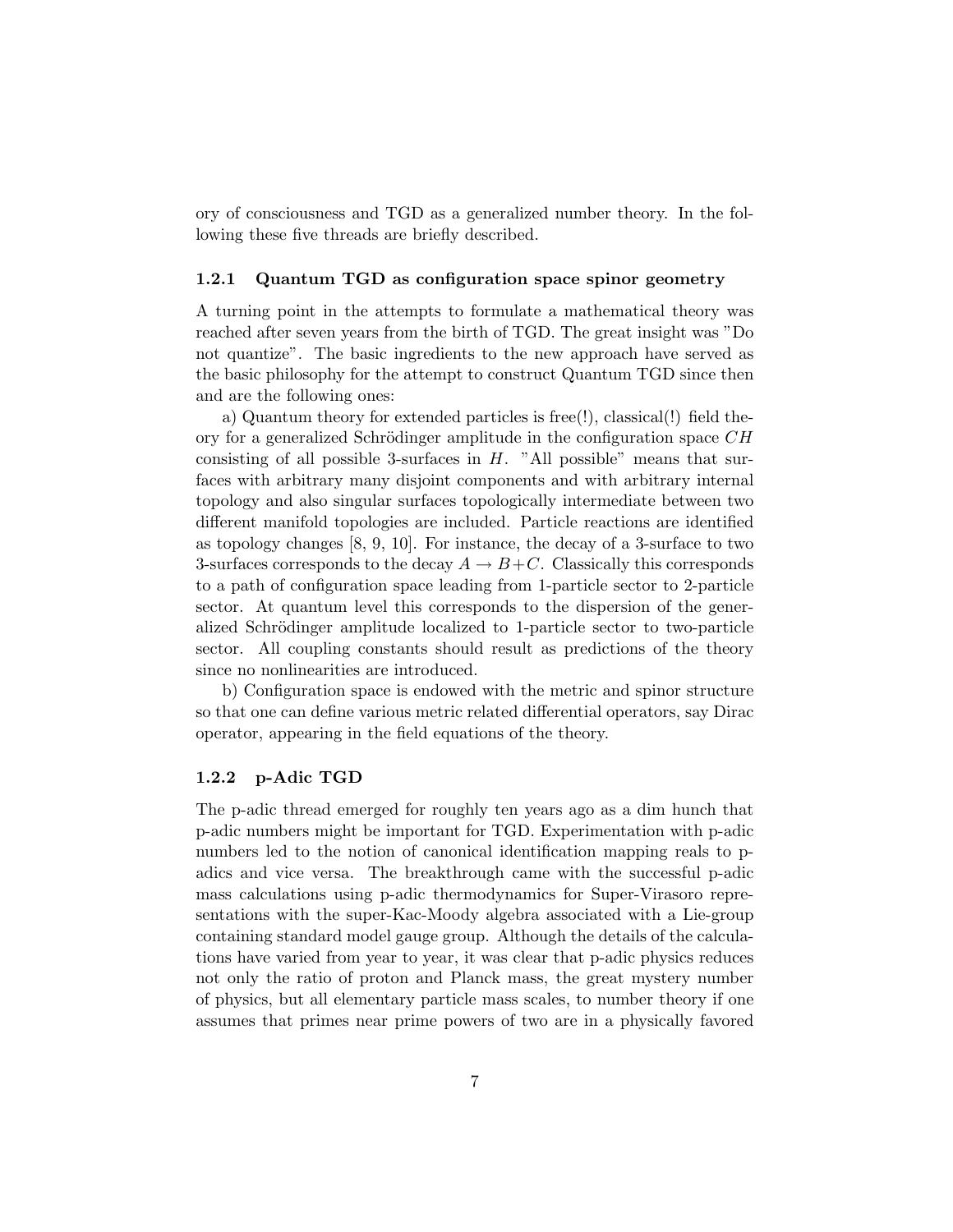ory of consciousness and TGD as a generalized number theory. In the following these five threads are briefly described.

### 1.2.1 Quantum TGD as configuration space spinor geometry

A turning point in the attempts to formulate a mathematical theory was reached after seven years from the birth of TGD. The great insight was "Do not quantize". The basic ingredients to the new approach have served as the basic philosophy for the attempt to construct Quantum TGD since then and are the following ones:

a) Quantum theory for extended particles is free(!), classical(!) field theory for a generalized Schrödinger amplitude in the configuration space $CH$ consisting of all possible 3-surfaces in $H$. "All possible" means that surfaces with arbitrary many disjoint components and with arbitrary internal topology and also singular surfaces topologically intermediate between two different manifold topologies are included. Particle reactions are identified as topology changes [8, 9, 10]. For instance, the decay of a 3-surface to two 3-surfaces corresponds to the decay $A \to B+C$. Classically this corresponds to a path of configuration space leading from 1-particle sector to 2-particle sector. At quantum level this corresponds to the dispersion of the generalized Schrödinger amplitude localized to 1-particle sector to two-particle sector. All coupling constants should result as predictions of the theory since no nonlinearities are introduced.

b) Configuration space is endowed with the metric and spinor structure so that one can define various metric related differential operators, say Dirac operator, appearing in the field equations of the theory.

### 1.2.2 p-Adic TGD

The p-adic thread emerged for roughly ten years ago as a dim hunch that p-adic numbers might be important for TGD. Experimentation with p-adic numbers led to the notion of canonical identification mapping reals to p-adics and vice versa. The breakthrough came with the successful p-adic mass calculations using p-adic thermodynamics for Super-Virasoro representations with the super-Kac-Moody algebra associated with a Lie-group containing standard model gauge group. Although the details of the calculations have varied from year to year, it was clear that p-adic physics reduces not only the ratio of proton and Planck mass, the great mystery number of physics, but all elementary particle mass scales, to number theory if one assumes that primes near prime powers of two are in a physically favored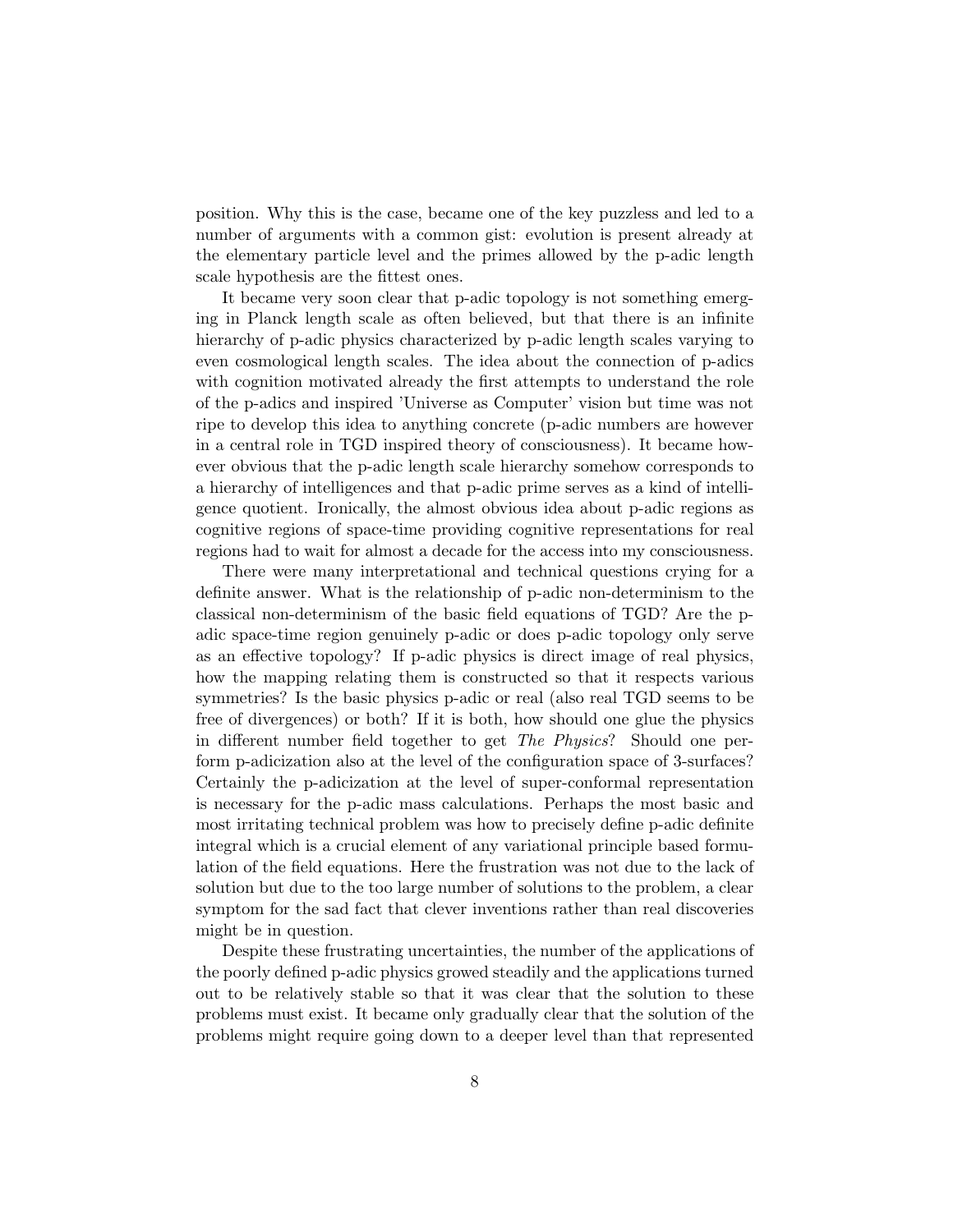position. Why this is the case, became one of the key puzzless and led to a number of arguments with a common gist: evolution is present already at the elementary particle level and the primes allowed by the p-adic length scale hypothesis are the fittest ones.

It became very soon clear that p-adic topology is not something emerging in Planck length scale as often believed, but that there is an infinite hierarchy of p-adic physics characterized by p-adic length scales varying to even cosmological length scales. The idea about the connection of p-adics with cognition motivated already the first attempts to understand the role of the p-adics and inspired 'Universe as Computer' vision but time was not ripe to develop this idea to anything concrete (p-adic numbers are however in a central role in TGD inspired theory of consciousness). It became however obvious that the p-adic length scale hierarchy somehow corresponds to a hierarchy of intelligences and that p-adic prime serves as a kind of intelligence quotient. Ironically, the almost obvious idea about p-adic regions as cognitive regions of space-time providing cognitive representations for real regions had to wait for almost a decade for the access into my consciousness.

There were many interpretational and technical questions crying for a definite answer. What is the relationship of p-adic non-determinism to the classical non-determinism of the basic field equations of TGD? Are the p-adic space-time region genuinely p-adic or does p-adic topology only serve as an effective topology? If p-adic physics is direct image of real physics, how the mapping relating them is constructed so that it respects various symmetries? Is the basic physics p-adic or real (also real TGD seems to be free of divergences) or both? If it is both, how should one glue the physics in different number field together to get *The Physics*? Should one perform p-adicization also at the level of the configuration space of 3-surfaces? Certainly the p-adicization at the level of super-conformal representation is necessary for the p-adic mass calculations. Perhaps the most basic and most irritating technical problem was how to precisely define p-adic definite integral which is a crucial element of any variational principle based formulation of the field equations. Here the frustration was not due to the lack of solution but due to the too large number of solutions to the problem, a clear symptom for the sad fact that clever inventions rather than real discoveries might be in question.

Despite these frustrating uncertainties, the number of the applications of the poorly defined p-adic physics growed steadily and the applications turned out to be relatively stable so that it was clear that the solution to these problems must exist. It became only gradually clear that the solution of the problems might require going down to a deeper level than that represented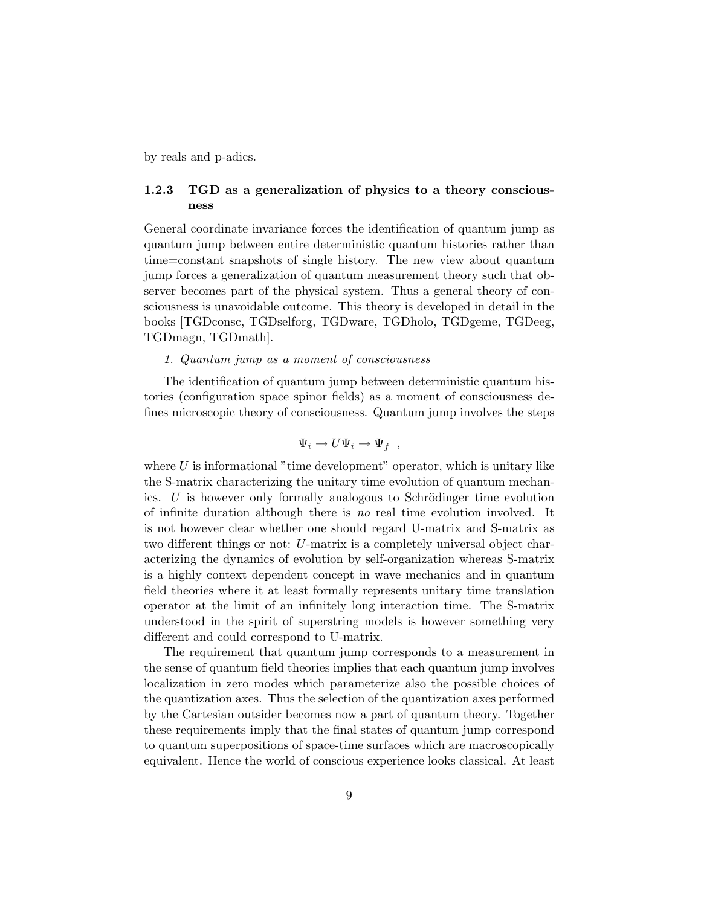by reals and p-adics.

### 1.2.3 TGD as a generalization of physics to a theory consciousness

General coordinate invariance forces the identification of quantum jump as quantum jump between entire deterministic quantum histories rather than time=constant snapshots of single history. The new view about quantum jump forces a generalization of quantum measurement theory such that observer becomes part of the physical system. Thus a general theory of consciousness is unavoidable outcome. This theory is developed in detail in the books [TGDconsc, TGDselforg, TGDware, TGDholo, TGDgeme, TGDeeg, TGDmagn, TGDmath].

*1. Quantum jump as a moment of consciousness*

The identification of quantum jump between deterministic quantum histories (configuration space spinor fields) as a moment of consciousness defines microscopic theory of consciousness. Quantum jump involves the steps

$$\Psi_i \rightarrow U\Psi_i \rightarrow \Psi_f \ ,$$

where $U$ is informational "time development" operator, which is unitary like the S-matrix characterizing the unitary time evolution of quantum mechanics. $U$ is however only formally analogous to Schrödinger time evolution of infinite duration although there is *no* real time evolution involved. It is not however clear whether one should regard U-matrix and S-matrix as two different things or not: $U$-matrix is a completely universal object characterizing the dynamics of evolution by self-organization whereas S-matrix is a highly context dependent concept in wave mechanics and in quantum field theories where it at least formally represents unitary time translation operator at the limit of an infinitely long interaction time. The S-matrix understood in the spirit of superstring models is however something very different and could correspond to U-matrix.

The requirement that quantum jump corresponds to a measurement in the sense of quantum field theories implies that each quantum jump involves localization in zero modes which parameterize also the possible choices of the quantization axes. Thus the selection of the quantization axes performed by the Cartesian outsider becomes now a part of quantum theory. Together these requirements imply that the final states of quantum jump correspond to quantum superpositions of space-time surfaces which are macroscopically equivalent. Hence the world of conscious experience looks classical. At least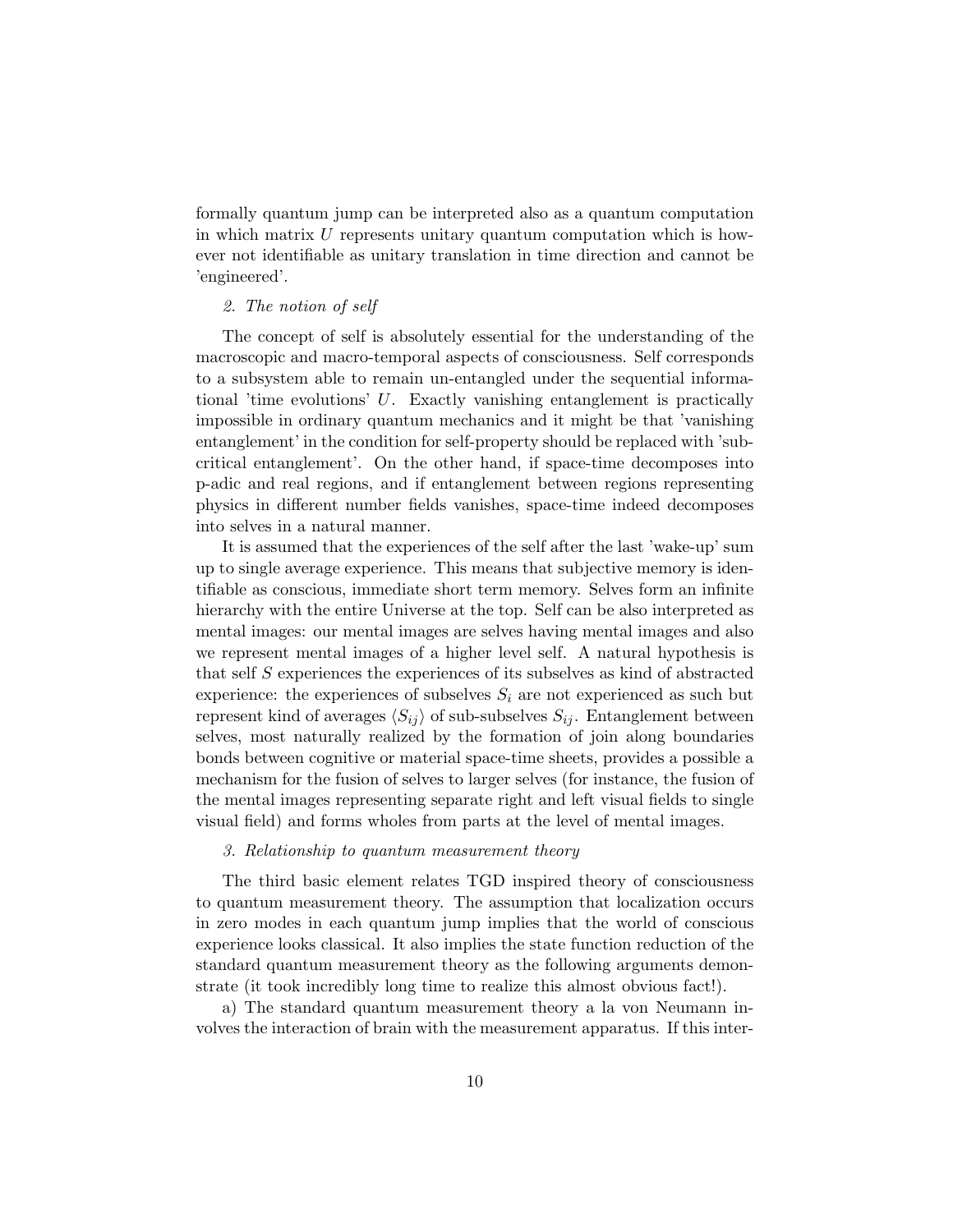formally quantum jump can be interpreted also as a quantum computation in which matrix $U$ represents unitary quantum computation which is however not identifiable as unitary translation in time direction and cannot be 'engineered'.

*2. The notion of self*

The concept of self is absolutely essential for the understanding of the macroscopic and macro-temporal aspects of consciousness. Self corresponds to a subsystem able to remain un-entangled under the sequential informational 'time evolutions' $U$. Exactly vanishing entanglement is practically impossible in ordinary quantum mechanics and it might be that 'vanishing entanglement' in the condition for self-property should be replaced with 'subcritical entanglement'. On the other hand, if space-time decomposes into p-adic and real regions, and if entanglement between regions representing physics in different number fields vanishes, space-time indeed decomposes into selves in a natural manner.

It is assumed that the experiences of the self after the last 'wake-up' sum up to single average experience. This means that subjective memory is identifiable as conscious, immediate short term memory. Selves form an infinite hierarchy with the entire Universe at the top. Self can be also interpreted as mental images: our mental images are selves having mental images and also we represent mental images of a higher level self. A natural hypothesis is that self $S$ experiences the experiences of its subselves as kind of abstracted experience: the experiences of subselves $S_i$ are not experienced as such but represent kind of averages $\langle S_{ij} \rangle$ of sub-subselves $S_{ij}$. Entanglement between selves, most naturally realized by the formation of join along boundaries bonds between cognitive or material space-time sheets, provides a possible a mechanism for the fusion of selves to larger selves (for instance, the fusion of the mental images representing separate right and left visual fields to single visual field) and forms wholes from parts at the level of mental images.

*3. Relationship to quantum measurement theory*

The third basic element relates TGD inspired theory of consciousness to quantum measurement theory. The assumption that localization occurs in zero modes in each quantum jump implies that the world of conscious experience looks classical. It also implies the state function reduction of the standard quantum measurement theory as the following arguments demonstrate (it took incredibly long time to realize this almost obvious fact!).

a) The standard quantum measurement theory a la von Neumann involves the interaction of brain with the measurement apparatus. If this inter-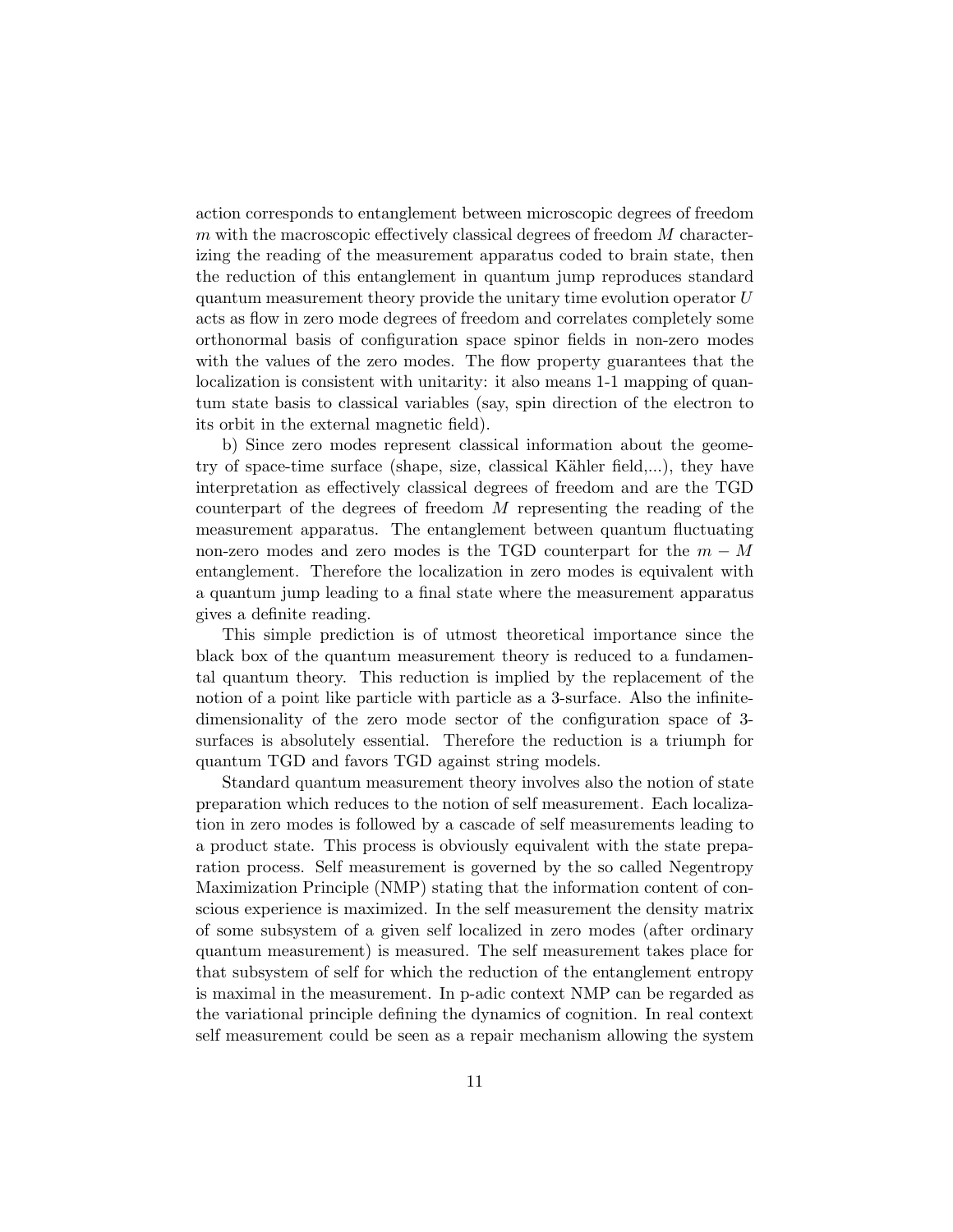action corresponds to entanglement between microscopic degrees of freedom $m$ with the macroscopic effectively classical degrees of freedom $M$ characterizing the reading of the measurement apparatus coded to brain state, then the reduction of this entanglement in quantum jump reproduces standard quantum measurement theory provide the unitary time evolution operator $U$ acts as flow in zero mode degrees of freedom and correlates completely some orthonormal basis of configuration space spinor fields in non-zero modes with the values of the zero modes. The flow property guarantees that the localization is consistent with unitarity: it also means 1-1 mapping of quantum state basis to classical variables (say, spin direction of the electron to its orbit in the external magnetic field).

b) Since zero modes represent classical information about the geometry of space-time surface (shape, size, classical Kähler field,...), they have interpretation as effectively classical degrees of freedom and are the TGD counterpart of the degrees of freedom $M$ representing the reading of the measurement apparatus. The entanglement between quantum fluctuating non-zero modes and zero modes is the TGD counterpart for the $m - M$ entanglement. Therefore the localization in zero modes is equivalent with a quantum jump leading to a final state where the measurement apparatus gives a definite reading.

This simple prediction is of utmost theoretical importance since the black box of the quantum measurement theory is reduced to a fundamental quantum theory. This reduction is implied by the replacement of the notion of a point like particle with particle as a 3-surface. Also the infinite-dimensionality of the zero mode sector of the configuration space of 3-surfaces is absolutely essential. Therefore the reduction is a triumph for quantum TGD and favors TGD against string models.

Standard quantum measurement theory involves also the notion of state preparation which reduces to the notion of self measurement. Each localization in zero modes is followed by a cascade of self measurements leading to a product state. This process is obviously equivalent with the state preparation process. Self measurement is governed by the so called Negentropy Maximization Principle (NMP) stating that the information content of conscious experience is maximized. In the self measurement the density matrix of some subsystem of a given self localized in zero modes (after ordinary quantum measurement) is measured. The self measurement takes place for that subsystem of self for which the reduction of the entanglement entropy is maximal in the measurement. In p-adic context NMP can be regarded as the variational principle defining the dynamics of cognition. In real context self measurement could be seen as a repair mechanism allowing the system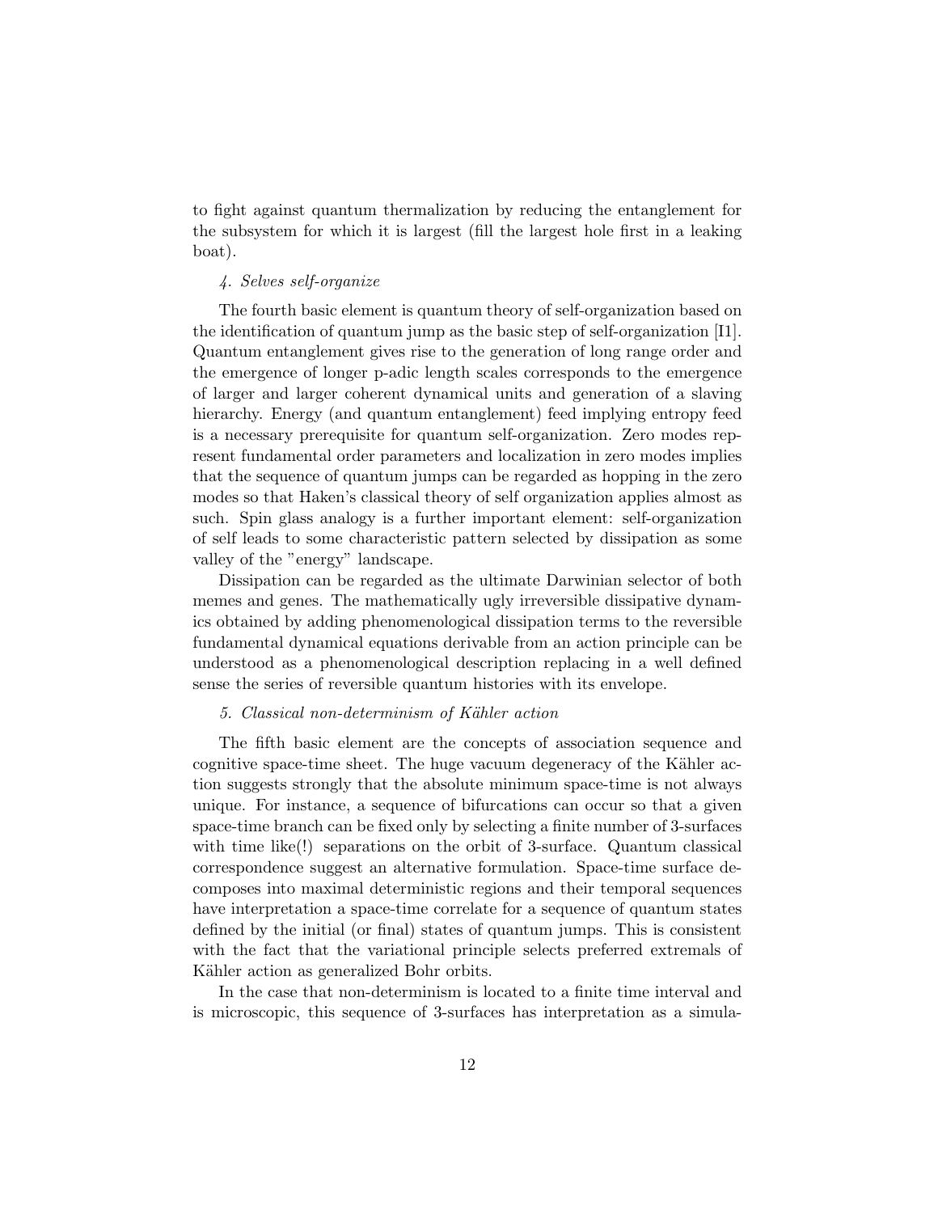to fight against quantum thermalization by reducing the entanglement for the subsystem for which it is largest (fill the largest hole first in a leaking boat).

*4. Selves self-organize*

The fourth basic element is quantum theory of self-organization based on the identification of quantum jump as the basic step of self-organization [I1]. Quantum entanglement gives rise to the generation of long range order and the emergence of longer p-adic length scales corresponds to the emergence of larger and larger coherent dynamical units and generation of a slaving hierarchy. Energy (and quantum entanglement) feed implying entropy feed is a necessary prerequisite for quantum self-organization. Zero modes represent fundamental order parameters and localization in zero modes implies that the sequence of quantum jumps can be regarded as hopping in the zero modes so that Haken's classical theory of self organization applies almost as such. Spin glass analogy is a further important element: self-organization of self leads to some characteristic pattern selected by dissipation as some valley of the "energy" landscape.

Dissipation can be regarded as the ultimate Darwinian selector of both memes and genes. The mathematically ugly irreversible dissipative dynamics obtained by adding phenomenological dissipation terms to the reversible fundamental dynamical equations derivable from an action principle can be understood as a phenomenological description replacing in a well defined sense the series of reversible quantum histories with its envelope.

*5. Classical non-determinism of Kähler action*

The fifth basic element are the concepts of association sequence and cognitive space-time sheet. The huge vacuum degeneracy of the Kähler action suggests strongly that the absolute minimum space-time is not always unique. For instance, a sequence of bifurcations can occur so that a given space-time branch can be fixed only by selecting a finite number of 3-surfaces with time like(!) separations on the orbit of 3-surface. Quantum classical correspondence suggest an alternative formulation. Space-time surface decomposes into maximal deterministic regions and their temporal sequences have interpretation a space-time correlate for a sequence of quantum states defined by the initial (or final) states of quantum jumps. This is consistent with the fact that the variational principle selects preferred extremals of Kähler action as generalized Bohr orbits.

In the case that non-determinism is located to a finite time interval and is microscopic, this sequence of 3-surfaces has interpretation as a simula-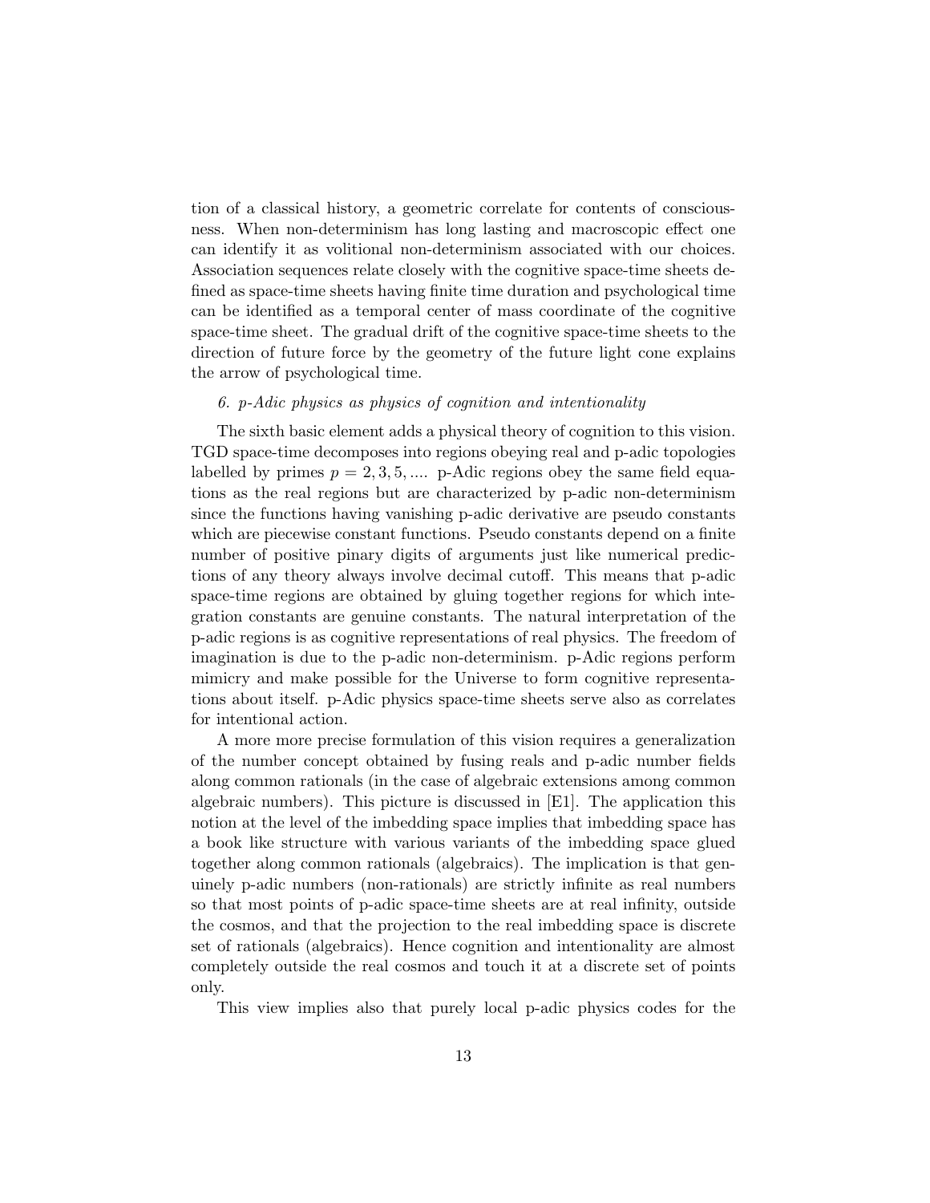tion of a classical history, a geometric correlate for contents of consciousness. When non-determinism has long lasting and macroscopic effect one can identify it as volitional non-determinism associated with our choices. Association sequences relate closely with the cognitive space-time sheets defined as space-time sheets having finite time duration and psychological time can be identified as a temporal center of mass coordinate of the cognitive space-time sheet. The gradual drift of the cognitive space-time sheets to the direction of future force by the geometry of the future light cone explains the arrow of psychological time.

*6. p-Adic physics as physics of cognition and intentionality*

The sixth basic element adds a physical theory of cognition to this vision. TGD space-time decomposes into regions obeying real and p-adic topologies labelled by primes $p = 2, 3, 5, ....$ p-Adic regions obey the same field equations as the real regions but are characterized by p-adic non-determinism since the functions having vanishing p-adic derivative are pseudo constants which are piecewise constant functions. Pseudo constants depend on a finite number of positive pinary digits of arguments just like numerical predictions of any theory always involve decimal cutoff. This means that p-adic space-time regions are obtained by gluing together regions for which integration constants are genuine constants. The natural interpretation of the p-adic regions is as cognitive representations of real physics. The freedom of imagination is due to the p-adic non-determinism. p-Adic regions perform mimicry and make possible for the Universe to form cognitive representations about itself. p-Adic physics space-time sheets serve also as correlates for intentional action.

A more more precise formulation of this vision requires a generalization of the number concept obtained by fusing reals and p-adic number fields along common rationals (in the case of algebraic extensions among common algebraic numbers). This picture is discussed in [E1]. The application this notion at the level of the imbedding space implies that imbedding space has a book like structure with various variants of the imbedding space glued together along common rationals (algebraics). The implication is that genuinely p-adic numbers (non-rationals) are strictly infinite as real numbers so that most points of p-adic space-time sheets are at real infinity, outside the cosmos, and that the projection to the real imbedding space is discrete set of rationals (algebraics). Hence cognition and intentionality are almost completely outside the real cosmos and touch it at a discrete set of points only.

This view implies also that purely local p-adic physics codes for the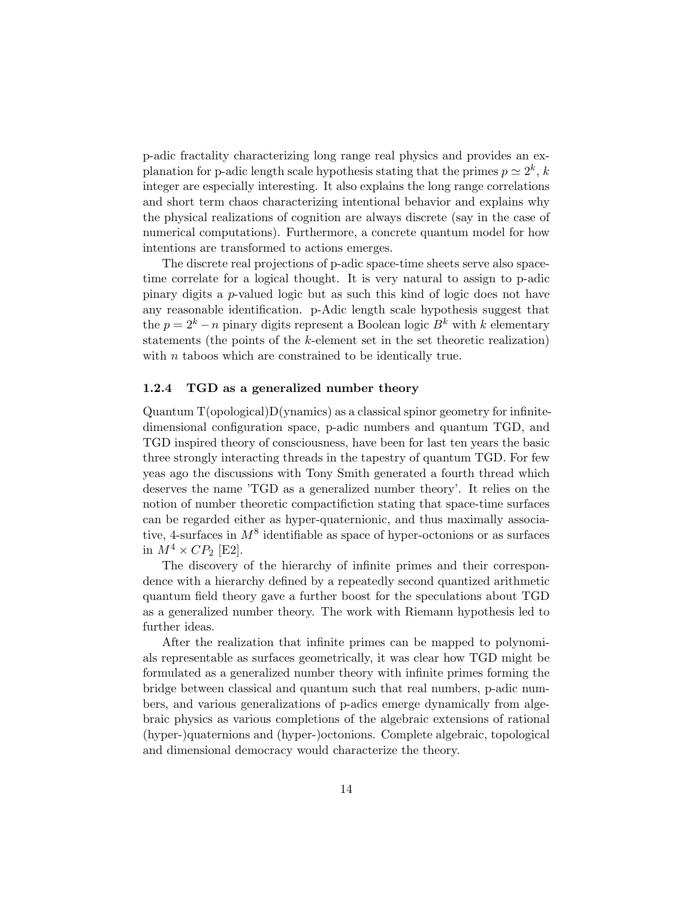p-adic fractality characterizing long range real physics and provides an explanation for p-adic length scale hypothesis stating that the primes $p \simeq 2^k$, $k$ integer are especially interesting. It also explains the long range correlations and short term chaos characterizing intentional behavior and explains why the physical realizations of cognition are always discrete (say in the case of numerical computations). Furthermore, a concrete quantum model for how intentions are transformed to actions emerges.

The discrete real projections of p-adic space-time sheets serve also space-time correlate for a logical thought. It is very natural to assign to p-adic pinary digits a $p$-valued logic but as such this kind of logic does not have any reasonable identification. p-Adic length scale hypothesis suggest that the $p = 2^k - n$ pinary digits represent a Boolean logic $B^k$ with $k$ elementary statements (the points of the $k$-element set in the set theoretic realization) with $n$ taboos which are constrained to be identically true.

### 1.2.4 TGD as a generalized number theory

Quantum T(opological)D(ynamics) as a classical spinor geometry for infinite-dimensional configuration space, p-adic numbers and quantum TGD, and TGD inspired theory of consciousness, have been for last ten years the basic three strongly interacting threads in the tapestry of quantum TGD. For few yeas ago the discussions with Tony Smith generated a fourth thread which deserves the name 'TGD as a generalized number theory'. It relies on the notion of number theoretic compactifiction stating that space-time surfaces can be regarded either as hyper-quaternionic, and thus maximally associative, 4-surfaces in $M^8$ identifiable as space of hyper-octonions or as surfaces in $M^4 \times CP_2$ [E2].

The discovery of the hierarchy of infinite primes and their correspondence with a hierarchy defined by a repeatedly second quantized arithmetic quantum field theory gave a further boost for the speculations about TGD as a generalized number theory. The work with Riemann hypothesis led to further ideas.

After the realization that infinite primes can be mapped to polynomials representable as surfaces geometrically, it was clear how TGD might be formulated as a generalized number theory with infinite primes forming the bridge between classical and quantum such that real numbers, p-adic numbers, and various generalizations of p-adics emerge dynamically from algebraic physics as various completions of the algebraic extensions of rational (hyper-)quaternions and (hyper-)octonions. Complete algebraic, topological and dimensional democracy would characterize the theory.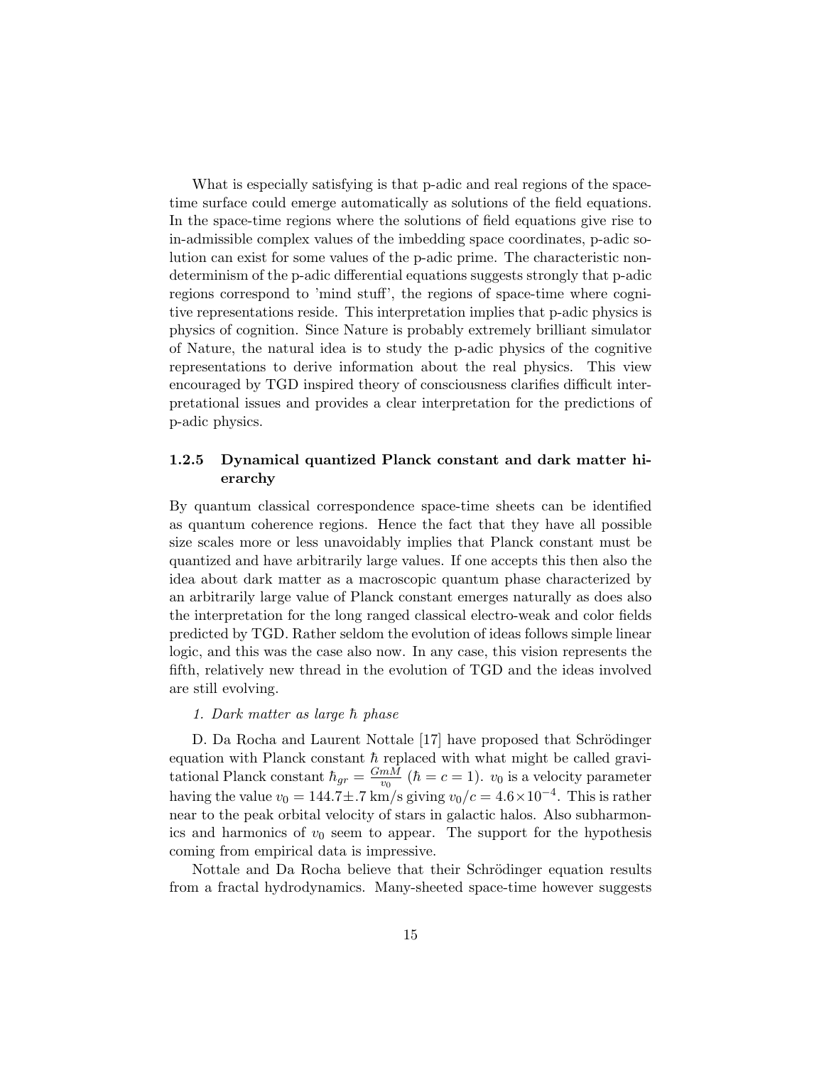What is especially satisfying is that p-adic and real regions of the space-time surface could emerge automatically as solutions of the field equations. In the space-time regions where the solutions of field equations give rise to in-admissible complex values of the imbedding space coordinates, p-adic solution can exist for some values of the p-adic prime. The characteristic non-determinism of the p-adic differential equations suggests strongly that p-adic regions correspond to 'mind stuff', the regions of space-time where cognitive representations reside. This interpretation implies that p-adic physics is physics of cognition. Since Nature is probably extremely brilliant simulator of Nature, the natural idea is to study the p-adic physics of the cognitive representations to derive information about the real physics. This view encouraged by TGD inspired theory of consciousness clarifies difficult interpretational issues and provides a clear interpretation for the predictions of p-adic physics.

### 1.2.5 Dynamical quantized Planck constant and dark matter hierarchy

By quantum classical correspondence space-time sheets can be identified as quantum coherence regions. Hence the fact that they have all possible size scales more or less unavoidably implies that Planck constant must be quantized and have arbitrarily large values. If one accepts this then also the idea about dark matter as a macroscopic quantum phase characterized by an arbitrarily large value of Planck constant emerges naturally as does also the interpretation for the long ranged classical electro-weak and color fields predicted by TGD. Rather seldom the evolution of ideas follows simple linear logic, and this was the case also now. In any case, this vision represents the fifth, relatively new thread in the evolution of TGD and the ideas involved are still evolving.

*1. Dark matter as large $\hbar$ phase*

D. Da Rocha and Laurent Nottale [17] have proposed that Schrödinger equation with Planck constant $\hbar$ replaced with what might be called gravitational Planck constant $\hbar_{gr} = \frac{GmM}{v_0}$ ($\hbar = c = 1$). $v_0$ is a velocity parameter having the value $v_0 = 144.7 \pm .7$ km/s giving $v_0/c = 4.6 \times 10^{-4}$. This is rather near to the peak orbital velocity of stars in galactic halos. Also subharmonics and harmonics of $v_0$ seem to appear. The support for the hypothesis coming from empirical data is impressive.

Nottale and Da Rocha believe that their Schrödinger equation results from a fractal hydrodynamics. Many-sheeted space-time however suggests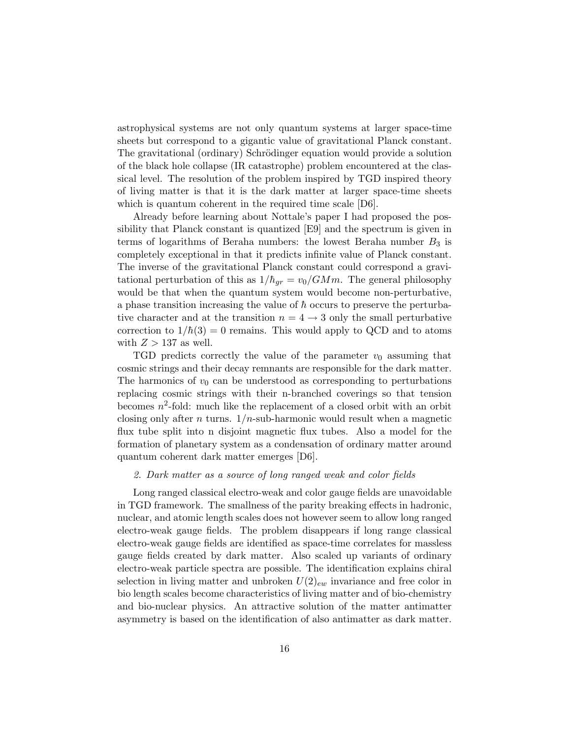astrophysical systems are not only quantum systems at larger space-time sheets but correspond to a gigantic value of gravitational Planck constant. The gravitational (ordinary) Schrödinger equation would provide a solution of the black hole collapse (IR catastrophe) problem encountered at the classical level. The resolution of the problem inspired by TGD inspired theory of living matter is that it is the dark matter at larger space-time sheets which is quantum coherent in the required time scale [D6].

Already before learning about Nottale's paper I had proposed the possibility that Planck constant is quantized [E9] and the spectrum is given in terms of logarithms of Beraha numbers: the lowest Beraha number $B_3$ is completely exceptional in that it predicts infinite value of Planck constant. The inverse of the gravitational Planck constant could correspond a gravitational perturbation of this as $1/\hbar_{gr} = v_0/GMm$. The general philosophy would be that when the quantum system would become non-perturbative, a phase transition increasing the value of $\hbar$ occurs to preserve the perturbative character and at the transition $n = 4 \rightarrow 3$ only the small perturbative correction to $1/\hbar(3) = 0$ remains. This would apply to QCD and to atoms with $Z > 137$ as well.

TGD predicts correctly the value of the parameter $v_0$ assuming that cosmic strings and their decay remnants are responsible for the dark matter. The harmonics of $v_0$ can be understood as corresponding to perturbations replacing cosmic strings with their n-branched coverings so that tension becomes $n^2$-fold: much like the replacement of a closed orbit with an orbit closing only after $n$ turns. $1/n$-sub-harmonic would result when a magnetic flux tube split into n disjoint magnetic flux tubes. Also a model for the formation of planetary system as a condensation of ordinary matter around quantum coherent dark matter emerges [D6].

*2. Dark matter as a source of long ranged weak and color fields*

Long ranged classical electro-weak and color gauge fields are unavoidable in TGD framework. The smallness of the parity breaking effects in hadronic, nuclear, and atomic length scales does not however seem to allow long ranged electro-weak gauge fields. The problem disappears if long range classical electro-weak gauge fields are identified as space-time correlates for massless gauge fields created by dark matter. Also scaled up variants of ordinary electro-weak particle spectra are possible. The identification explains chiral selection in living matter and unbroken $U(2)_{ew}$ invariance and free color in bio length scales become characteristics of living matter and of bio-chemistry and bio-nuclear physics. An attractive solution of the matter antimatter asymmetry is based on the identification of also antimatter as dark matter.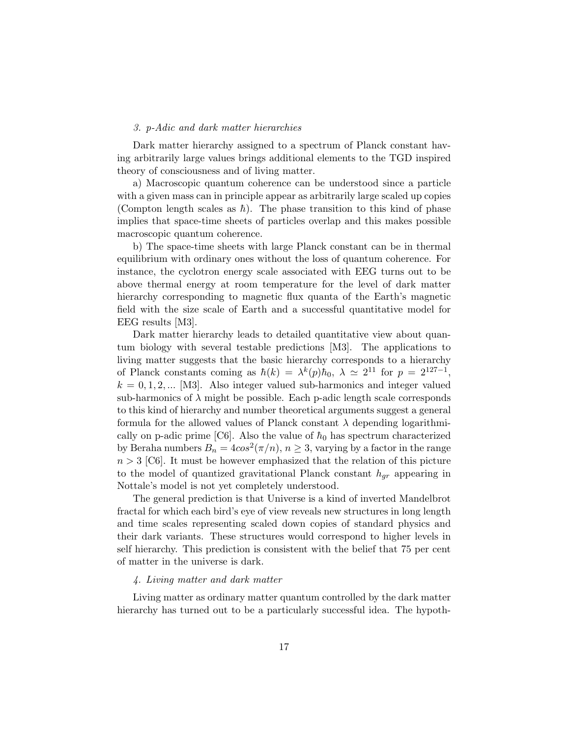*3. p-Adic and dark matter hierarchies*

Dark matter hierarchy assigned to a spectrum of Planck constant having arbitrarily large values brings additional elements to the TGD inspired theory of consciousness and of living matter.

a) Macroscopic quantum coherence can be understood since a particle with a given mass can in principle appear as arbitrarily large scaled up copies (Compton length scales as $\hbar$). The phase transition to this kind of phase implies that space-time sheets of particles overlap and this makes possible macroscopic quantum coherence.

b) The space-time sheets with large Planck constant can be in thermal equilibrium with ordinary ones without the loss of quantum coherence. For instance, the cyclotron energy scale associated with EEG turns out to be above thermal energy at room temperature for the level of dark matter hierarchy corresponding to magnetic flux quanta of the Earth's magnetic field with the size scale of Earth and a successful quantitative model for EEG results [M3].

Dark matter hierarchy leads to detailed quantitative view about quantum biology with several testable predictions [M3]. The applications to living matter suggests that the basic hierarchy corresponds to a hierarchy of Planck constants coming as $\hbar(k) = \lambda^k(p)\hbar_0$, $\lambda \simeq 2^{11}$ for $p = 2^{127-1}$, $k = 0, 1, 2, ...$ [M3]. Also integer valued sub-harmonics and integer valued sub-harmonics of $\lambda$ might be possible. Each p-adic length scale corresponds to this kind of hierarchy and number theoretical arguments suggest a general formula for the allowed values of Planck constant $\lambda$ depending logarithmically on p-adic prime [C6]. Also the value of $\hbar_0$ has spectrum characterized by Beraha numbers $B_n = 4cos^2(\pi/n)$, $n \geq 3$, varying by a factor in the range $n > 3$ [C6]. It must be however emphasized that the relation of this picture to the model of quantized gravitational Planck constant $h_{gr}$ appearing in Nottale's model is not yet completely understood.

The general prediction is that Universe is a kind of inverted Mandelbrot fractal for which each bird's eye of view reveals new structures in long length and time scales representing scaled down copies of standard physics and their dark variants. These structures would correspond to higher levels in self hierarchy. This prediction is consistent with the belief that 75 per cent of matter in the universe is dark.

*4. Living matter and dark matter*

Living matter as ordinary matter quantum controlled by the dark matter hierarchy has turned out to be a particularly successful idea. The hypoth-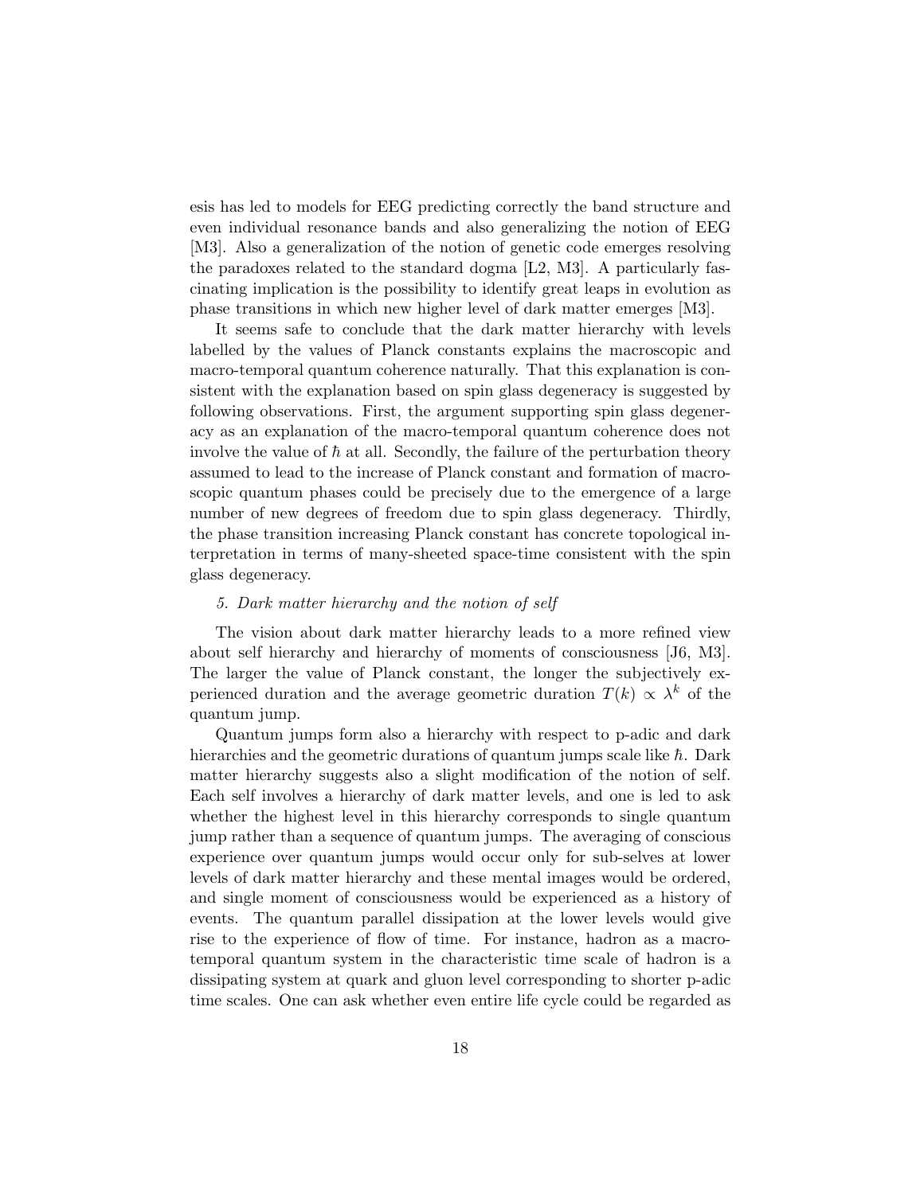esis has led to models for EEG predicting correctly the band structure and even individual resonance bands and also generalizing the notion of EEG [M3]. Also a generalization of the notion of genetic code emerges resolving the paradoxes related to the standard dogma [L2, M3]. A particularly fascinating implication is the possibility to identify great leaps in evolution as phase transitions in which new higher level of dark matter emerges [M3].

It seems safe to conclude that the dark matter hierarchy with levels labelled by the values of Planck constants explains the macroscopic and macro-temporal quantum coherence naturally. That this explanation is consistent with the explanation based on spin glass degeneracy is suggested by following observations. First, the argument supporting spin glass degeneracy as an explanation of the macro-temporal quantum coherence does not involve the value of $\hbar$ at all. Secondly, the failure of the perturbation theory assumed to lead to the increase of Planck constant and formation of macroscopic quantum phases could be precisely due to the emergence of a large number of new degrees of freedom due to spin glass degeneracy. Thirdly, the phase transition increasing Planck constant has concrete topological interpretation in terms of many-sheeted space-time consistent with the spin glass degeneracy.

*5. Dark matter hierarchy and the notion of self*

The vision about dark matter hierarchy leads to a more refined view about self hierarchy and hierarchy of moments of consciousness [J6, M3]. The larger the value of Planck constant, the longer the subjectively experienced duration and the average geometric duration $T(k) \propto \lambda^k$ of the quantum jump.

Quantum jumps form also a hierarchy with respect to p-adic and dark hierarchies and the geometric durations of quantum jumps scale like $\hbar$. Dark matter hierarchy suggests also a slight modification of the notion of self. Each self involves a hierarchy of dark matter levels, and one is led to ask whether the highest level in this hierarchy corresponds to single quantum jump rather than a sequence of quantum jumps. The averaging of conscious experience over quantum jumps would occur only for sub-selves at lower levels of dark matter hierarchy and these mental images would be ordered, and single moment of consciousness would be experienced as a history of events. The quantum parallel dissipation at the lower levels would give rise to the experience of flow of time. For instance, hadron as a macro-temporal quantum system in the characteristic time scale of hadron is a dissipating system at quark and gluon level corresponding to shorter p-adic time scales. One can ask whether even entire life cycle could be regarded as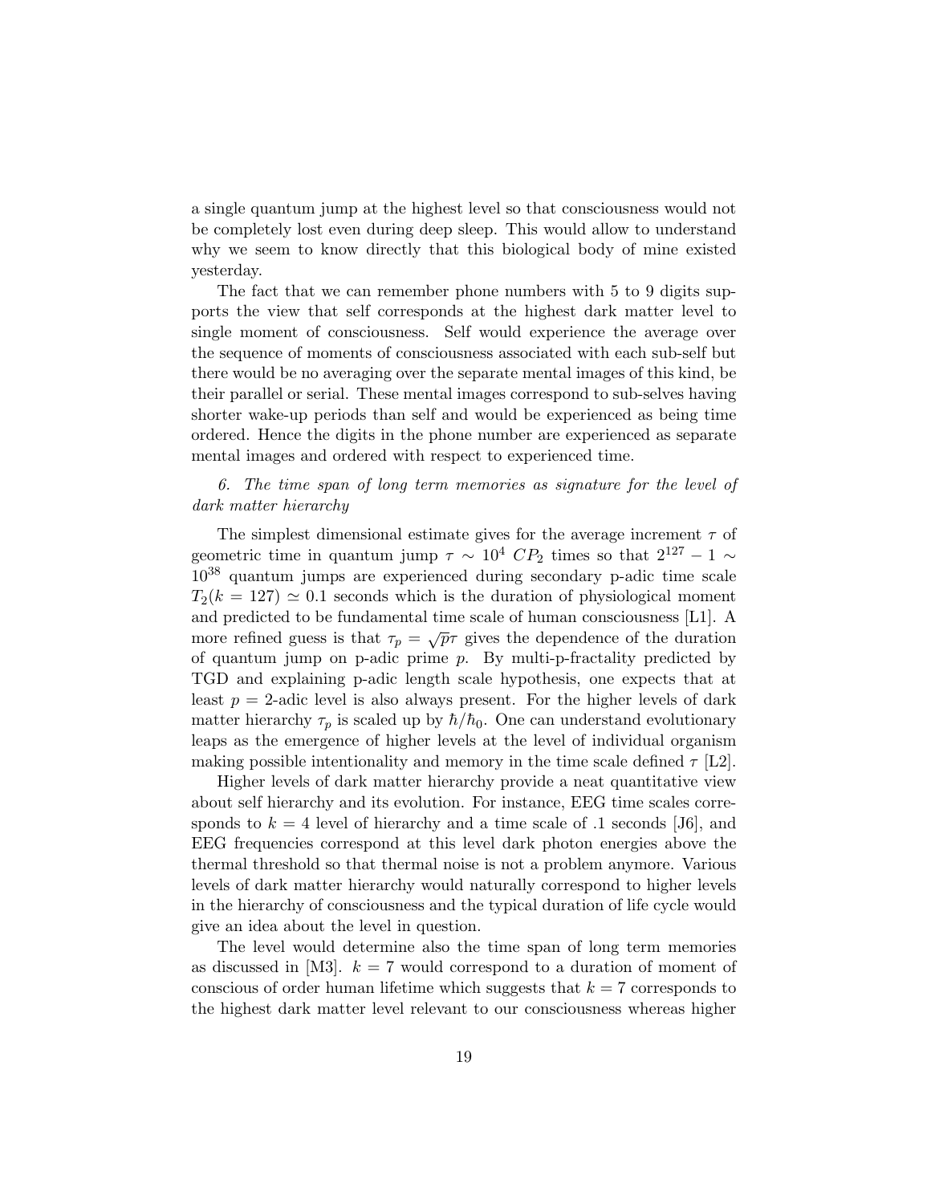a single quantum jump at the highest level so that consciousness would not be completely lost even during deep sleep. This would allow to understand why we seem to know directly that this biological body of mine existed yesterday.

The fact that we can remember phone numbers with 5 to 9 digits supports the view that self corresponds at the highest dark matter level to single moment of consciousness. Self would experience the average over the sequence of moments of consciousness associated with each sub-self but there would be no averaging over the separate mental images of this kind, be their parallel or serial. These mental images correspond to sub-selves having shorter wake-up periods than self and would be experienced as being time ordered. Hence the digits in the phone number are experienced as separate mental images and ordered with respect to experienced time.

*6. The time span of long term memories as signature for the level of dark matter hierarchy*

The simplest dimensional estimate gives for the average increment $\tau$ of geometric time in quantum jump $\tau \sim 10^4$ $CP_2$ times so that $2^{127}-1 \sim 10^{38}$ quantum jumps are experienced during secondary p-adic time scale $T_2(k=127) \simeq 0.1$ seconds which is the duration of physiological moment and predicted to be fundamental time scale of human consciousness [L1]. A more refined guess is that $\tau_p = \sqrt{p}\tau$ gives the dependence of the duration of quantum jump on p-adic prime $p$. By multi-p-fractality predicted by TGD and explaining p-adic length scale hypothesis, one expects that at least $p=2$-adic level is also always present. For the higher levels of dark matter hierarchy $\tau_p$ is scaled up by $\hbar/\hbar_0$. One can understand evolutionary leaps as the emergence of higher levels at the level of individual organism making possible intentionality and memory in the time scale defined $\tau$ [L2].

Higher levels of dark matter hierarchy provide a neat quantitative view about self hierarchy and its evolution. For instance, EEG time scales corresponds to $k=4$ level of hierarchy and a time scale of .1 seconds [J6], and EEG frequencies correspond at this level dark photon energies above the thermal threshold so that thermal noise is not a problem anymore. Various levels of dark matter hierarchy would naturally correspond to higher levels in the hierarchy of consciousness and the typical duration of life cycle would give an idea about the level in question.

The level would determine also the time span of long term memories as discussed in [M3]. $k=7$ would correspond to a duration of moment of conscious of order human lifetime which suggests that $k=7$ corresponds to the highest dark matter level relevant to our consciousness whereas higher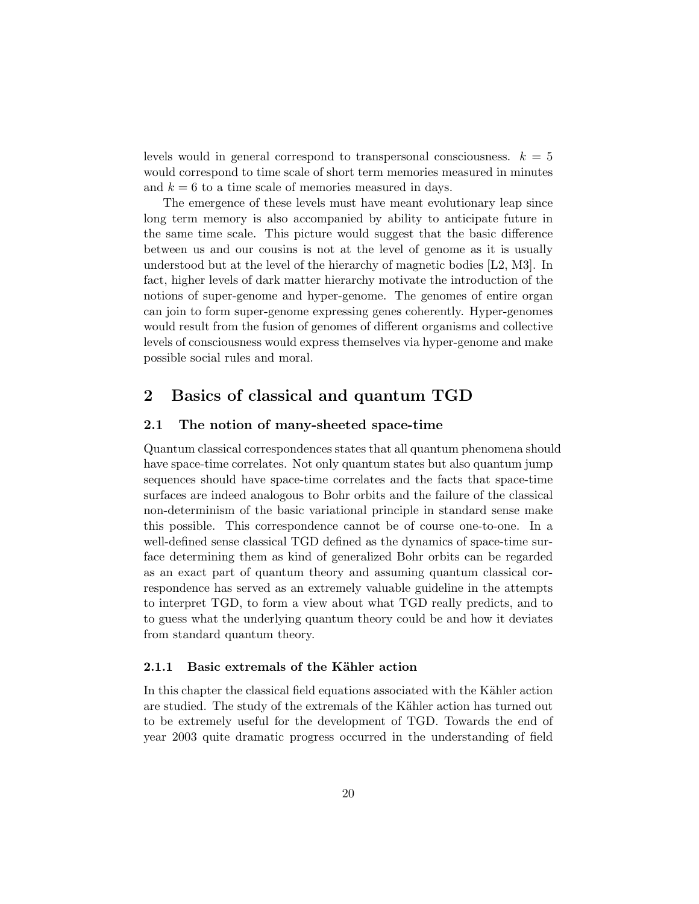levels would in general correspond to transpersonal consciousness. $k = 5$ would correspond to time scale of short term memories measured in minutes and $k = 6$ to a time scale of memories measured in days.

The emergence of these levels must have meant evolutionary leap since long term memory is also accompanied by ability to anticipate future in the same time scale. This picture would suggest that the basic difference between us and our cousins is not at the level of genome as it is usually understood but at the level of the hierarchy of magnetic bodies [L2, M3]. In fact, higher levels of dark matter hierarchy motivate the introduction of the notions of super-genome and hyper-genome. The genomes of entire organ can join to form super-genome expressing genes coherently. Hyper-genomes would result from the fusion of genomes of different organisms and collective levels of consciousness would express themselves via hyper-genome and make possible social rules and moral.

## 2 Basics of classical and quantum TGD

### 2.1 The notion of many-sheeted space-time

Quantum classical correspondences states that all quantum phenomena should have space-time correlates. Not only quantum states but also quantum jump sequences should have space-time correlates and the facts that space-time surfaces are indeed analogous to Bohr orbits and the failure of the classical non-determinism of the basic variational principle in standard sense make this possible. This correspondence cannot be of course one-to-one. In a well-defined sense classical TGD defined as the dynamics of space-time surface determining them as kind of generalized Bohr orbits can be regarded as an exact part of quantum theory and assuming quantum classical correspondence has served as an extremely valuable guideline in the attempts to interpret TGD, to form a view about what TGD really predicts, and to to guess what the underlying quantum theory could be and how it deviates from standard quantum theory.

#### 2.1.1 Basic extremals of the Kähler action

In this chapter the classical field equations associated with the Kähler action are studied. The study of the extremals of the Kähler action has turned out to be extremely useful for the development of TGD. Towards the end of year 2003 quite dramatic progress occurred in the understanding of field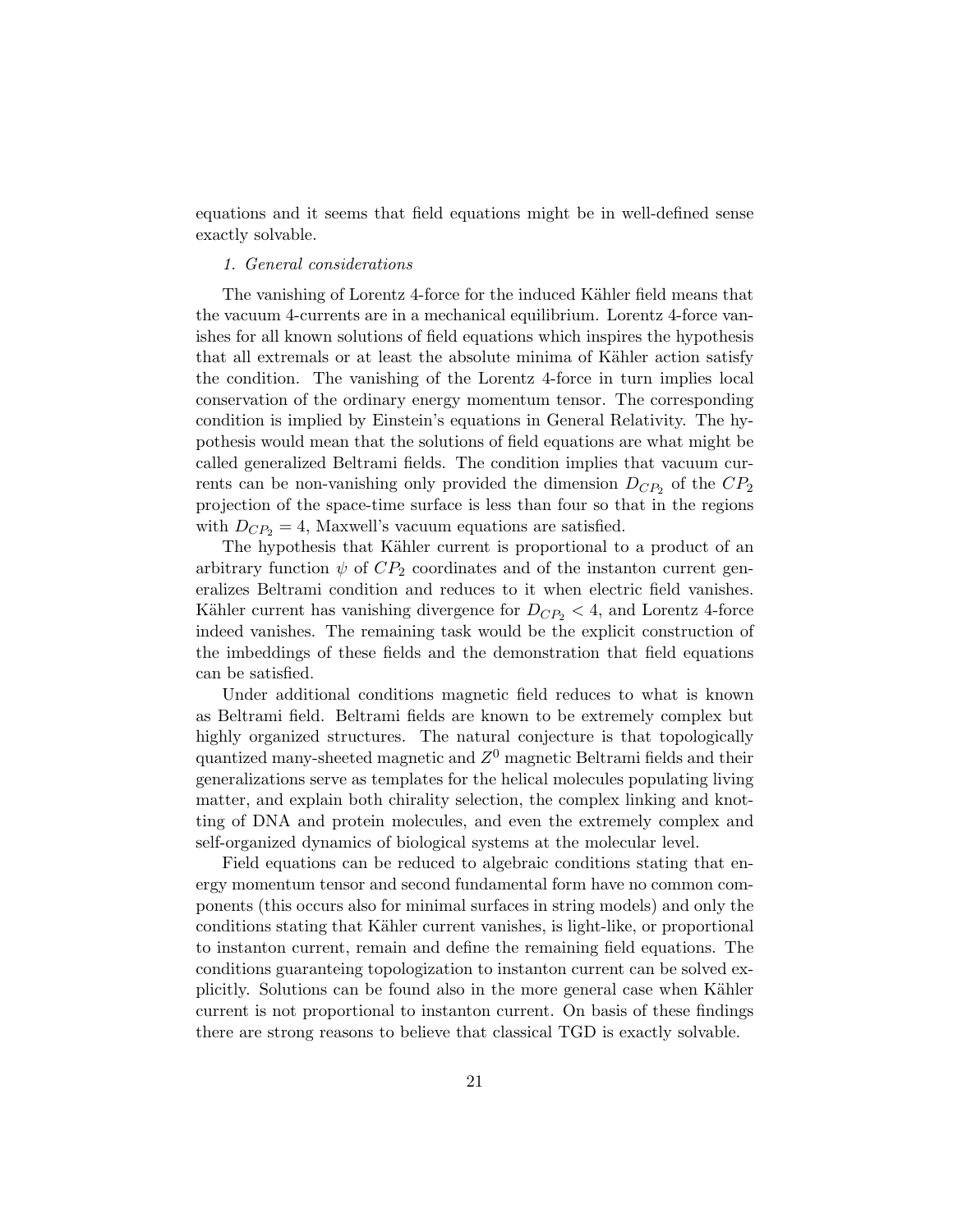equations and it seems that field equations might be in well-defined sense exactly solvable.

*1. General considerations*

The vanishing of Lorentz 4-force for the induced Kähler field means that the vacuum 4-currents are in a mechanical equilibrium. Lorentz 4-force vanishes for all known solutions of field equations which inspires the hypothesis that all extremals or at least the absolute minima of Kähler action satisfy the condition. The vanishing of the Lorentz 4-force in turn implies local conservation of the ordinary energy momentum tensor. The corresponding condition is implied by Einstein's equations in General Relativity. The hypothesis would mean that the solutions of field equations are what might be called generalized Beltrami fields. The condition implies that vacuum currents can be non-vanishing only provided the dimension $D_{CP_2}$ of the $CP_2$ projection of the space-time surface is less than four so that in the regions with $D_{CP_2} = 4$, Maxwell's vacuum equations are satisfied.

The hypothesis that Kähler current is proportional to a product of an arbitrary function $\psi$ of $CP_2$ coordinates and of the instanton current generalizes Beltrami condition and reduces to it when electric field vanishes. Kähler current has vanishing divergence for $D_{CP_2} < 4$, and Lorentz 4-force indeed vanishes. The remaining task would be the explicit construction of the imbeddings of these fields and the demonstration that field equations can be satisfied.

Under additional conditions magnetic field reduces to what is known as Beltrami field. Beltrami fields are known to be extremely complex but highly organized structures. The natural conjecture is that topologically quantized many-sheeted magnetic and $Z^0$ magnetic Beltrami fields and their generalizations serve as templates for the helical molecules populating living matter, and explain both chirality selection, the complex linking and knotting of DNA and protein molecules, and even the extremely complex and self-organized dynamics of biological systems at the molecular level.

Field equations can be reduced to algebraic conditions stating that energy momentum tensor and second fundamental form have no common components (this occurs also for minimal surfaces in string models) and only the conditions stating that Kähler current vanishes, is light-like, or proportional to instanton current, remain and define the remaining field equations. The conditions guaranteing topologization to instanton current can be solved explicitly. Solutions can be found also in the more general case when Kähler current is not proportional to instanton current. On basis of these findings there are strong reasons to believe that classical TGD is exactly solvable.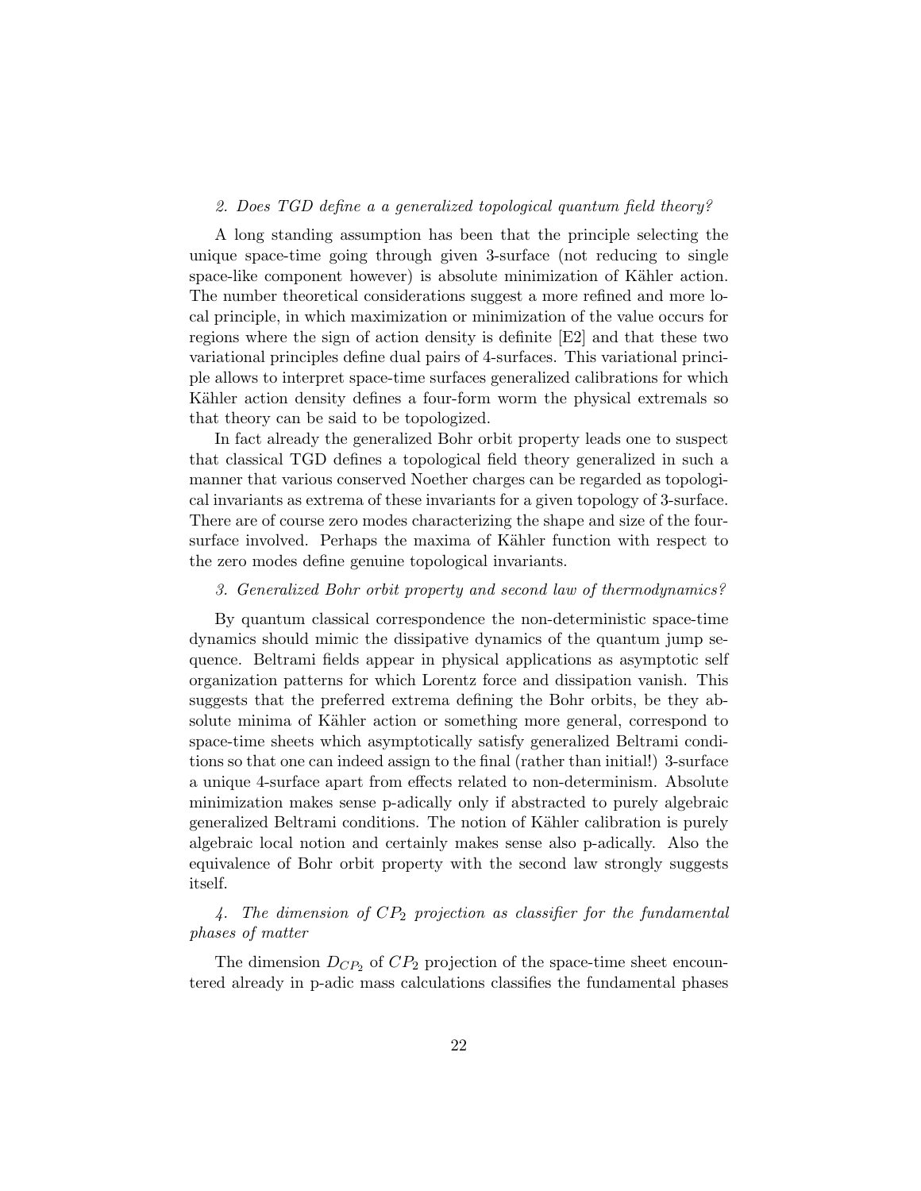*2. Does TGD define a a generalized topological quantum field theory?*

A long standing assumption has been that the principle selecting the unique space-time going through given 3-surface (not reducing to single space-like component however) is absolute minimization of Kähler action. The number theoretical considerations suggest a more refined and more local principle, in which maximization or minimization of the value occurs for regions where the sign of action density is definite [E2] and that these two variational principles define dual pairs of 4-surfaces. This variational principle allows to interpret space-time surfaces generalized calibrations for which Kähler action density defines a four-form worm the physical extremals so that theory can be said to be topologized.

In fact already the generalized Bohr orbit property leads one to suspect that classical TGD defines a topological field theory generalized in such a manner that various conserved Noether charges can be regarded as topological invariants as extrema of these invariants for a given topology of 3-surface. There are of course zero modes characterizing the shape and size of the four-surface involved. Perhaps the maxima of Kähler function with respect to the zero modes define genuine topological invariants.

*3. Generalized Bohr orbit property and second law of thermodynamics?*

By quantum classical correspondence the non-deterministic space-time dynamics should mimic the dissipative dynamics of the quantum jump sequence. Beltrami fields appear in physical applications as asymptotic self organization patterns for which Lorentz force and dissipation vanish. This suggests that the preferred extrema defining the Bohr orbits, be they absolute minima of Kähler action or something more general, correspond to space-time sheets which asymptotically satisfy generalized Beltrami conditions so that one can indeed assign to the final (rather than initial!) 3-surface a unique 4-surface apart from effects related to non-determinism. Absolute minimization makes sense p-adically only if abstracted to purely algebraic generalized Beltrami conditions. The notion of Kähler calibration is purely algebraic local notion and certainly makes sense also p-adically. Also the equivalence of Bohr orbit property with the second law strongly suggests itself.

*4. The dimension of $CP_2$ projection as classifier for the fundamental phases of matter*

The dimension $D_{CP_2}$ of $CP_2$ projection of the space-time sheet encountered already in p-adic mass calculations classifies the fundamental phases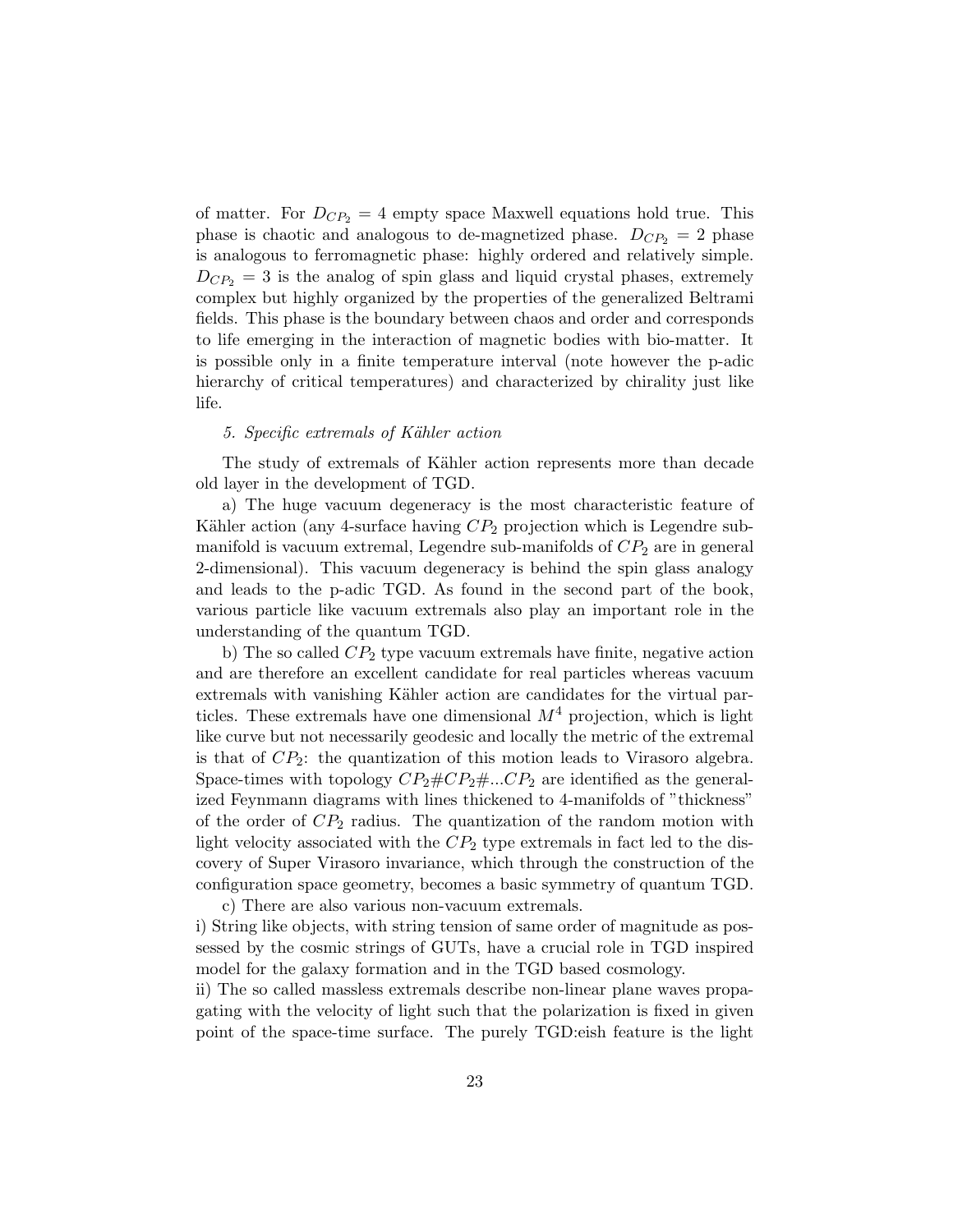of matter. For $D_{CP_2} = 4$ empty space Maxwell equations hold true. This phase is chaotic and analogous to de-magnetized phase. $D_{CP_2} = 2$ phase is analogous to ferromagnetic phase: highly ordered and relatively simple. $D_{CP_2} = 3$ is the analog of spin glass and liquid crystal phases, extremely complex but highly organized by the properties of the generalized Beltrami fields. This phase is the boundary between chaos and order and corresponds to life emerging in the interaction of magnetic bodies with bio-matter. It is possible only in a finite temperature interval (note however the p-adic hierarchy of critical temperatures) and characterized by chirality just like life.

*5. Specific extremals of Kähler action*

The study of extremals of Kähler action represents more than decade old layer in the development of TGD.

a) The huge vacuum degeneracy is the most characteristic feature of Kähler action (any 4-surface having $CP_2$ projection which is Legendre sub-manifold is vacuum extremal, Legendre sub-manifolds of $CP_2$ are in general 2-dimensional). This vacuum degeneracy is behind the spin glass analogy and leads to the p-adic TGD. As found in the second part of the book, various particle like vacuum extremals also play an important role in the understanding of the quantum TGD.

b) The so called $CP_2$ type vacuum extremals have finite, negative action and are therefore an excellent candidate for real particles whereas vacuum extremals with vanishing Kähler action are candidates for the virtual particles. These extremals have one dimensional $M^4$ projection, which is light like curve but not necessarily geodesic and locally the metric of the extremal is that of $CP_2$: the quantization of this motion leads to Virasoro algebra. Space-times with topology $CP_2\#CP_2\#...CP_2$ are identified as the generalized Feynmann diagrams with lines thickened to 4-manifolds of "thickness" of the order of $CP_2$ radius. The quantization of the random motion with light velocity associated with the $CP_2$ type extremals in fact led to the discovery of Super Virasoro invariance, which through the construction of the configuration space geometry, becomes a basic symmetry of quantum TGD.

c) There are also various non-vacuum extremals.

i) String like objects, with string tension of same order of magnitude as possessed by the cosmic strings of GUTs, have a crucial role in TGD inspired model for the galaxy formation and in the TGD based cosmology.

ii) The so called massless extremals describe non-linear plane waves propagating with the velocity of light such that the polarization is fixed in given point of the space-time surface. The purely TGD:eish feature is the light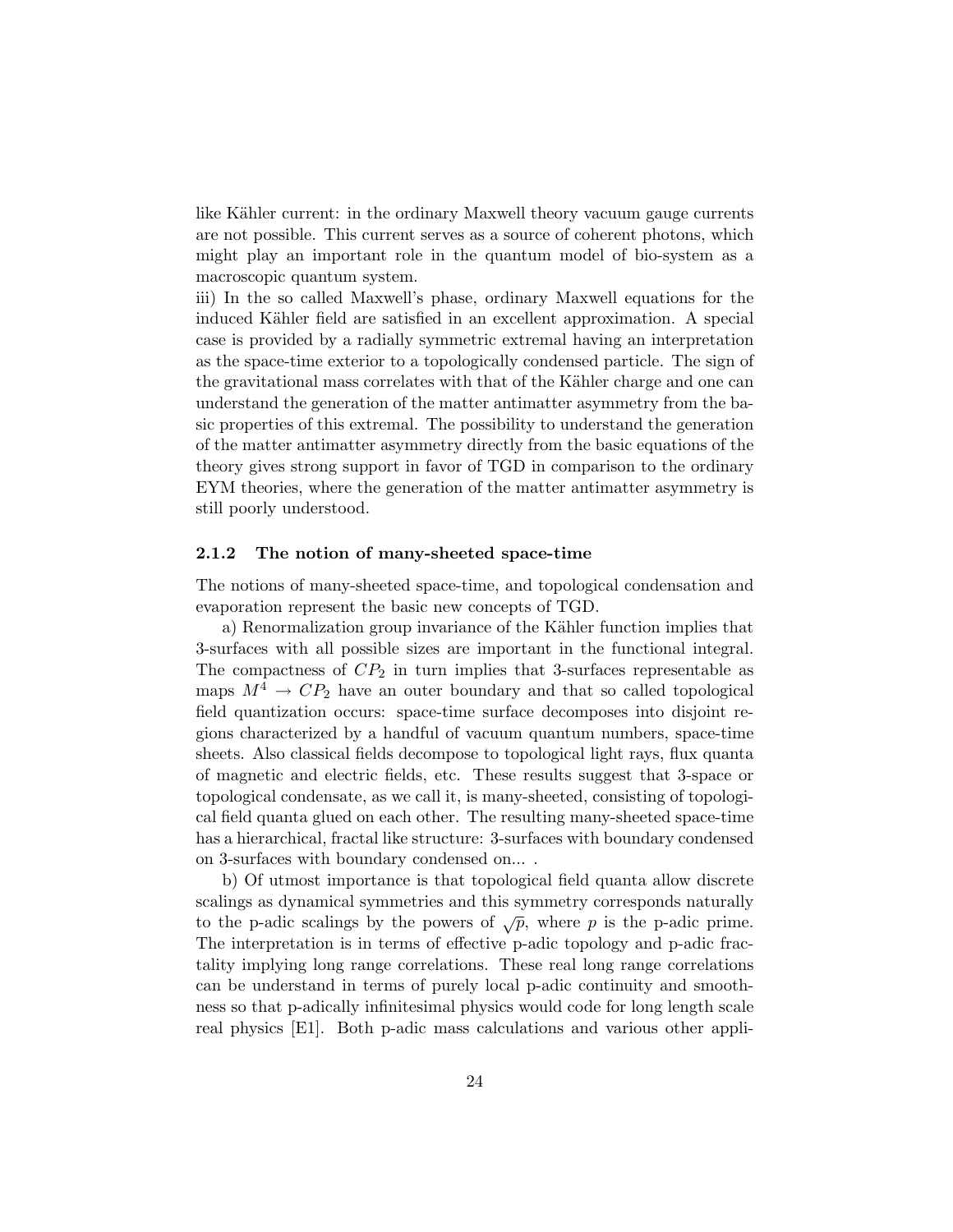like Kähler current: in the ordinary Maxwell theory vacuum gauge currents are not possible. This current serves as a source of coherent photons, which might play an important role in the quantum model of bio-system as a macroscopic quantum system.

iii) In the so called Maxwell's phase, ordinary Maxwell equations for the induced Kähler field are satisfied in an excellent approximation. A special case is provided by a radially symmetric extremal having an interpretation as the space-time exterior to a topologically condensed particle. The sign of the gravitational mass correlates with that of the Kähler charge and one can understand the generation of the matter antimatter asymmetry from the basic properties of this extremal. The possibility to understand the generation of the matter antimatter asymmetry directly from the basic equations of the theory gives strong support in favor of TGD in comparison to the ordinary EYM theories, where the generation of the matter antimatter asymmetry is still poorly understood.

### 2.1.2 The notion of many-sheeted space-time

The notions of many-sheeted space-time, and topological condensation and evaporation represent the basic new concepts of TGD.

a) Renormalization group invariance of the Kähler function implies that 3-surfaces with all possible sizes are important in the functional integral. The compactness of $CP_2$ in turn implies that 3-surfaces representable as maps $M^4 \rightarrow CP_2$ have an outer boundary and that so called topological field quantization occurs: space-time surface decomposes into disjoint regions characterized by a handful of vacuum quantum numbers, space-time sheets. Also classical fields decompose to topological light rays, flux quanta of magnetic and electric fields, etc. These results suggest that 3-space or topological condensate, as we call it, is many-sheeted, consisting of topological field quanta glued on each other. The resulting many-sheeted space-time has a hierarchical, fractal like structure: 3-surfaces with boundary condensed on 3-surfaces with boundary condensed on... .

b) Of utmost importance is that topological field quanta allow discrete scalings as dynamical symmetries and this symmetry corresponds naturally to the p-adic scalings by the powers of $\sqrt{p}$, where $p$ is the p-adic prime. The interpretation is in terms of effective p-adic topology and p-adic fractality implying long range correlations. These real long range correlations can be understand in terms of purely local p-adic continuity and smoothness so that p-adically infinitesimal physics would code for long length scale real physics [E1]. Both p-adic mass calculations and various other appli-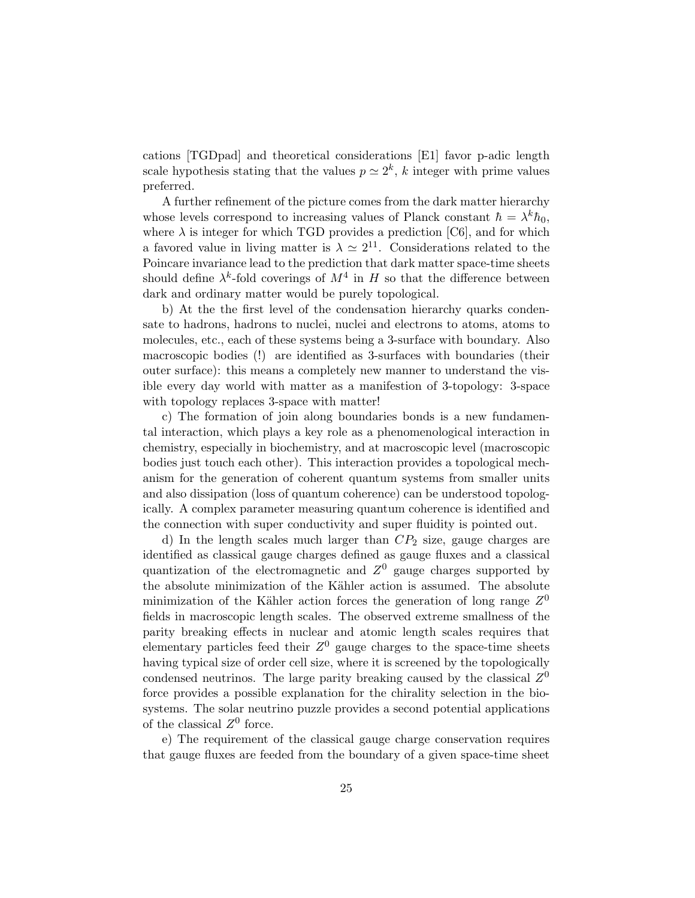cations [TGDpad] and theoretical considerations [E1] favor p-adic length scale hypothesis stating that the values $p \simeq 2^k$, $k$ integer with prime values preferred.

A further refinement of the picture comes from the dark matter hierarchy whose levels correspond to increasing values of Planck constant $\hbar = \lambda^k \hbar_0$, where $\lambda$ is integer for which TGD provides a prediction [C6], and for which a favored value in living matter is $\lambda \simeq 2^{11}$. Considerations related to the Poincare invariance lead to the prediction that dark matter space-time sheets should define $\lambda^k$-fold coverings of $M^4$ in $H$ so that the difference between dark and ordinary matter would be purely topological.

b) At the the first level of the condensation hierarchy quarks condensate to hadrons, hadrons to nuclei, nuclei and electrons to atoms, atoms to molecules, etc., each of these systems being a 3-surface with boundary. Also macroscopic bodies (!) are identified as 3-surfaces with boundaries (their outer surface): this means a completely new manner to understand the visible every day world with matter as a manifestion of 3-topology: 3-space with topology replaces 3-space with matter!

c) The formation of join along boundaries bonds is a new fundamental interaction, which plays a key role as a phenomenological interaction in chemistry, especially in biochemistry, and at macroscopic level (macroscopic bodies just touch each other). This interaction provides a topological mechanism for the generation of coherent quantum systems from smaller units and also dissipation (loss of quantum coherence) can be understood topologically. A complex parameter measuring quantum coherence is identified and the connection with super conductivity and super fluidity is pointed out.

d) In the length scales much larger than $CP_2$ size, gauge charges are identified as classical gauge charges defined as gauge fluxes and a classical quantization of the electromagnetic and $Z^0$ gauge charges supported by the absolute minimization of the Kähler action is assumed. The absolute minimization of the Kähler action forces the generation of long range $Z^0$ fields in macroscopic length scales. The observed extreme smallness of the parity breaking effects in nuclear and atomic length scales requires that elementary particles feed their $Z^0$ gauge charges to the space-time sheets having typical size of order cell size, where it is screened by the topologically condensed neutrinos. The large parity breaking caused by the classical $Z^0$ force provides a possible explanation for the chirality selection in the biosystems. The solar neutrino puzzle provides a second potential applications of the classical $Z^0$ force.

e) The requirement of the classical gauge charge conservation requires that gauge fluxes are feeded from the boundary of a given space-time sheet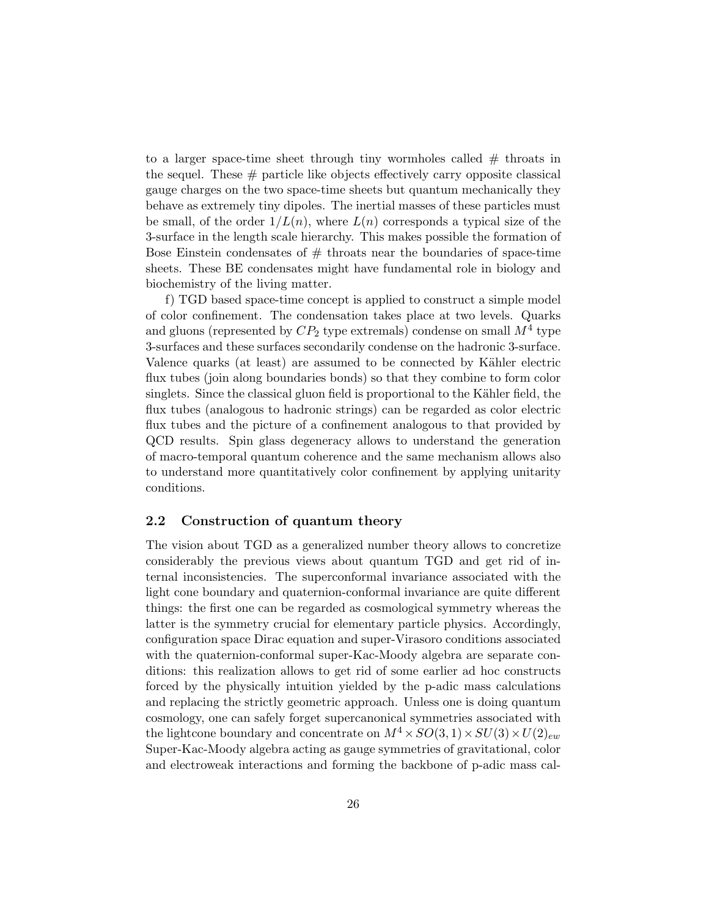to a larger space-time sheet through tiny wormholes called # throats in the sequel. These # particle like objects effectively carry opposite classical gauge charges on the two space-time sheets but quantum mechanically they behave as extremely tiny dipoles. The inertial masses of these particles must be small, of the order $1/L(n)$, where $L(n)$ corresponds a typical size of the 3-surface in the length scale hierarchy. This makes possible the formation of Bose Einstein condensates of # throats near the boundaries of space-time sheets. These BE condensates might have fundamental role in biology and biochemistry of the living matter.

f) TGD based space-time concept is applied to construct a simple model of color confinement. The condensation takes place at two levels. Quarks and gluons (represented by $CP_2$ type extremals) condense on small $M^4$ type 3-surfaces and these surfaces secondarily condense on the hadronic 3-surface. Valence quarks (at least) are assumed to be connected by Kähler electric flux tubes (join along boundaries bonds) so that they combine to form color singlets. Since the classical gluon field is proportional to the Kähler field, the flux tubes (analogous to hadronic strings) can be regarded as color electric flux tubes and the picture of a confinement analogous to that provided by QCD results. Spin glass degeneracy allows to understand the generation of macro-temporal quantum coherence and the same mechanism allows also to understand more quantitatively color confinement by applying unitarity conditions.

## 2.2 Construction of quantum theory

The vision about TGD as a generalized number theory allows to concretize considerably the previous views about quantum TGD and get rid of internal inconsistencies. The superconformal invariance associated with the light cone boundary and quaternion-conformal invariance are quite different things: the first one can be regarded as cosmological symmetry whereas the latter is the symmetry crucial for elementary particle physics. Accordingly, configuration space Dirac equation and super-Virasoro conditions associated with the quaternion-conformal super-Kac-Moody algebra are separate conditions: this realization allows to get rid of some earlier ad hoc constructs forced by the physically intuition yielded by the p-adic mass calculations and replacing the strictly geometric approach. Unless one is doing quantum cosmology, one can safely forget supercanonical symmetries associated with the lightcone boundary and concentrate on $M^4 \times SO(3,1) \times SU(3) \times U(2)_{ew}$ Super-Kac-Moody algebra acting as gauge symmetries of gravitational, color and electroweak interactions and forming the backbone of p-adic mass cal-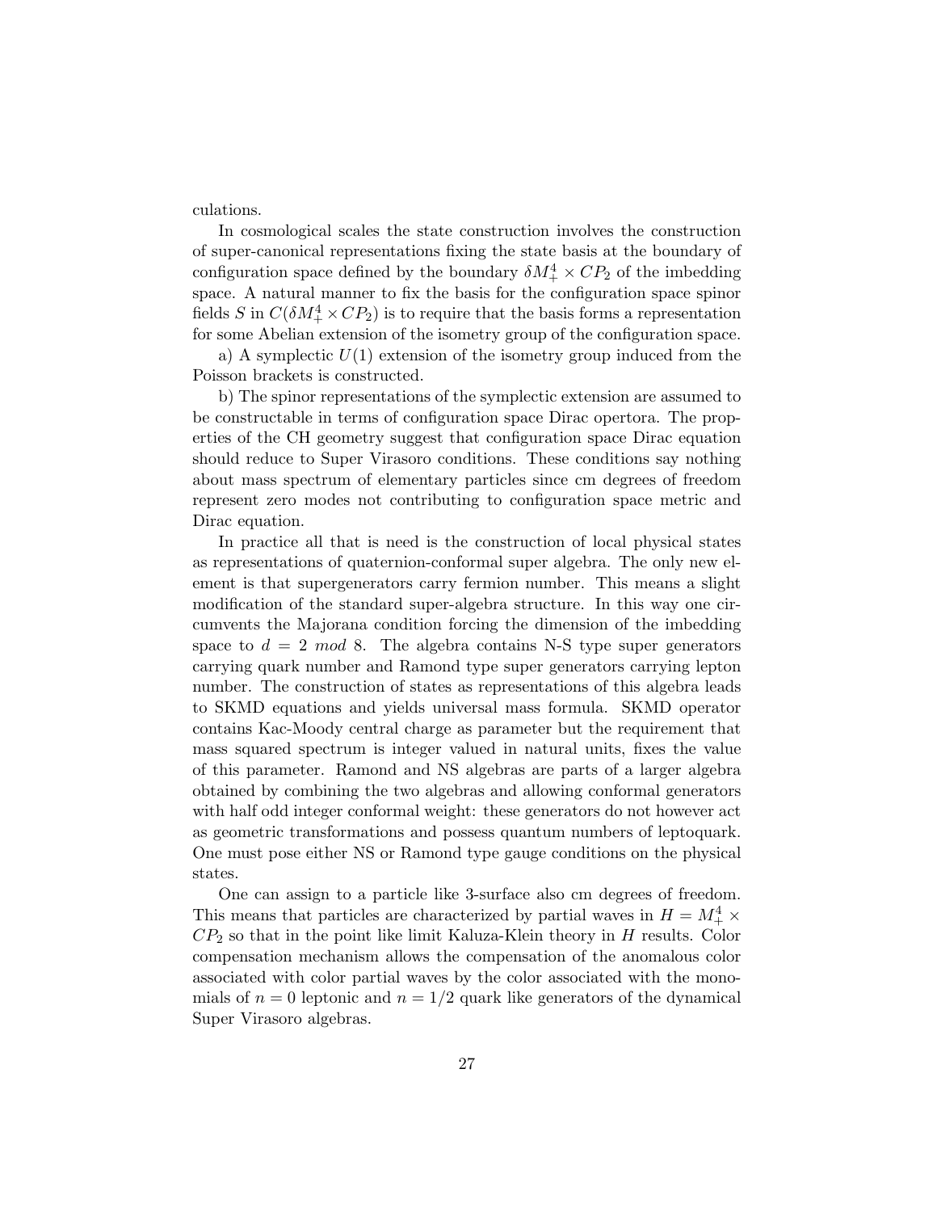culations.

In cosmological scales the state construction involves the construction of super-canonical representations fixing the state basis at the boundary of configuration space defined by the boundary $\delta M^4_+ \times CP_2$ of the imbedding space. A natural manner to fix the basis for the configuration space spinor fields $S$ in $C(\delta M^4_+ \times CP_2)$ is to require that the basis forms a representation for some Abelian extension of the isometry group of the configuration space.

a) A symplectic $U(1)$ extension of the isometry group induced from the Poisson brackets is constructed.

b) The spinor representations of the symplectic extension are assumed to be constructable in terms of configuration space Dirac opertora. The properties of the CH geometry suggest that configuration space Dirac equation should reduce to Super Virasoro conditions. These conditions say nothing about mass spectrum of elementary particles since cm degrees of freedom represent zero modes not contributing to configuration space metric and Dirac equation.

In practice all that is need is the construction of local physical states as representations of quaternion-conformal super algebra. The only new element is that supergenerators carry fermion number. This means a slight modification of the standard super-algebra structure. In this way one circumvents the Majorana condition forcing the dimension of the imbedding space to $d = 2 \ mod \ 8$. The algebra contains N-S type super generators carrying quark number and Ramond type super generators carrying lepton number. The construction of states as representations of this algebra leads to SKMD equations and yields universal mass formula. SKMD operator contains Kac-Moody central charge as parameter but the requirement that mass squared spectrum is integer valued in natural units, fixes the value of this parameter. Ramond and NS algebras are parts of a larger algebra obtained by combining the two algebras and allowing conformal generators with half odd integer conformal weight: these generators do not however act as geometric transformations and possess quantum numbers of leptoquark. One must pose either NS or Ramond type gauge conditions on the physical states.

One can assign to a particle like 3-surface also cm degrees of freedom. This means that particles are characterized by partial waves in $H = M^4_+ \times CP_2$ so that in the point like limit Kaluza-Klein theory in $H$ results. Color compensation mechanism allows the compensation of the anomalous color associated with color partial waves by the color associated with the monomials of $n = 0$ leptonic and $n = 1/2$ quark like generators of the dynamical Super Virasoro algebras.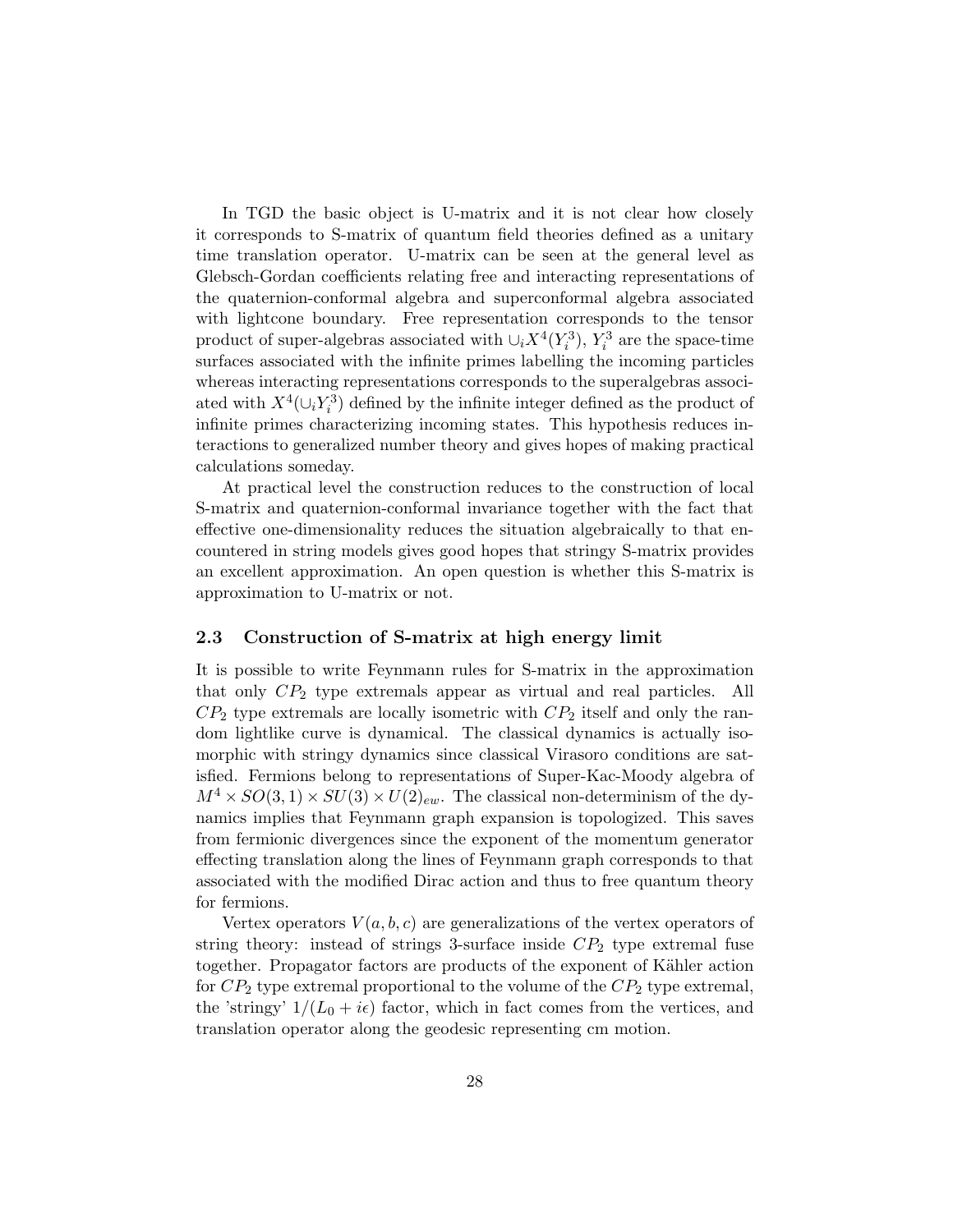In TGD the basic object is U-matrix and it is not clear how closely it corresponds to S-matrix of quantum field theories defined as a unitary time translation operator. U-matrix can be seen at the general level as Glebsch-Gordan coefficients relating free and interacting representations of the quaternion-conformal algebra and superconformal algebra associated with lightcone boundary. Free representation corresponds to the tensor product of super-algebras associated with $\cup_i X^4(Y_i^3)$, $Y_i^3$ are the space-time surfaces associated with the infinite primes labelling the incoming particles whereas interacting representations corresponds to the superalgebras associated with $X^4(\cup_i Y_i^3)$ defined by the infinite integer defined as the product of infinite primes characterizing incoming states. This hypothesis reduces interactions to generalized number theory and gives hopes of making practical calculations someday.

At practical level the construction reduces to the construction of local S-matrix and quaternion-conformal invariance together with the fact that effective one-dimensionality reduces the situation algebraically to that encountered in string models gives good hopes that stringy S-matrix provides an excellent approximation. An open question is whether this S-matrix is approximation to U-matrix or not.

### 2.3 Construction of S-matrix at high energy limit

It is possible to write Feynmann rules for S-matrix in the approximation that only $CP_2$ type extremals appear as virtual and real particles. All $CP_2$ type extremals are locally isometric with $CP_2$ itself and only the random lightlike curve is dynamical. The classical dynamics is actually isomorphic with stringy dynamics since classical Virasoro conditions are satisfied. Fermions belong to representations of Super-Kac-Moody algebra of $M^4 \times SO(3,1) \times SU(3) \times U(2)_{ew}$. The classical non-determinism of the dynamics implies that Feynmann graph expansion is topologized. This saves from fermionic divergences since the exponent of the momentum generator effecting translation along the lines of Feynmann graph corresponds to that associated with the modified Dirac action and thus to free quantum theory for fermions.

Vertex operators $V(a,b,c)$ are generalizations of the vertex operators of string theory: instead of strings 3-surface inside $CP_2$ type extremal fuse together. Propagator factors are products of the exponent of Kähler action for $CP_2$ type extremal proportional to the volume of the $CP_2$ type extremal, the 'stringy' $1/(L_0 + i\epsilon)$ factor, which in fact comes from the vertices, and translation operator along the geodesic representing cm motion.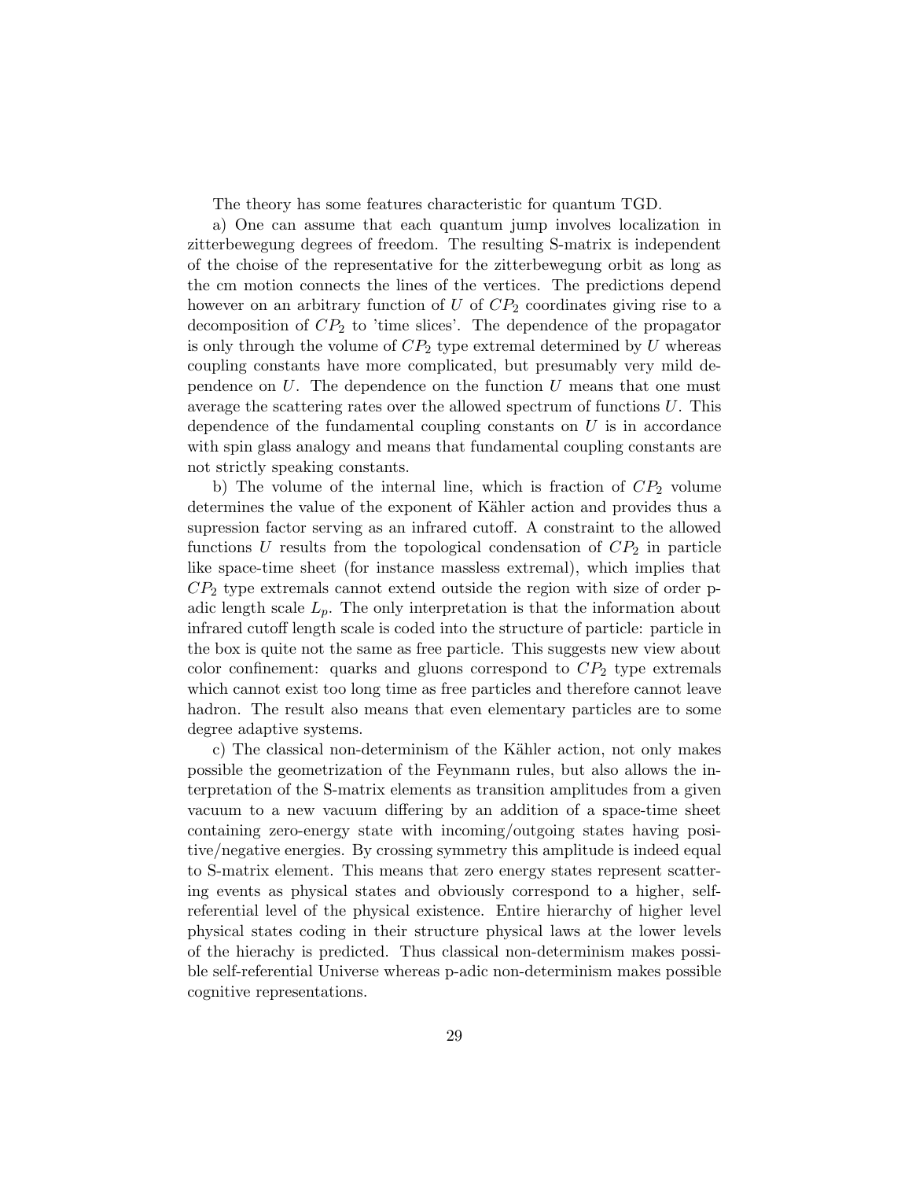The theory has some features characteristic for quantum TGD.

a) One can assume that each quantum jump involves localization in zitterbewegung degrees of freedom. The resulting S-matrix is independent of the choise of the representative for the zitterbewegung orbit as long as the cm motion connects the lines of the vertices. The predictions depend however on an arbitrary function of $U$ of $CP_2$ coordinates giving rise to a decomposition of $CP_2$ to 'time slices'. The dependence of the propagator is only through the volume of $CP_2$ type extremal determined by $U$ whereas coupling constants have more complicated, but presumably very mild dependence on $U$. The dependence on the function $U$ means that one must average the scattering rates over the allowed spectrum of functions $U$. This dependence of the fundamental coupling constants on $U$ is in accordance with spin glass analogy and means that fundamental coupling constants are not strictly speaking constants.

b) The volume of the internal line, which is fraction of $CP_2$ volume determines the value of the exponent of Kähler action and provides thus a supression factor serving as an infrared cutoff. A constraint to the allowed functions $U$ results from the topological condensation of $CP_2$ in particle like space-time sheet (for instance massless extremal), which implies that $CP_2$ type extremals cannot extend outside the region with size of order p-adic length scale $L_p$. The only interpretation is that the information about infrared cutoff length scale is coded into the structure of particle: particle in the box is quite not the same as free particle. This suggests new view about color confinement: quarks and gluons correspond to $CP_2$ type extremals which cannot exist too long time as free particles and therefore cannot leave hadron. The result also means that even elementary particles are to some degree adaptive systems.

c) The classical non-determinism of the Kähler action, not only makes possible the geometrization of the Feynmann rules, but also allows the interpretation of the S-matrix elements as transition amplitudes from a given vacuum to a new vacuum differing by an addition of a space-time sheet containing zero-energy state with incoming/outgoing states having positive/negative energies. By crossing symmetry this amplitude is indeed equal to S-matrix element. This means that zero energy states represent scattering events as physical states and obviously correspond to a higher, self-referential level of the physical existence. Entire hierarchy of higher level physical states coding in their structure physical laws at the lower levels of the hierachy is predicted. Thus classical non-determinism makes possible self-referential Universe whereas p-adic non-determinism makes possible cognitive representations.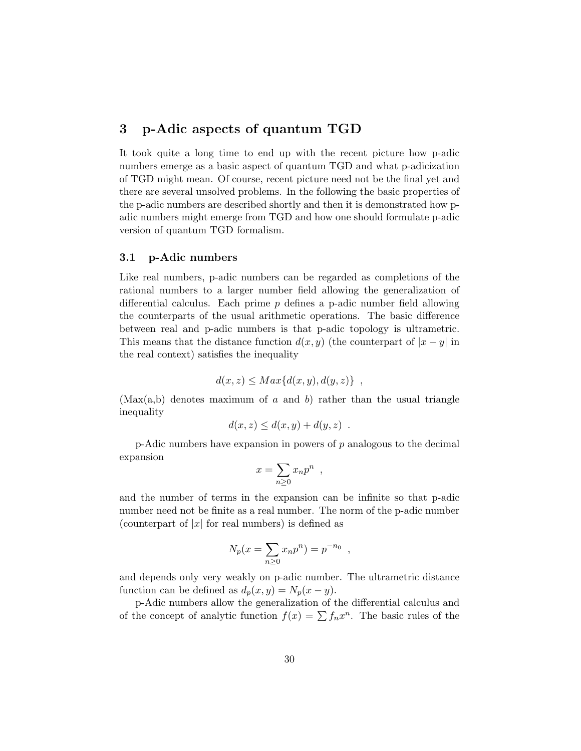# 3 p-Adic aspects of quantum TGD

It took quite a long time to end up with the recent picture how p-adic numbers emerge as a basic aspect of quantum TGD and what p-adicization of TGD might mean. Of course, recent picture need not be the final yet and there are several unsolved problems. In the following the basic properties of the p-adic numbers are described shortly and then it is demonstrated how p-adic numbers might emerge from TGD and how one should formulate p-adic version of quantum TGD formalism.

## 3.1 p-Adic numbers

Like real numbers, p-adic numbers can be regarded as completions of the rational numbers to a larger number field allowing the generalization of differential calculus. Each prime $p$ defines a p-adic number field allowing the counterparts of the usual arithmetic operations. The basic difference between real and p-adic numbers is that p-adic topology is ultrametric. This means that the distance function $d(x,y)$ (the counterpart of $|x-y|$ in the real context) satisfies the inequality

$$d(x,z) \leq Max\{d(x,y), d(y,z)\} \ ,$$

(Max(a,b) denotes maximum of $a$ and $b$) rather than the usual triangle inequality

$$d(x,z) \leq d(x,y) + d(y,z) \ .$$

p-Adic numbers have expansion in powers of $p$ analogous to the decimal expansion

$$x = \sum_{n\geq 0} x_n p^n \ ,$$

and the number of terms in the expansion can be infinite so that p-adic number need not be finite as a real number. The norm of the p-adic number (counterpart of $|x|$ for real numbers) is defined as

$$N_p(x = \sum_{n\geq 0} x_n p^n) = p^{-n_0} \ ,$$

and depends only very weakly on p-adic number. The ultrametric distance function can be defined as $d_p(x,y) = N_p(x-y)$.

p-Adic numbers allow the generalization of the differential calculus and of the concept of analytic function $f(x) = \sum f_n x^n$. The basic rules of the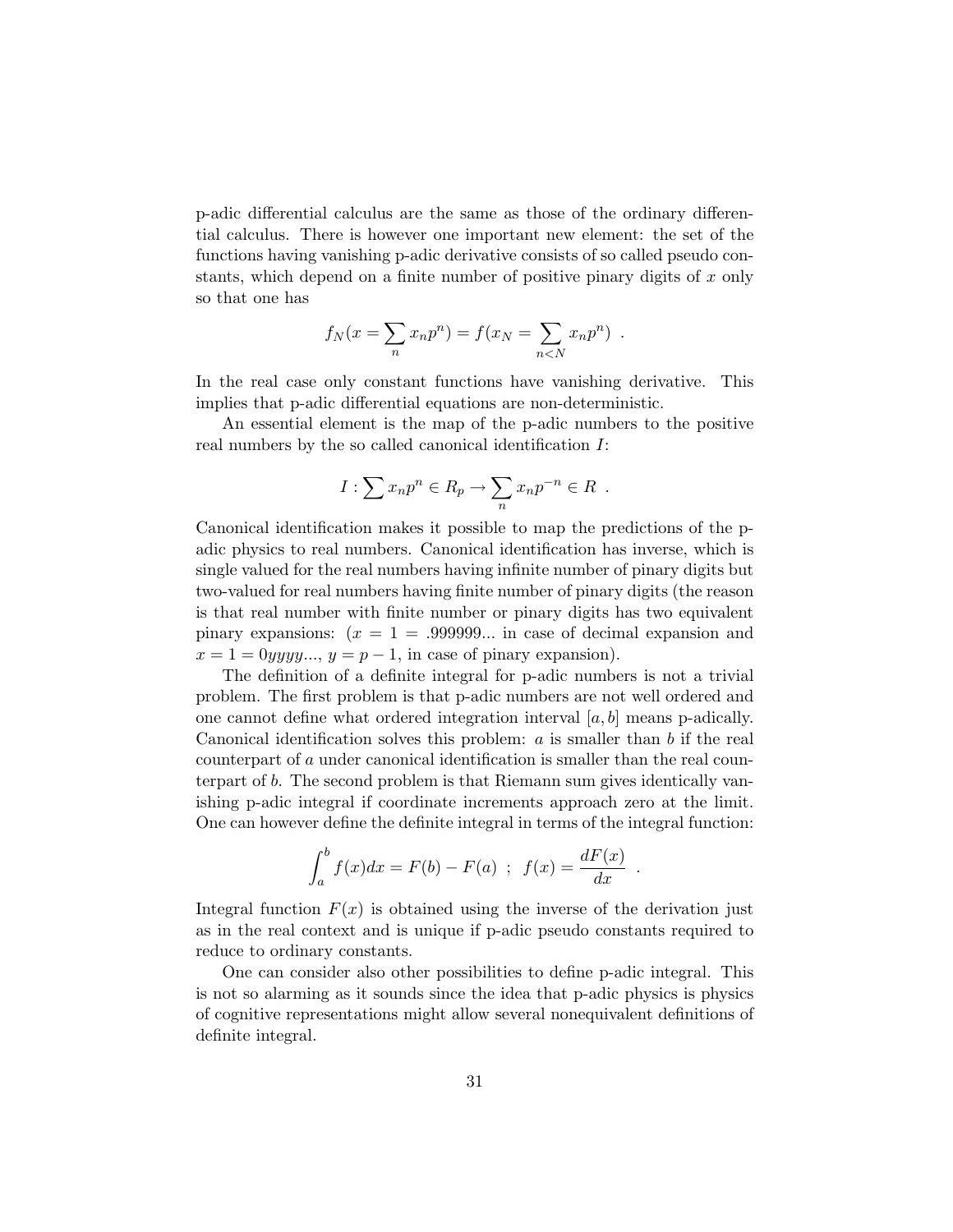p-adic differential calculus are the same as those of the ordinary differential calculus. There is however one important new element: the set of the functions having vanishing p-adic derivative consists of so called pseudo constants, which depend on a finite number of positive pinary digits of $x$ only so that one has

$$f_N(x = \sum_n x_n p^n) = f(x_N = \sum_{n<N} x_n p^n) \ .$$

In the real case only constant functions have vanishing derivative. This implies that p-adic differential equations are non-deterministic.

An essential element is the map of the p-adic numbers to the positive real numbers by the so called canonical identification $I$:

$$I : \sum x_n p^n \in R_p \rightarrow \sum_n x_n p^{-n} \in R \ .$$

Canonical identification makes it possible to map the predictions of the p-adic physics to real numbers. Canonical identification has inverse, which is single valued for the real numbers having infinite number of pinary digits but two-valued for real numbers having finite number of pinary digits (the reason is that real number with finite number or pinary digits has two equivalent pinary expansions: ($x = 1 = .999999...$ in case of decimal expansion and $x = 1 = 0yyyy...$, $y = p - 1$, in case of pinary expansion).

The definition of a definite integral for p-adic numbers is not a trivial problem. The first problem is that p-adic numbers are not well ordered and one cannot define what ordered integration interval $[a, b]$ means p-adically. Canonical identification solves this problem: $a$ is smaller than $b$ if the real counterpart of $a$ under canonical identification is smaller than the real counterpart of $b$. The second problem is that Riemann sum gives identically vanishing p-adic integral if coordinate increments approach zero at the limit. One can however define the definite integral in terms of the integral function:

$$\int_a^b f(x)dx = F(b) - F(a) \ ; \ f(x) = \frac{dF(x)}{dx} \ .$$

Integral function $F(x)$ is obtained using the inverse of the derivation just as in the real context and is unique if p-adic pseudo constants required to reduce to ordinary constants.

One can consider also other possibilities to define p-adic integral. This is not so alarming as it sounds since the idea that p-adic physics is physics of cognitive representations might allow several nonequivalent definitions of definite integral.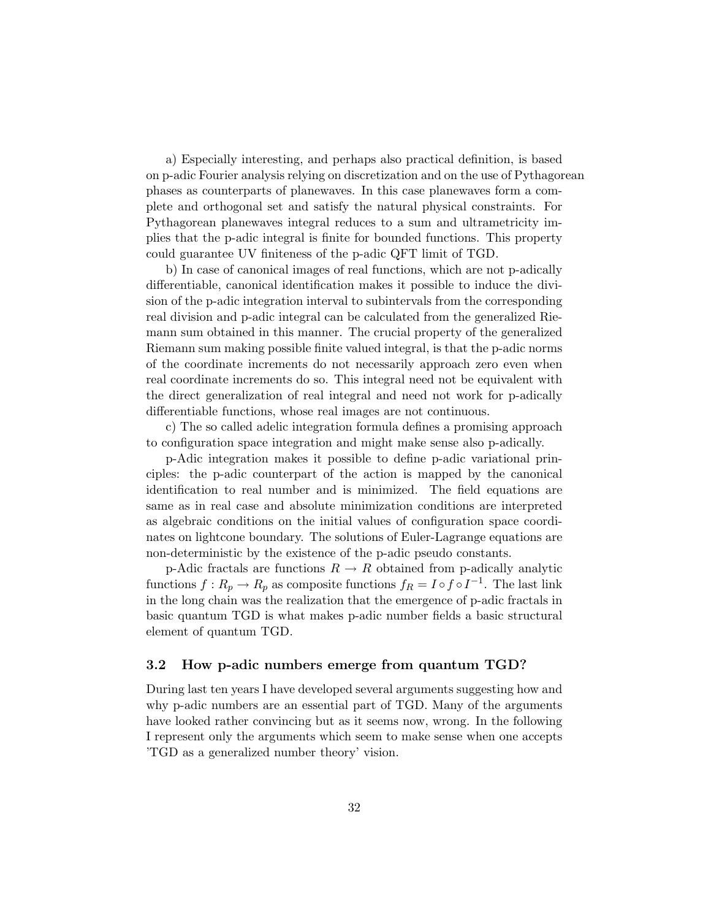a) Especially interesting, and perhaps also practical definition, is based on p-adic Fourier analysis relying on discretization and on the use of Pythagorean phases as counterparts of planewaves. In this case planewaves form a complete and orthogonal set and satisfy the natural physical constraints. For Pythagorean planewaves integral reduces to a sum and ultrametricity implies that the p-adic integral is finite for bounded functions. This property could guarantee UV finiteness of the p-adic QFT limit of TGD.

b) In case of canonical images of real functions, which are not p-adically differentiable, canonical identification makes it possible to induce the division of the p-adic integration interval to subintervals from the corresponding real division and p-adic integral can be calculated from the generalized Riemann sum obtained in this manner. The crucial property of the generalized Riemann sum making possible finite valued integral, is that the p-adic norms of the coordinate increments do not necessarily approach zero even when real coordinate increments do so. This integral need not be equivalent with the direct generalization of real integral and need not work for p-adically differentiable functions, whose real images are not continuous.

c) The so called adelic integration formula defines a promising approach to configuration space integration and might make sense also p-adically.

p-Adic integration makes it possible to define p-adic variational principles: the p-adic counterpart of the action is mapped by the canonical identification to real number and is minimized. The field equations are same as in real case and absolute minimization conditions are interpreted as algebraic conditions on the initial values of configuration space coordinates on lightcone boundary. The solutions of Euler-Lagrange equations are non-deterministic by the existence of the p-adic pseudo constants.

p-Adic fractals are functions $R \rightarrow R$ obtained from p-adically analytic functions $f : R_p \rightarrow R_p$ as composite functions $f_R = I \circ f \circ I^{-1}$. The last link in the long chain was the realization that the emergence of p-adic fractals in basic quantum TGD is what makes p-adic number fields a basic structural element of quantum TGD.

### 3.2 How p-adic numbers emerge from quantum TGD?

During last ten years I have developed several arguments suggesting how and why p-adic numbers are an essential part of TGD. Many of the arguments have looked rather convincing but as it seems now, wrong. In the following I represent only the arguments which seem to make sense when one accepts 'TGD as a generalized number theory' vision.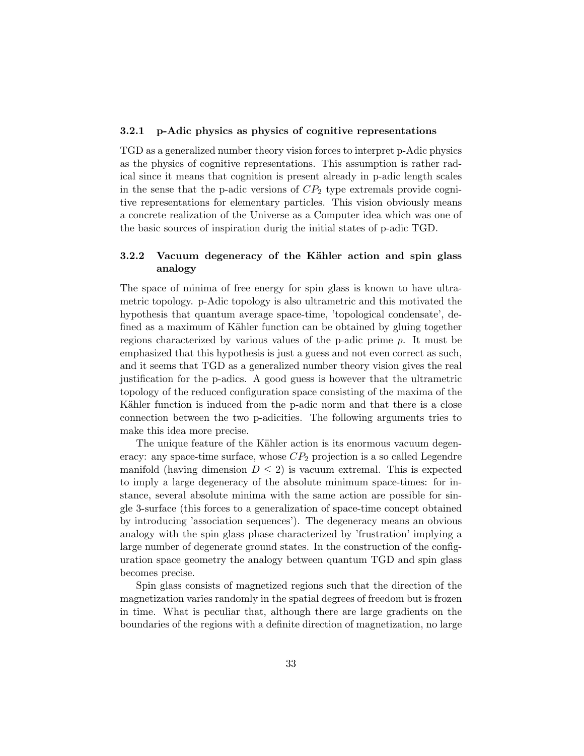### 3.2.1 p-Adic physics as physics of cognitive representations

TGD as a generalized number theory vision forces to interpret p-Adic physics as the physics of cognitive representations. This assumption is rather radical since it means that cognition is present already in p-adic length scales in the sense that the p-adic versions of $CP_2$ type extremals provide cognitive representations for elementary particles. This vision obviously means a concrete realization of the Universe as a Computer idea which was one of the basic sources of inspiration durig the initial states of p-adic TGD.

### 3.2.2 Vacuum degeneracy of the Kähler action and spin glass analogy

The space of minima of free energy for spin glass is known to have ultrametric topology. p-Adic topology is also ultrametric and this motivated the hypothesis that quantum average space-time, 'topological condensate', defined as a maximum of Kähler function can be obtained by gluing together regions characterized by various values of the p-adic prime $p$. It must be emphasized that this hypothesis is just a guess and not even correct as such, and it seems that TGD as a generalized number theory vision gives the real justification for the p-adics. A good guess is however that the ultrametric topology of the reduced configuration space consisting of the maxima of the Kähler function is induced from the p-adic norm and that there is a close connection between the two p-adicities. The following arguments tries to make this idea more precise.

The unique feature of the Kähler action is its enormous vacuum degeneracy: any space-time surface, whose $CP_2$ projection is a so called Legendre manifold (having dimension $D \leq 2$) is vacuum extremal. This is expected to imply a large degeneracy of the absolute minimum space-times: for instance, several absolute minima with the same action are possible for single 3-surface (this forces to a generalization of space-time concept obtained by introducing 'association sequences'). The degeneracy means an obvious analogy with the spin glass phase characterized by 'frustration' implying a large number of degenerate ground states. In the construction of the configuration space geometry the analogy between quantum TGD and spin glass becomes precise.

Spin glass consists of magnetized regions such that the direction of the magnetization varies randomly in the spatial degrees of freedom but is frozen in time. What is peculiar that, although there are large gradients on the boundaries of the regions with a definite direction of magnetization, no large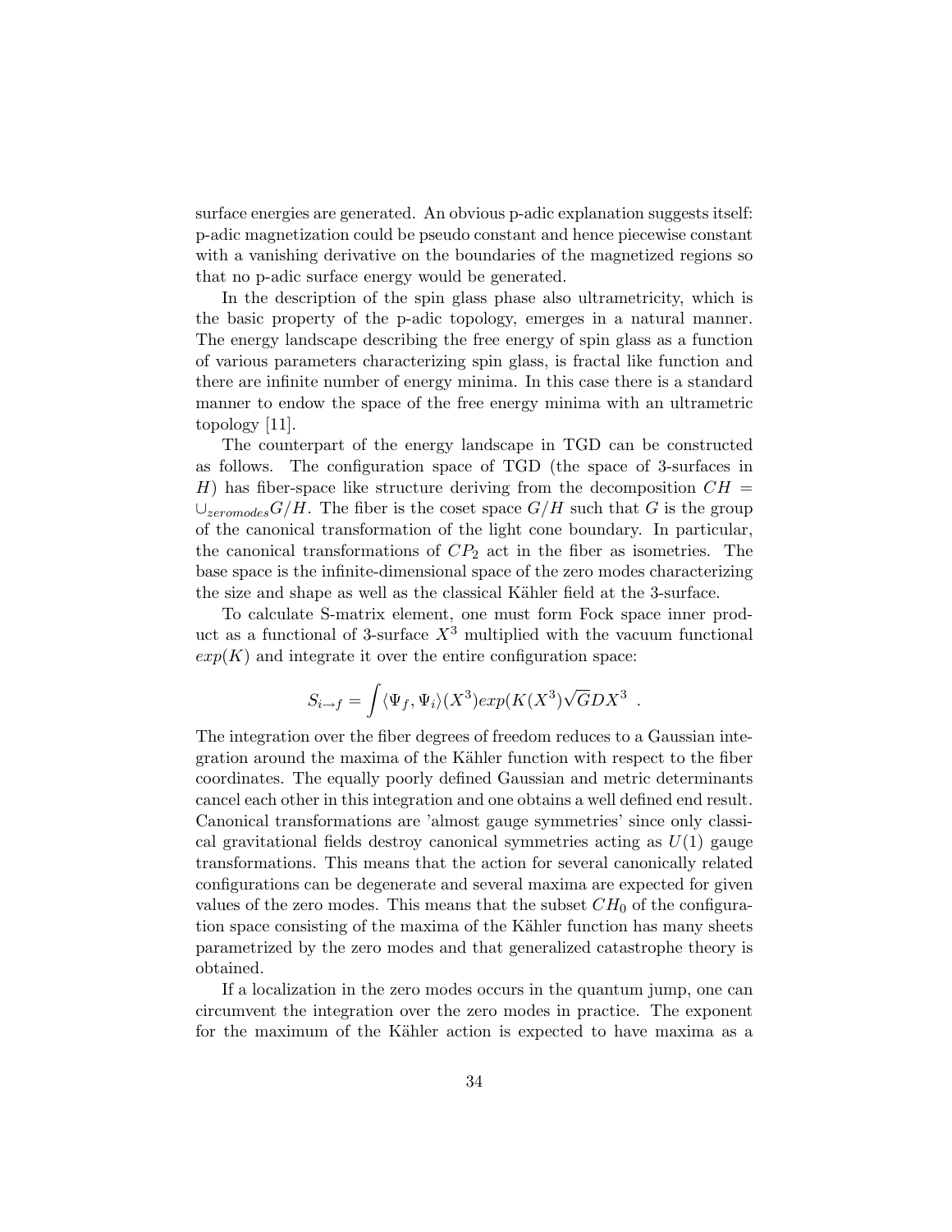surface energies are generated. An obvious p-adic explanation suggests itself: p-adic magnetization could be pseudo constant and hence piecewise constant with a vanishing derivative on the boundaries of the magnetized regions so that no p-adic surface energy would be generated.

In the description of the spin glass phase also ultrametricity, which is the basic property of the p-adic topology, emerges in a natural manner. The energy landscape describing the free energy of spin glass as a function of various parameters characterizing spin glass, is fractal like function and there are infinite number of energy minima. In this case there is a standard manner to endow the space of the free energy minima with an ultrametric topology [11].

The counterpart of the energy landscape in TGD can be constructed as follows. The configuration space of TGD (the space of 3-surfaces in $H$) has fiber-space like structure deriving from the decomposition $CH = \cup_{zeromodes} G/H$. The fiber is the coset space $G/H$ such that $G$ is the group of the canonical transformation of the light cone boundary. In particular, the canonical transformations of $CP_2$ act in the fiber as isometries. The base space is the infinite-dimensional space of the zero modes characterizing the size and shape as well as the classical Kähler field at the 3-surface.

To calculate S-matrix element, one must form Fock space inner product as a functional of 3-surface $X^3$ multiplied with the vacuum functional $exp(K)$ and integrate it over the entire configuration space:

$$S_{i\rightarrow f} = \int \langle \Psi_f, \Psi_i \rangle (X^3) exp(K(X^3) \sqrt{G} DX^3 \ .$$

The integration over the fiber degrees of freedom reduces to a Gaussian integration around the maxima of the Kähler function with respect to the fiber coordinates. The equally poorly defined Gaussian and metric determinants cancel each other in this integration and one obtains a well defined end result. Canonical transformations are 'almost gauge symmetries' since only classical gravitational fields destroy canonical symmetries acting as $U(1)$ gauge transformations. This means that the action for several canonically related configurations can be degenerate and several maxima are expected for given values of the zero modes. This means that the subset $CH_0$ of the configuration space consisting of the maxima of the Kähler function has many sheets parametrized by the zero modes and that generalized catastrophe theory is obtained.

If a localization in the zero modes occurs in the quantum jump, one can circumvent the integration over the zero modes in practice. The exponent for the maximum of the Kähler action is expected to have maxima as a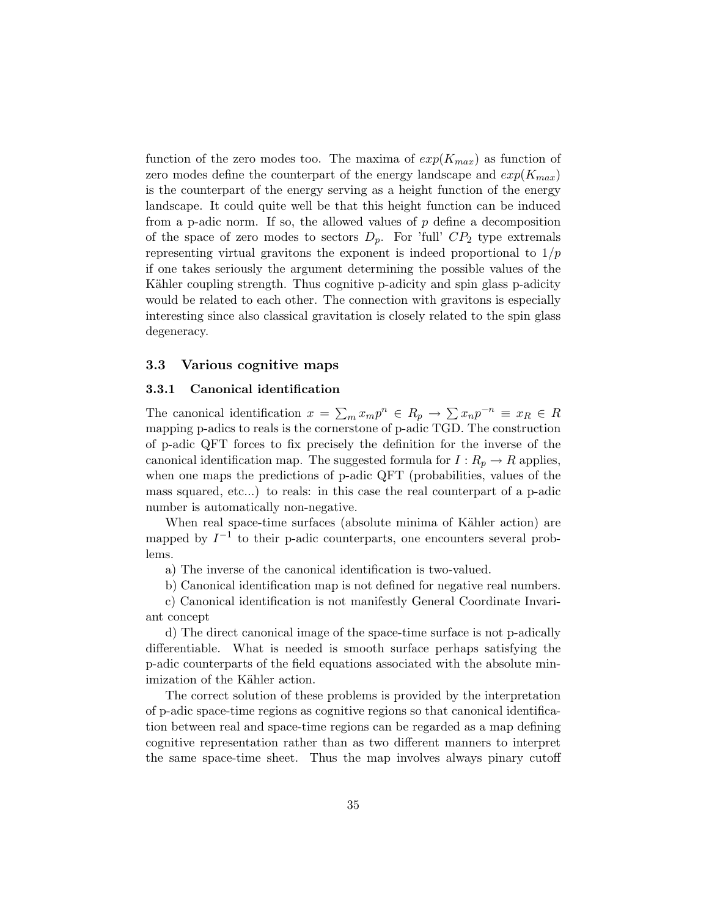function of the zero modes too. The maxima of $exp(K_{max})$ as function of zero modes define the counterpart of the energy landscape and $exp(K_{max})$ is the counterpart of the energy serving as a height function of the energy landscape. It could quite well be that this height function can be induced from a p-adic norm. If so, the allowed values of $p$ define a decomposition of the space of zero modes to sectors $D_p$. For 'full' $CP_2$ type extremals representing virtual gravitons the exponent is indeed proportional to $1/p$ if one takes seriously the argument determining the possible values of the Kähler coupling strength. Thus cognitive p-adicity and spin glass p-adicity would be related to each other. The connection with gravitons is especially interesting since also classical gravitation is closely related to the spin glass degeneracy.

### 3.3 Various cognitive maps

#### 3.3.1 Canonical identification

The canonical identification $x = \sum_m x_m p^n \in R_p \rightarrow \sum x_n p^{-n} \equiv x_R \in R$ mapping p-adics to reals is the cornerstone of p-adic TGD. The construction of p-adic QFT forces to fix precisely the definition for the inverse of the canonical identification map. The suggested formula for $I : R_p \rightarrow R$ applies, when one maps the predictions of p-adic QFT (probabilities, values of the mass squared, etc...) to reals: in this case the real counterpart of a p-adic number is automatically non-negative.

When real space-time surfaces (absolute minima of Kähler action) are mapped by $I^{-1}$ to their p-adic counterparts, one encounters several problems.

a) The inverse of the canonical identification is two-valued.

b) Canonical identification map is not defined for negative real numbers.

c) Canonical identification is not manifestly General Coordinate Invariant concept

d) The direct canonical image of the space-time surface is not p-adically differentiable. What is needed is smooth surface perhaps satisfying the p-adic counterparts of the field equations associated with the absolute minimization of the Kähler action.

The correct solution of these problems is provided by the interpretation of p-adic space-time regions as cognitive regions so that canonical identification between real and space-time regions can be regarded as a map defining cognitive representation rather than as two different manners to interpret the same space-time sheet. Thus the map involves always pinary cutoff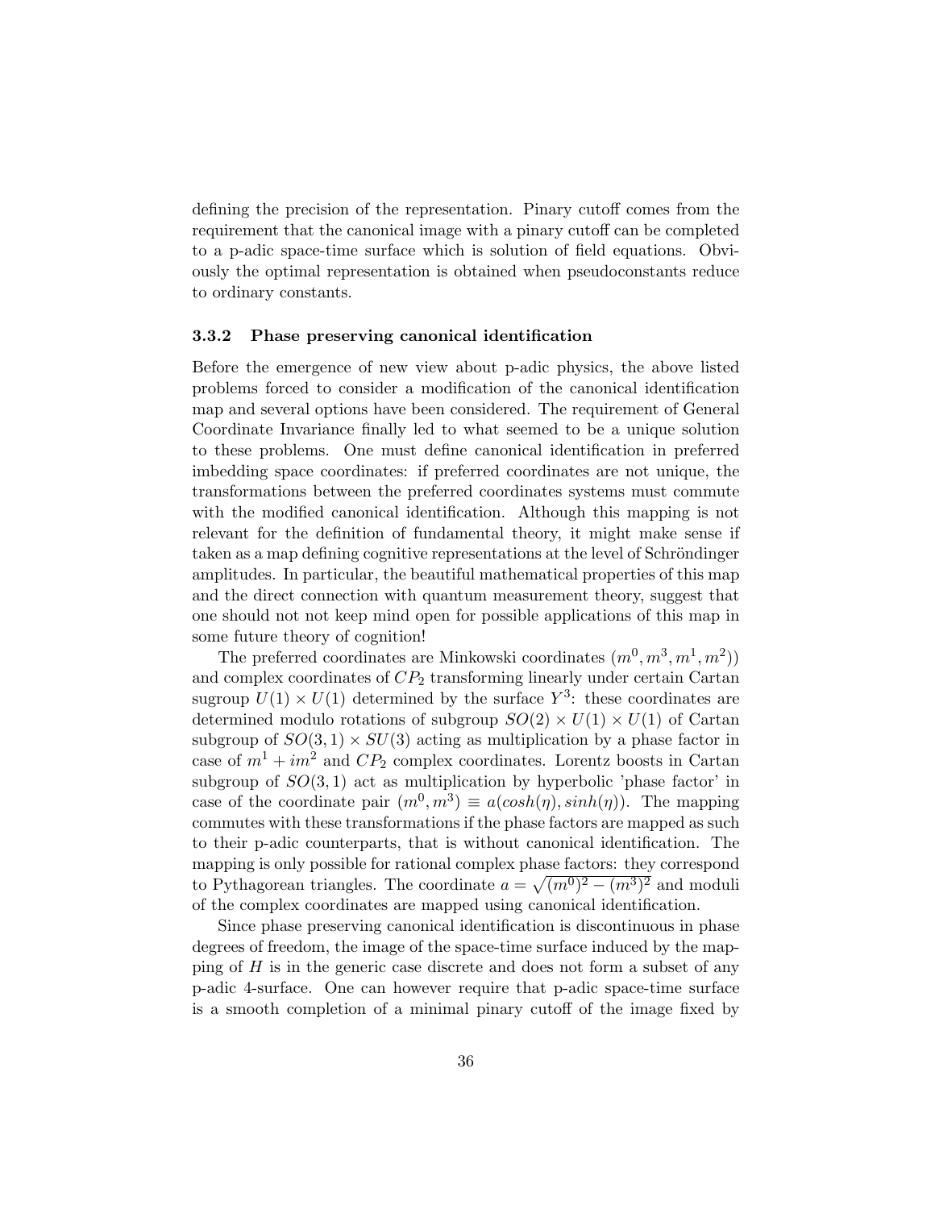defining the precision of the representation. Pinary cutoff comes from the requirement that the canonical image with a pinary cutoff can be completed to a p-adic space-time surface which is solution of field equations. Obviously the optimal representation is obtained when pseudoconstants reduce to ordinary constants.

### 3.3.2 Phase preserving canonical identification

Before the emergence of new view about p-adic physics, the above listed problems forced to consider a modification of the canonical identification map and several options have been considered. The requirement of General Coordinate Invariance finally led to what seemed to be a unique solution to these problems. One must define canonical identification in preferred imbedding space coordinates: if preferred coordinates are not unique, the transformations between the preferred coordinates systems must commute with the modified canonical identification. Although this mapping is not relevant for the definition of fundamental theory, it might make sense if taken as a map defining cognitive representations at the level of Schröndinger amplitudes. In particular, the beautiful mathematical properties of this map and the direct connection with quantum measurement theory, suggest that one should not not keep mind open for possible applications of this map in some future theory of cognition!

The preferred coordinates are Minkowski coordinates $(m^0, m^3, m^1, m^2)$) and complex coordinates of $CP_2$ transforming linearly under certain Cartan sugroup $U(1) \times U(1)$ determined by the surface $Y^3$: these coordinates are determined modulo rotations of subgroup $SO(2) \times U(1) \times U(1)$ of Cartan subgroup of $SO(3,1) \times SU(3)$ acting as multiplication by a phase factor in case of $m^1 + im^2$ and $CP_2$ complex coordinates. Lorentz boosts in Cartan subgroup of $SO(3,1)$ act as multiplication by hyperbolic 'phase factor' in case of the coordinate pair $(m^0, m^3) \equiv a(cosh(\eta), sinh(\eta))$. The mapping commutes with these transformations if the phase factors are mapped as such to their p-adic counterparts, that is without canonical identification. The mapping is only possible for rational complex phase factors: they correspond to Pythagorean triangles. The coordinate $a = \sqrt{(m^0)^2 - (m^3)^2}$ and moduli of the complex coordinates are mapped using canonical identification.

Since phase preserving canonical identification is discontinuous in phase degrees of freedom, the image of the space-time surface induced by the mapping of $H$ is in the generic case discrete and does not form a subset of any p-adic 4-surface. One can however require that p-adic space-time surface is a smooth completion of a minimal pinary cutoff of the image fixed by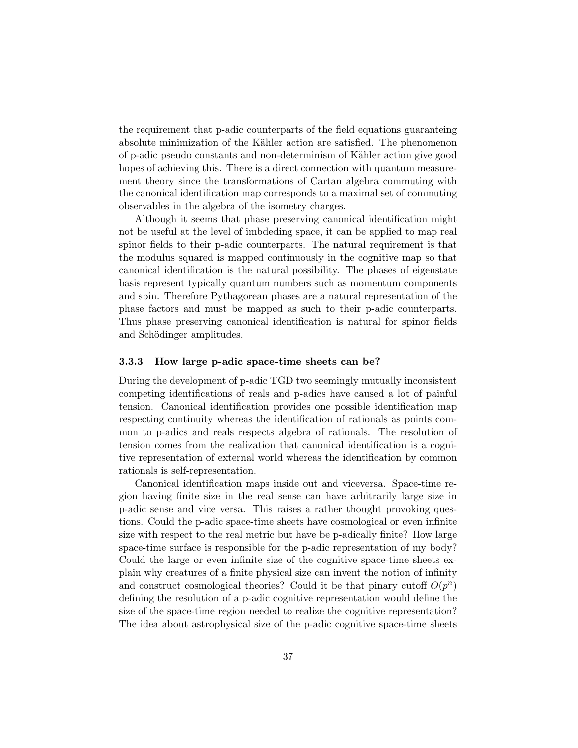the requirement that p-adic counterparts of the field equations guaranteing absolute minimization of the Kähler action are satisfied. The phenomenon of p-adic pseudo constants and non-determinism of Kähler action give good hopes of achieving this. There is a direct connection with quantum measurement theory since the transformations of Cartan algebra commuting with the canonical identification map corresponds to a maximal set of commuting observables in the algebra of the isometry charges.

Although it seems that phase preserving canonical identification might not be useful at the level of imbdeding space, it can be applied to map real spinor fields to their p-adic counterparts. The natural requirement is that the modulus squared is mapped continuously in the cognitive map so that canonical identification is the natural possibility. The phases of eigenstate basis represent typically quantum numbers such as momentum components and spin. Therefore Pythagorean phases are a natural representation of the phase factors and must be mapped as such to their p-adic counterparts. Thus phase preserving canonical identification is natural for spinor fields and Schödinger amplitudes.

### 3.3.3 How large p-adic space-time sheets can be?

During the development of p-adic TGD two seemingly mutually inconsistent competing identifications of reals and p-adics have caused a lot of painful tension. Canonical identification provides one possible identification map respecting continuity whereas the identification of rationals as points common to p-adics and reals respects algebra of rationals. The resolution of tension comes from the realization that canonical identification is a cognitive representation of external world whereas the identification by common rationals is self-representation.

Canonical identification maps inside out and viceversa. Space-time region having finite size in the real sense can have arbitrarily large size in p-adic sense and vice versa. This raises a rather thought provoking questions. Could the p-adic space-time sheets have cosmological or even infinite size with respect to the real metric but have be p-adically finite? How large space-time surface is responsible for the p-adic representation of my body? Could the large or even infinite size of the cognitive space-time sheets explain why creatures of a finite physical size can invent the notion of infinity and construct cosmological theories? Could it be that pinary cutoff $O(p^n)$ defining the resolution of a p-adic cognitive representation would define the size of the space-time region needed to realize the cognitive representation? The idea about astrophysical size of the p-adic cognitive space-time sheets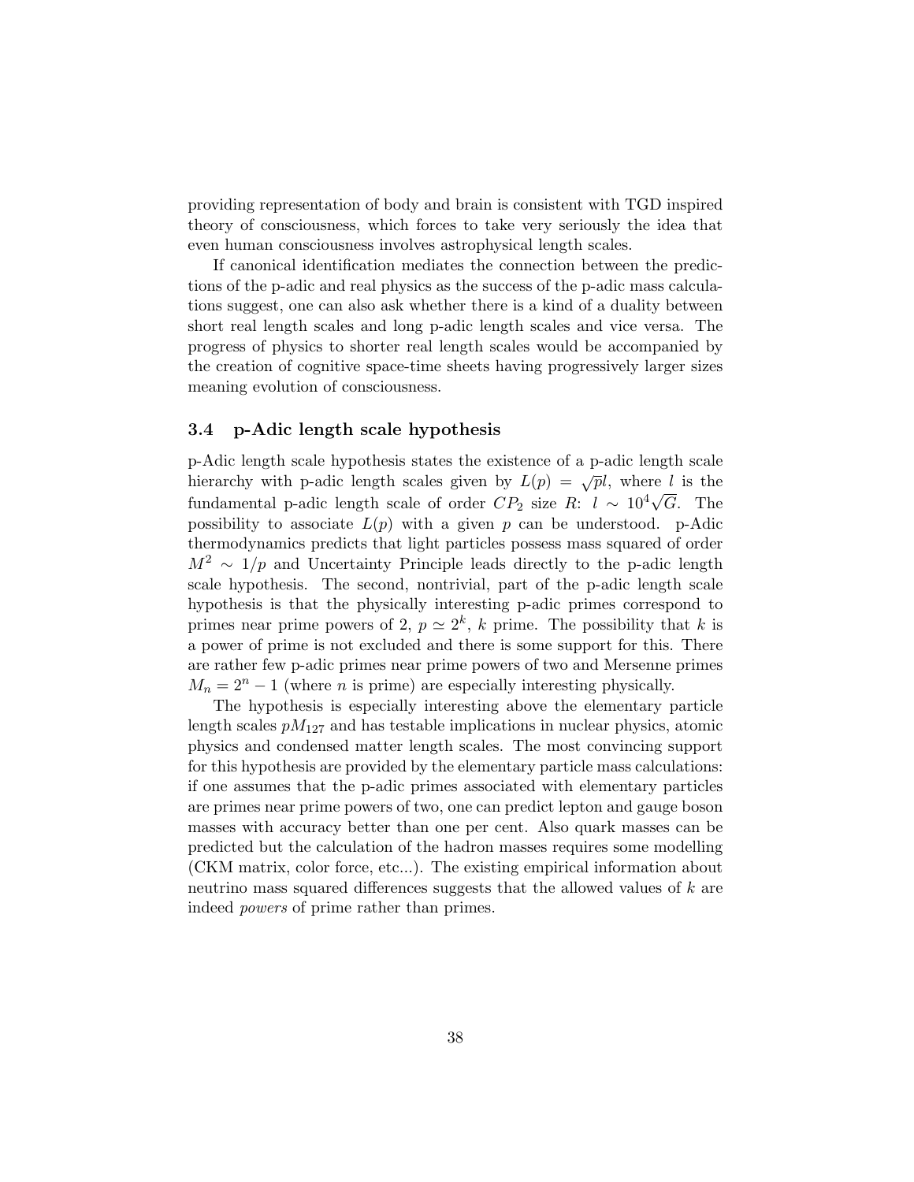providing representation of body and brain is consistent with TGD inspired theory of consciousness, which forces to take very seriously the idea that even human consciousness involves astrophysical length scales.

If canonical identification mediates the connection between the predictions of the p-adic and real physics as the success of the p-adic mass calculations suggest, one can also ask whether there is a kind of a duality between short real length scales and long p-adic length scales and vice versa. The progress of physics to shorter real length scales would be accompanied by the creation of cognitive space-time sheets having progressively larger sizes meaning evolution of consciousness.

### 3.4 p-Adic length scale hypothesis

p-Adic length scale hypothesis states the existence of a p-adic length scale hierarchy with p-adic length scales given by $L(p) = \sqrt{p}l$, where $l$ is the fundamental p-adic length scale of order $CP_2$ size $R$: $l \sim 10^4\sqrt{G}$. The possibility to associate $L(p)$ with a given $p$ can be understood. p-Adic thermodynamics predicts that light particles possess mass squared of order $M^2 \sim 1/p$ and Uncertainty Principle leads directly to the p-adic length scale hypothesis. The second, nontrivial, part of the p-adic length scale hypothesis is that the physically interesting p-adic primes correspond to primes near prime powers of 2, $p \simeq 2^k$, $k$ prime. The possibility that $k$ is a power of prime is not excluded and there is some support for this. There are rather few p-adic primes near prime powers of two and Mersenne primes $M_n = 2^n - 1$ (where $n$ is prime) are especially interesting physically.

The hypothesis is especially interesting above the elementary particle length scales $pM_{127}$ and has testable implications in nuclear physics, atomic physics and condensed matter length scales. The most convincing support for this hypothesis are provided by the elementary particle mass calculations: if one assumes that the p-adic primes associated with elementary particles are primes near prime powers of two, one can predict lepton and gauge boson masses with accuracy better than one per cent. Also quark masses can be predicted but the calculation of the hadron masses requires some modelling (CKM matrix, color force, etc...). The existing empirical information about neutrino mass squared differences suggests that the allowed values of $k$ are indeed *powers* of prime rather than primes.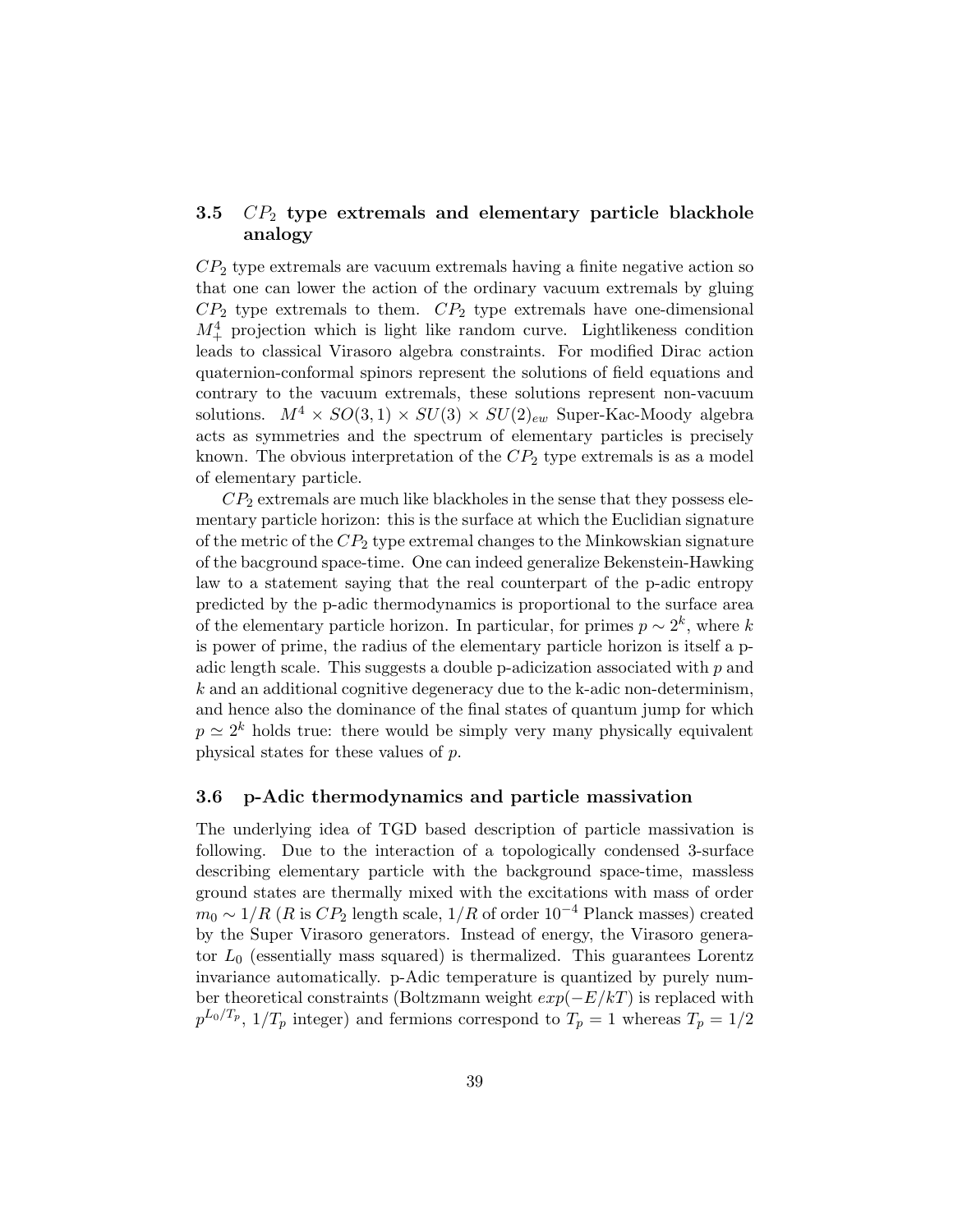### 3.5 $CP_2$ type extremals and elementary particle blackhole analogy

$CP_2$ type extremals are vacuum extremals having a finite negative action so that one can lower the action of the ordinary vacuum extremals by gluing $CP_2$ type extremals to them. $CP_2$ type extremals have one-dimensional $M^4_+$ projection which is light like random curve. Lightlikeness condition leads to classical Virasoro algebra constraints. For modified Dirac action quaternion-conformal spinors represent the solutions of field equations and contrary to the vacuum extremals, these solutions represent non-vacuum solutions. $M^4 \times SO(3,1) \times SU(3) \times SU(2)_{ew}$ Super-Kac-Moody algebra acts as symmetries and the spectrum of elementary particles is precisely known. The obvious interpretation of the $CP_2$ type extremals is as a model of elementary particle.

$CP_2$ extremals are much like blackholes in the sense that they possess elementary particle horizon: this is the surface at which the Euclidian signature of the metric of the $CP_2$ type extremal changes to the Minkowskian signature of the bacground space-time. One can indeed generalize Bekenstein-Hawking law to a statement saying that the real counterpart of the p-adic entropy predicted by the p-adic thermodynamics is proportional to the surface area of the elementary particle horizon. In particular, for primes $p \sim 2^k$, where $k$ is power of prime, the radius of the elementary particle horizon is itself a p-adic length scale. This suggests a double p-adicization associated with $p$ and $k$ and an additional cognitive degeneracy due to the k-adic non-determinism, and hence also the dominance of the final states of quantum jump for which $p \simeq 2^k$ holds true: there would be simply very many physically equivalent physical states for these values of $p$.

### 3.6 p-Adic thermodynamics and particle massivation

The underlying idea of TGD based description of particle massivation is following. Due to the interaction of a topologically condensed 3-surface describing elementary particle with the background space-time, massless ground states are thermally mixed with the excitations with mass of order $m_0 \sim 1/R$ ($R$ is $CP_2$ length scale, $1/R$ of order $10^{-4}$ Planck masses) created by the Super Virasoro generators. Instead of energy, the Virasoro generator $L_0$ (essentially mass squared) is thermalized. This guarantees Lorentz invariance automatically. p-Adic temperature is quantized by purely number theoretical constraints (Boltzmann weight $exp(-E/kT)$ is replaced with $p^{L_0/T_p}$, $1/T_p$ integer) and fermions correspond to $T_p = 1$ whereas $T_p = 1/2$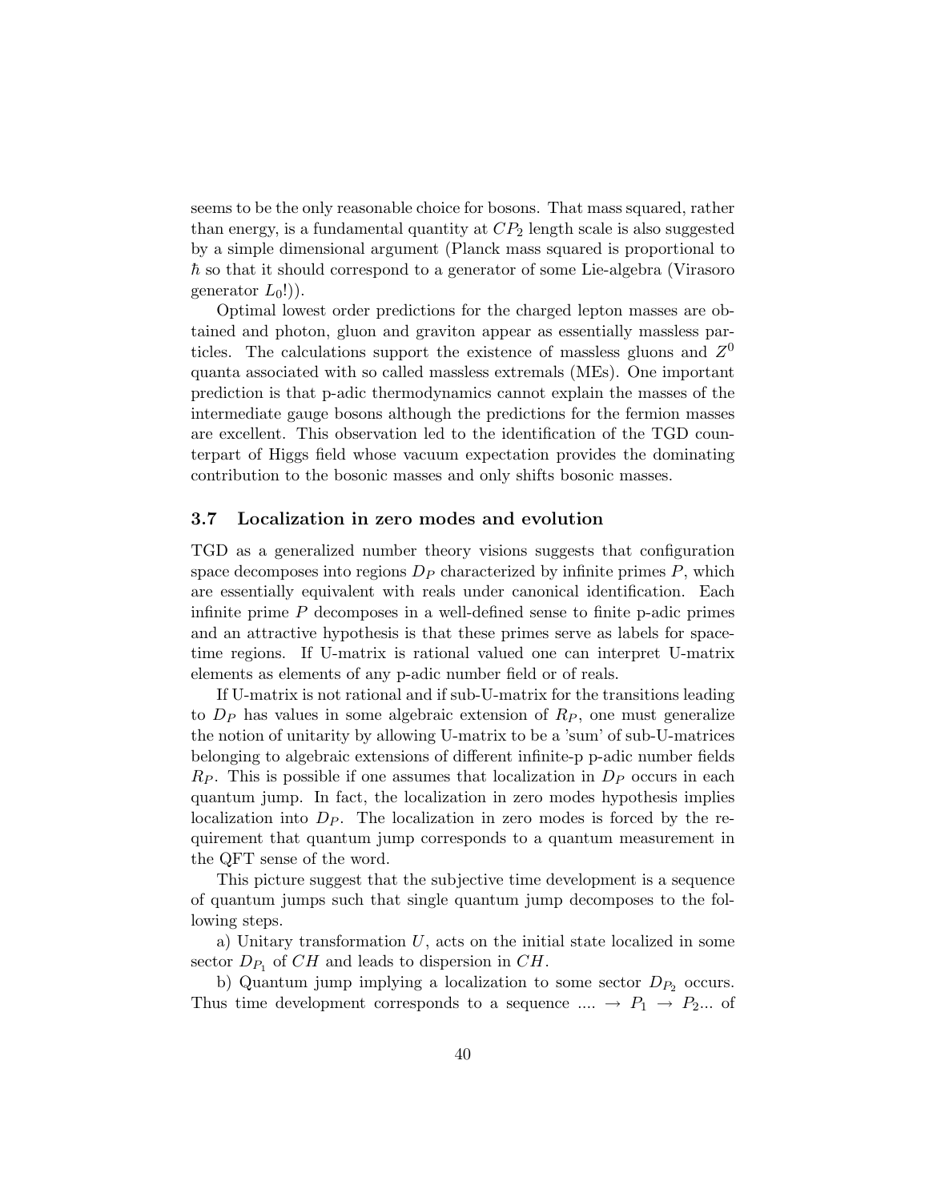seems to be the only reasonable choice for bosons. That mass squared, rather than energy, is a fundamental quantity at $CP_2$ length scale is also suggested by a simple dimensional argument (Planck mass squared is proportional to $\hbar$ so that it should correspond to a generator of some Lie-algebra (Virasoro generator $L_0$!)).

Optimal lowest order predictions for the charged lepton masses are obtained and photon, gluon and graviton appear as essentially massless particles. The calculations support the existence of massless gluons and $Z^0$ quanta associated with so called massless extremals (MEs). One important prediction is that p-adic thermodynamics cannot explain the masses of the intermediate gauge bosons although the predictions for the fermion masses are excellent. This observation led to the identification of the TGD counterpart of Higgs field whose vacuum expectation provides the dominating contribution to the bosonic masses and only shifts bosonic masses.

### 3.7 Localization in zero modes and evolution

TGD as a generalized number theory visions suggests that configuration space decomposes into regions $D_P$ characterized by infinite primes $P$, which are essentially equivalent with reals under canonical identification. Each infinite prime $P$ decomposes in a well-defined sense to finite p-adic primes and an attractive hypothesis is that these primes serve as labels for space-time regions. If U-matrix is rational valued one can interpret U-matrix elements as elements of any p-adic number field or of reals.

If U-matrix is not rational and if sub-U-matrix for the transitions leading to $D_P$ has values in some algebraic extension of $R_P$, one must generalize the notion of unitarity by allowing U-matrix to be a 'sum' of sub-U-matrices belonging to algebraic extensions of different infinite-p p-adic number fields $R_P$. This is possible if one assumes that localization in $D_P$ occurs in each quantum jump. In fact, the localization in zero modes hypothesis implies localization into $D_P$. The localization in zero modes is forced by the requirement that quantum jump corresponds to a quantum measurement in the QFT sense of the word.

This picture suggest that the subjective time development is a sequence of quantum jumps such that single quantum jump decomposes to the following steps.

a) Unitary transformation $U$, acts on the initial state localized in some sector $D_{P_1}$ of $CH$ and leads to dispersion in $CH$.

b) Quantum jump implying a localization to some sector $D_{P_2}$ occurs. Thus time development corresponds to a sequence .... $\rightarrow P_1 \rightarrow P_2$... of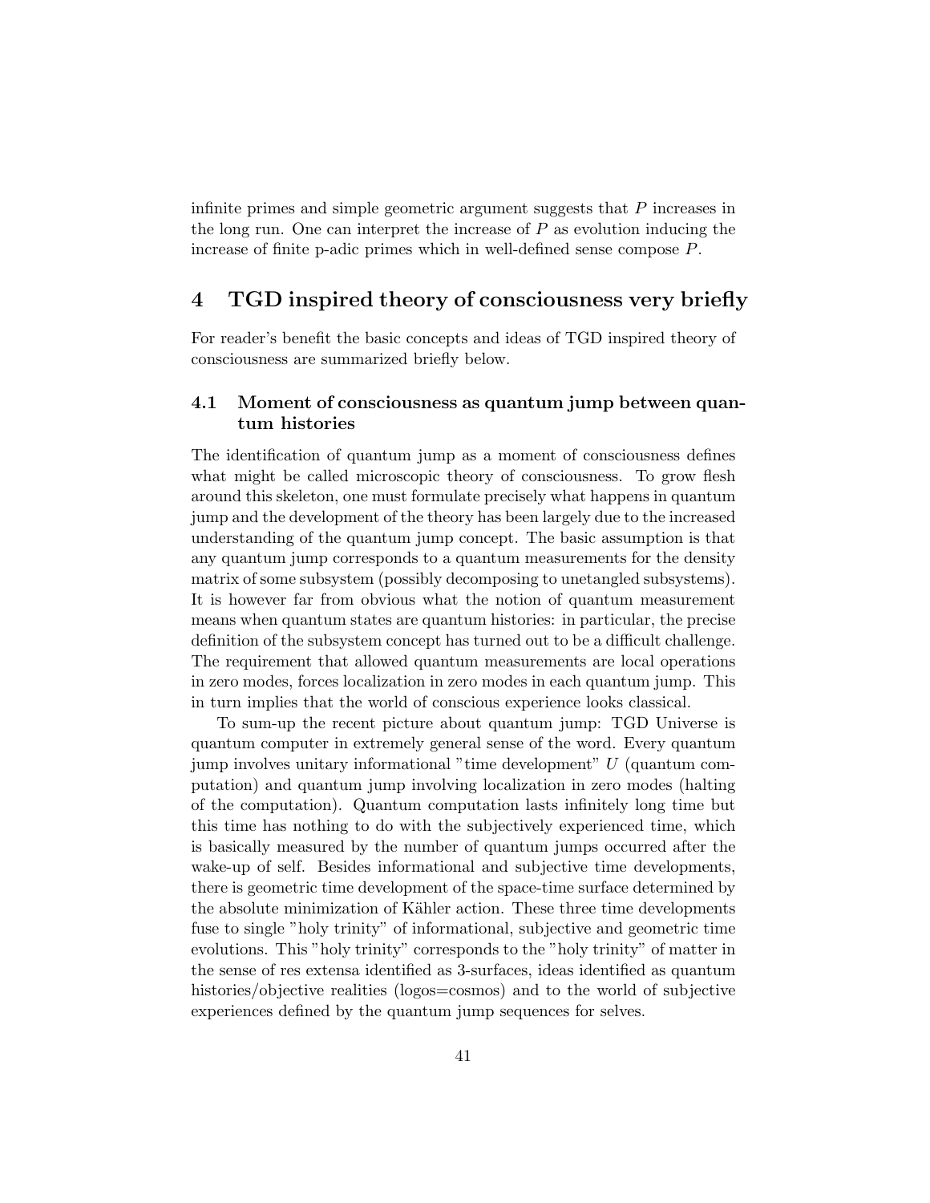infinite primes and simple geometric argument suggests that $P$ increases in the long run. One can interpret the increase of $P$ as evolution inducing the increase of finite p-adic primes which in well-defined sense compose $P$.

## 4 TGD inspired theory of consciousness very briefly

For reader's benefit the basic concepts and ideas of TGD inspired theory of consciousness are summarized briefly below.

### 4.1 Moment of consciousness as quantum jump between quantum histories

The identification of quantum jump as a moment of consciousness defines what might be called microscopic theory of consciousness. To grow flesh around this skeleton, one must formulate precisely what happens in quantum jump and the development of the theory has been largely due to the increased understanding of the quantum jump concept. The basic assumption is that any quantum jump corresponds to a quantum measurements for the density matrix of some subsystem (possibly decomposing to unentangled subsystems). It is however far from obvious what the notion of quantum measurement means when quantum states are quantum histories: in particular, the precise definition of the subsystem concept has turned out to be a difficult challenge. The requirement that allowed quantum measurements are local operations in zero modes, forces localization in zero modes in each quantum jump. This in turn implies that the world of conscious experience looks classical.

To sum-up the recent picture about quantum jump: TGD Universe is quantum computer in extremely general sense of the word. Every quantum jump involves unitary informational "time development" $U$ (quantum computation) and quantum jump involving localization in zero modes (halting of the computation). Quantum computation lasts infinitely long time but this time has nothing to do with the subjectively experienced time, which is basically measured by the number of quantum jumps occurred after the wake-up of self. Besides informational and subjective time developments, there is geometric time development of the space-time surface determined by the absolute minimization of Kähler action. These three time developments fuse to single "holy trinity" of informational, subjective and geometric time evolutions. This "holy trinity" corresponds to the "holy trinity" of matter in the sense of res extensa identified as 3-surfaces, ideas identified as quantum histories/objective realities (logos=cosmos) and to the world of subjective experiences defined by the quantum jump sequences for selves.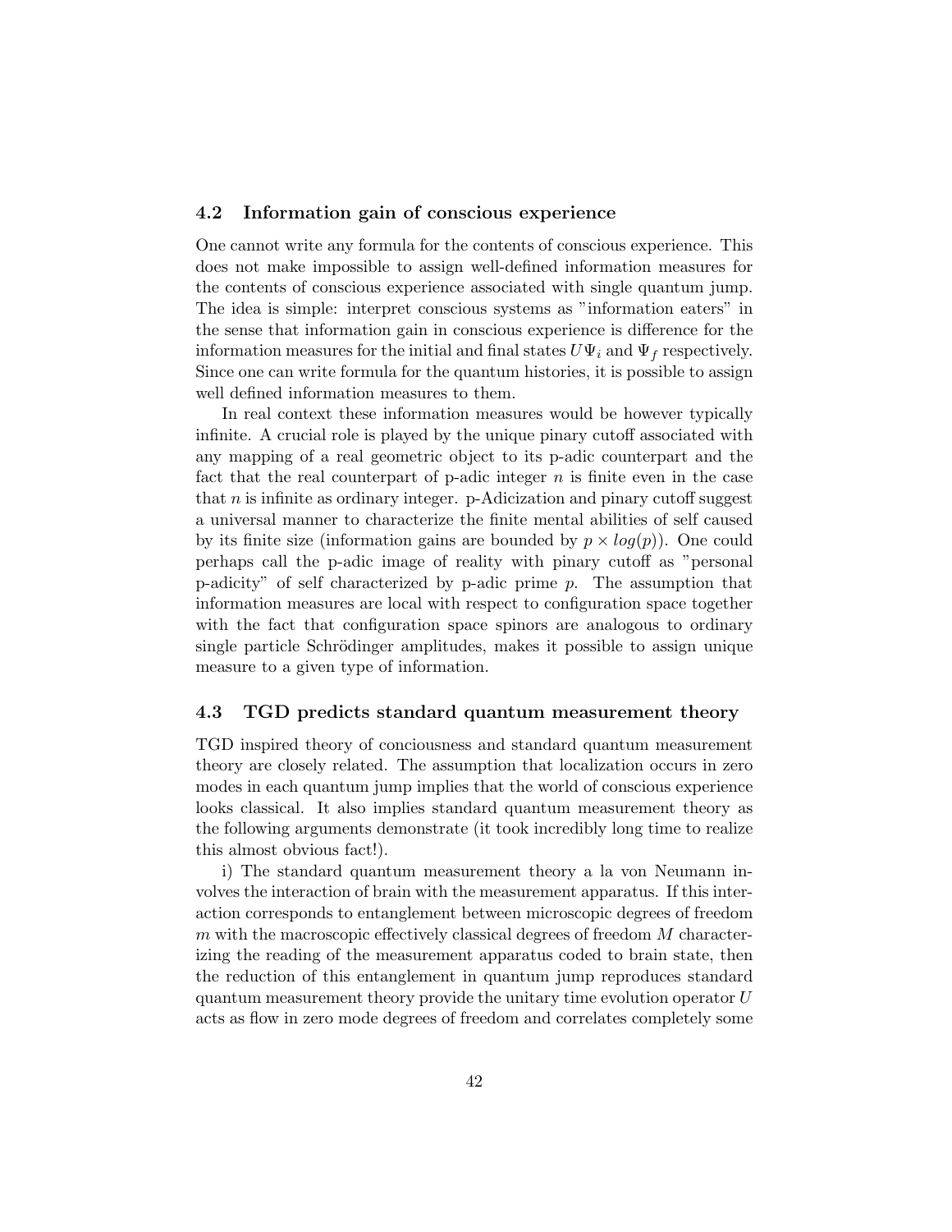### 4.2 Information gain of conscious experience

One cannot write any formula for the contents of conscious experience. This does not make impossible to assign well-defined information measures for the contents of conscious experience associated with single quantum jump. The idea is simple: interpret conscious systems as "information eaters" in the sense that information gain in conscious experience is difference for the information measures for the initial and final states $U\Psi_i$ and $\Psi_f$ respectively. Since one can write formula for the quantum histories, it is possible to assign well defined information measures to them.

In real context these information measures would be however typically infinite. A crucial role is played by the unique pinary cutoff associated with any mapping of a real geometric object to its p-adic counterpart and the fact that the real counterpart of p-adic integer $n$ is finite even in the case that $n$ is infinite as ordinary integer. p-Adicization and pinary cutoff suggest a universal manner to characterize the finite mental abilities of self caused by its finite size (information gains are bounded by $p \times log(p)$). One could perhaps call the p-adic image of reality with pinary cutoff as "personal p-adicity" of self characterized by p-adic prime $p$. The assumption that information measures are local with respect to configuration space together with the fact that configuration space spinors are analogous to ordinary single particle Schrödinger amplitudes, makes it possible to assign unique measure to a given type of information.

### 4.3 TGD predicts standard quantum measurement theory

TGD inspired theory of conciousness and standard quantum measurement theory are closely related. The assumption that localization occurs in zero modes in each quantum jump implies that the world of conscious experience looks classical. It also implies standard quantum measurement theory as the following arguments demonstrate (it took incredibly long time to realize this almost obvious fact!).

i) The standard quantum measurement theory a la von Neumann involves the interaction of brain with the measurement apparatus. If this interaction corresponds to entanglement between microscopic degrees of freedom $m$ with the macroscopic effectively classical degrees of freedom $M$ characterizing the reading of the measurement apparatus coded to brain state, then the reduction of this entanglement in quantum jump reproduces standard quantum measurement theory provide the unitary time evolution operator $U$ acts as flow in zero mode degrees of freedom and correlates completely some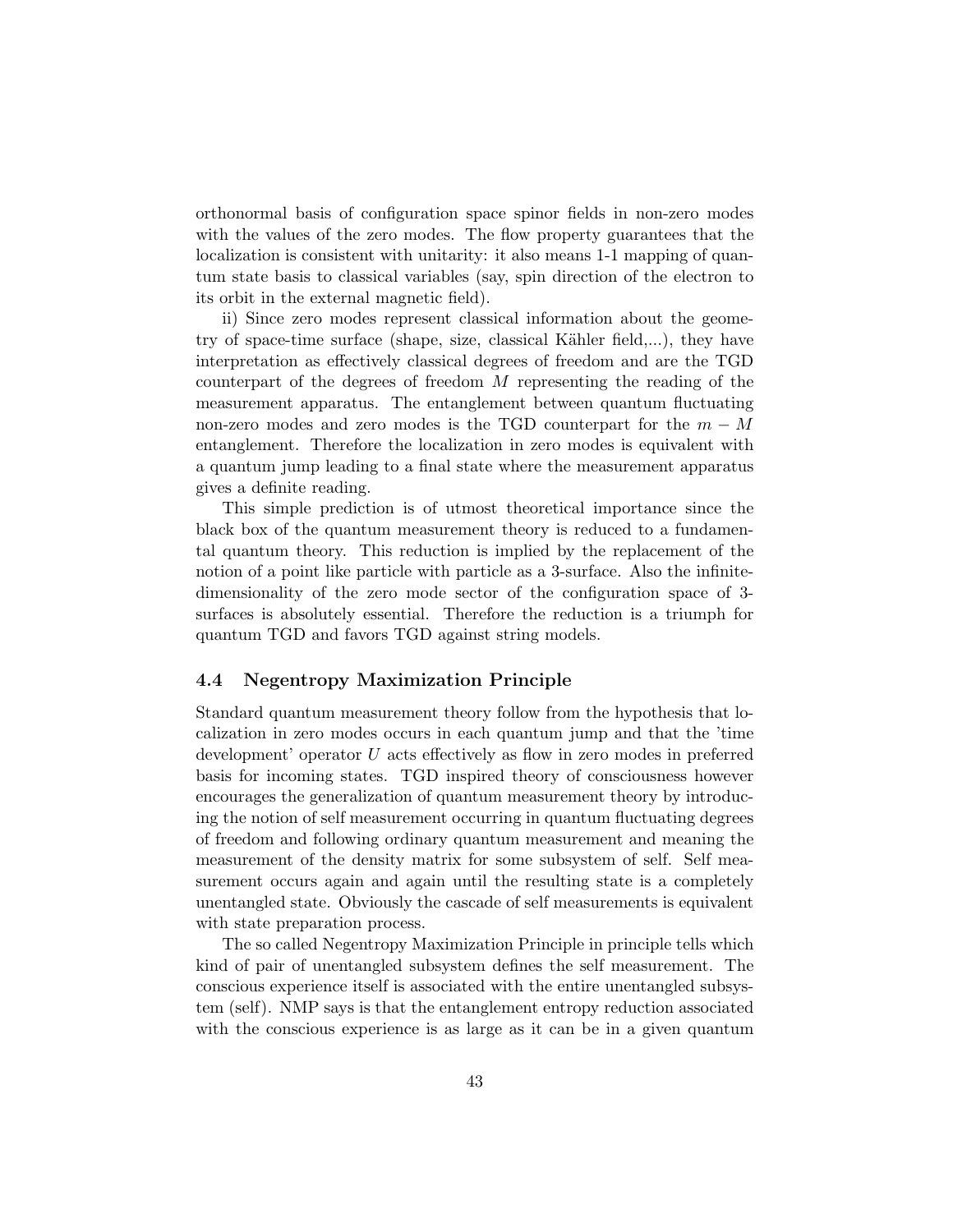orthonormal basis of configuration space spinor fields in non-zero modes with the values of the zero modes. The flow property guarantees that the localization is consistent with unitarity: it also means 1-1 mapping of quantum state basis to classical variables (say, spin direction of the electron to its orbit in the external magnetic field).

ii) Since zero modes represent classical information about the geometry of space-time surface (shape, size, classical Kähler field,...), they have interpretation as effectively classical degrees of freedom and are the TGD counterpart of the degrees of freedom $M$ representing the reading of the measurement apparatus. The entanglement between quantum fluctuating non-zero modes and zero modes is the TGD counterpart for the $m - M$ entanglement. Therefore the localization in zero modes is equivalent with a quantum jump leading to a final state where the measurement apparatus gives a definite reading.

This simple prediction is of utmost theoretical importance since the black box of the quantum measurement theory is reduced to a fundamental quantum theory. This reduction is implied by the replacement of the notion of a point like particle with particle as a 3-surface. Also the infinite-dimensionality of the zero mode sector of the configuration space of 3-surfaces is absolutely essential. Therefore the reduction is a triumph for quantum TGD and favors TGD against string models.

### 4.4 Negentropy Maximization Principle

Standard quantum measurement theory follow from the hypothesis that localization in zero modes occurs in each quantum jump and that the 'time development' operator $U$ acts effectively as flow in zero modes in preferred basis for incoming states. TGD inspired theory of consciousness however encourages the generalization of quantum measurement theory by introducing the notion of self measurement occurring in quantum fluctuating degrees of freedom and following ordinary quantum measurement and meaning the measurement of the density matrix for some subsystem of self. Self measurement occurs again and again until the resulting state is a completely unentangled state. Obviously the cascade of self measurements is equivalent with state preparation process.

The so called Negentropy Maximization Principle in principle tells which kind of pair of unentangled subsystem defines the self measurement. The conscious experience itself is associated with the entire unentangled subsystem (self). NMP says is that the entanglement entropy reduction associated with the conscious experience is as large as it can be in a given quantum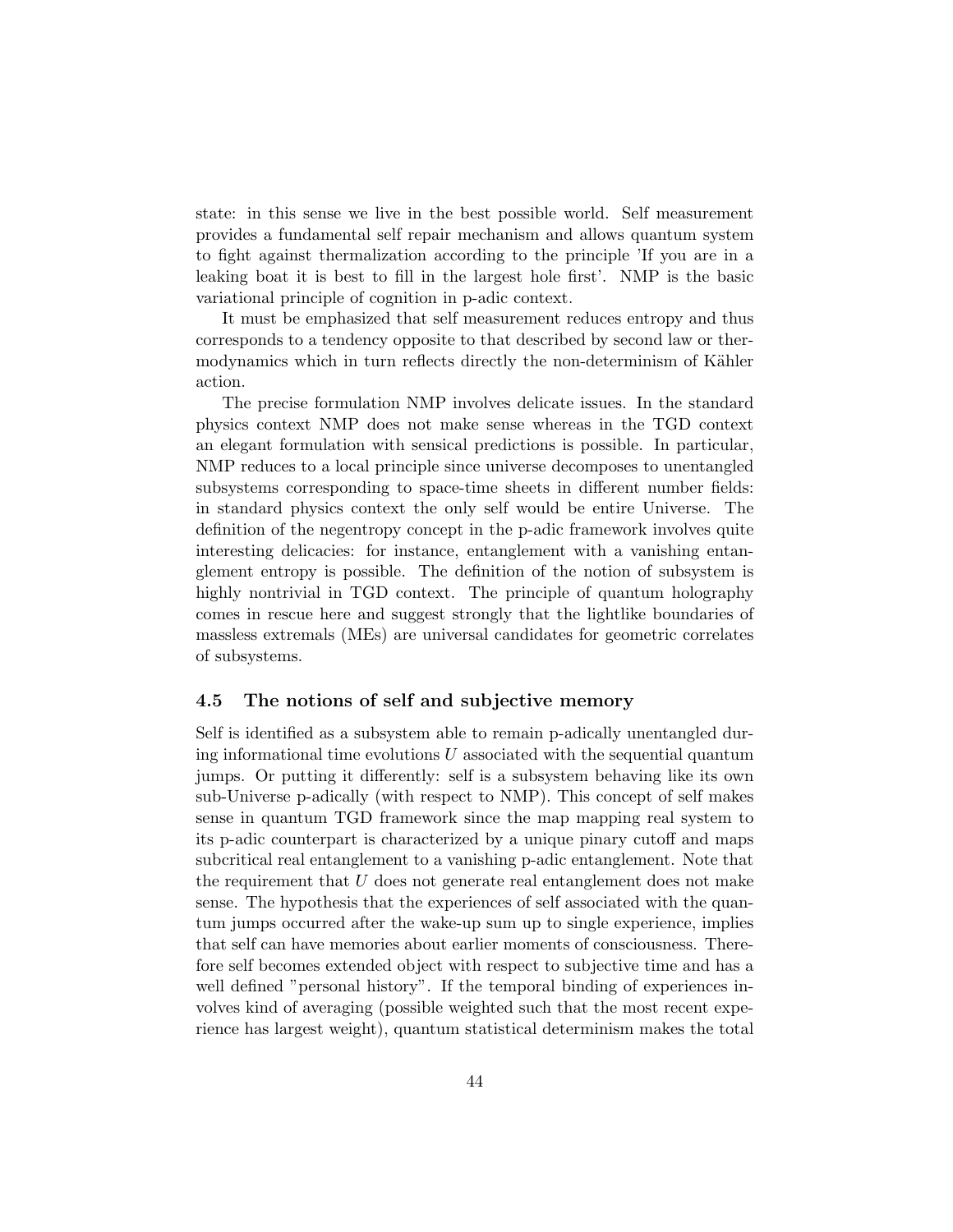state: in this sense we live in the best possible world. Self measurement provides a fundamental self repair mechanism and allows quantum system to fight against thermalization according to the principle 'If you are in a leaking boat it is best to fill in the largest hole first'. NMP is the basic variational principle of cognition in p-adic context.

It must be emphasized that self measurement reduces entropy and thus corresponds to a tendency opposite to that described by second law or thermodynamics which in turn reflects directly the non-determinism of Kähler action.

The precise formulation NMP involves delicate issues. In the standard physics context NMP does not make sense whereas in the TGD context an elegant formulation with sensical predictions is possible. In particular, NMP reduces to a local principle since universe decomposes to unentangled subsystems corresponding to space-time sheets in different number fields: in standard physics context the only self would be entire Universe. The definition of the negentropy concept in the p-adic framework involves quite interesting delicacies: for instance, entanglement with a vanishing entanglement entropy is possible. The definition of the notion of subsystem is highly nontrivial in TGD context. The principle of quantum holography comes in rescue here and suggest strongly that the lightlike boundaries of massless extremals (MEs) are universal candidates for geometric correlates of subsystems.

### 4.5 The notions of self and subjective memory

Self is identified as a subsystem able to remain p-adically unentangled during informational time evolutions $U$ associated with the sequential quantum jumps. Or putting it differently: self is a subsystem behaving like its own sub-Universe p-adically (with respect to NMP). This concept of self makes sense in quantum TGD framework since the map mapping real system to its p-adic counterpart is characterized by a unique pinary cutoff and maps subcritical real entanglement to a vanishing p-adic entanglement. Note that the requirement that $U$ does not generate real entanglement does not make sense. The hypothesis that the experiences of self associated with the quantum jumps occurred after the wake-up sum up to single experience, implies that self can have memories about earlier moments of consciousness. Therefore self becomes extended object with respect to subjective time and has a well defined "personal history". If the temporal binding of experiences involves kind of averaging (possible weighted such that the most recent experience has largest weight), quantum statistical determinism makes the total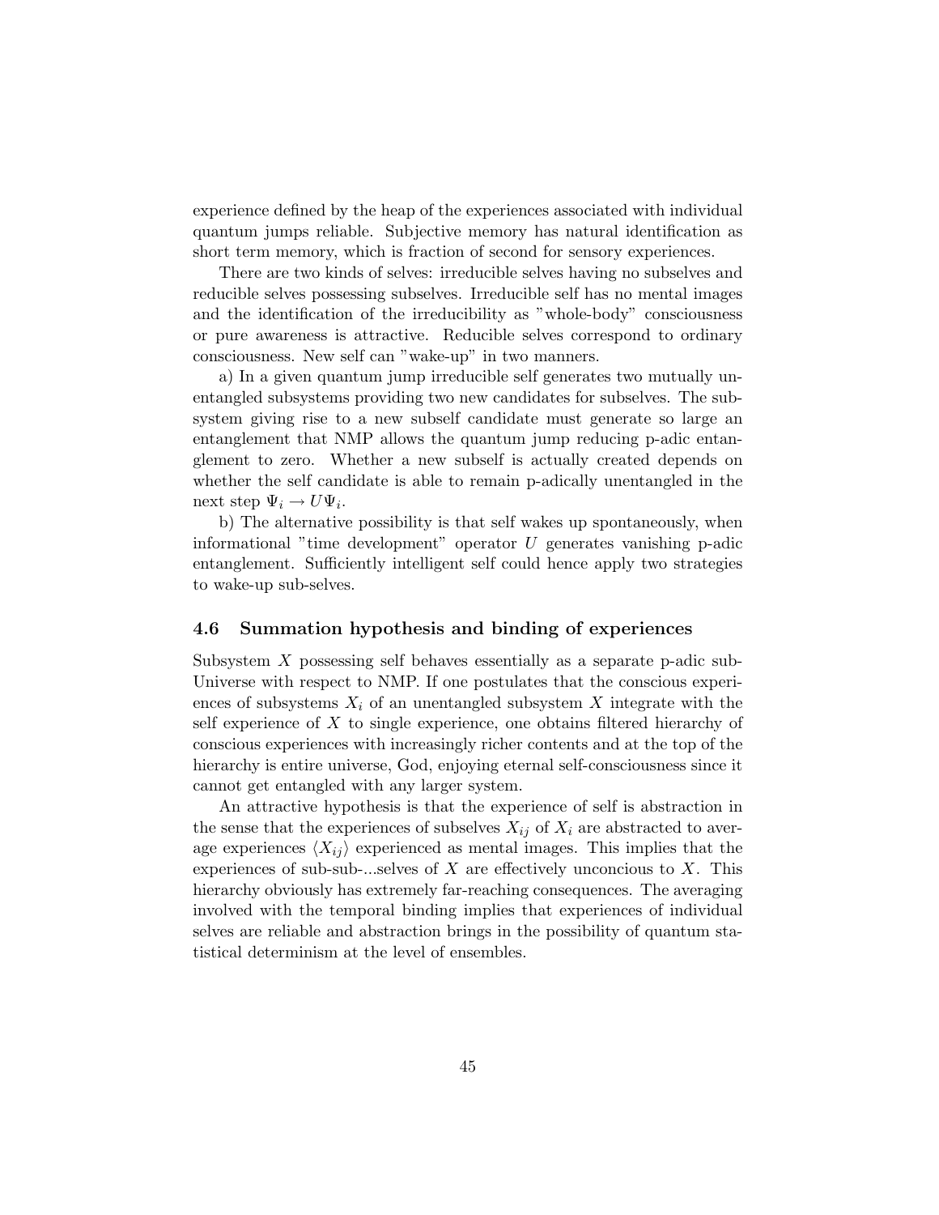experience defined by the heap of the experiences associated with individual quantum jumps reliable. Subjective memory has natural identification as short term memory, which is fraction of second for sensory experiences.

There are two kinds of selves: irreducible selves having no subselves and reducible selves possessing subselves. Irreducible self has no mental images and the identification of the irreducibility as "whole-body" consciousness or pure awareness is attractive. Reducible selves correspond to ordinary consciousness. New self can "wake-up" in two manners.

a) In a given quantum jump irreducible self generates two mutually unentangled subsystems providing two new candidates for subselves. The subsystem giving rise to a new subself candidate must generate so large an entanglement that NMP allows the quantum jump reducing p-adic entanglement to zero. Whether a new subself is actually created depends on whether the self candidate is able to remain p-adically unentangled in the next step $\Psi_i \rightarrow U\Psi_i$.

b) The alternative possibility is that self wakes up spontaneously, when informational "time development" operator $U$ generates vanishing p-adic entanglement. Sufficiently intelligent self could hence apply two strategies to wake-up sub-selves.

### 4.6 Summation hypothesis and binding of experiences

Subsystem $X$ possessing self behaves essentially as a separate p-adic sub-Universe with respect to NMP. If one postulates that the conscious experiences of subsystems $X_i$ of an unentangled subsystem $X$ integrate with the self experience of $X$ to single experience, one obtains filtered hierarchy of conscious experiences with increasingly richer contents and at the top of the hierarchy is entire universe, God, enjoying eternal self-consciousness since it cannot get entangled with any larger system.

An attractive hypothesis is that the experience of self is abstraction in the sense that the experiences of subselves $X_{ij}$ of $X_i$ are abstracted to average experiences $\langle X_{ij} \rangle$ experienced as mental images. This implies that the experiences of sub-sub-...selves of $X$ are effectively unconcious to $X$. This hierarchy obviously has extremely far-reaching consequences. The averaging involved with the temporal binding implies that experiences of individual selves are reliable and abstraction brings in the possibility of quantum statistical determinism at the level of ensembles.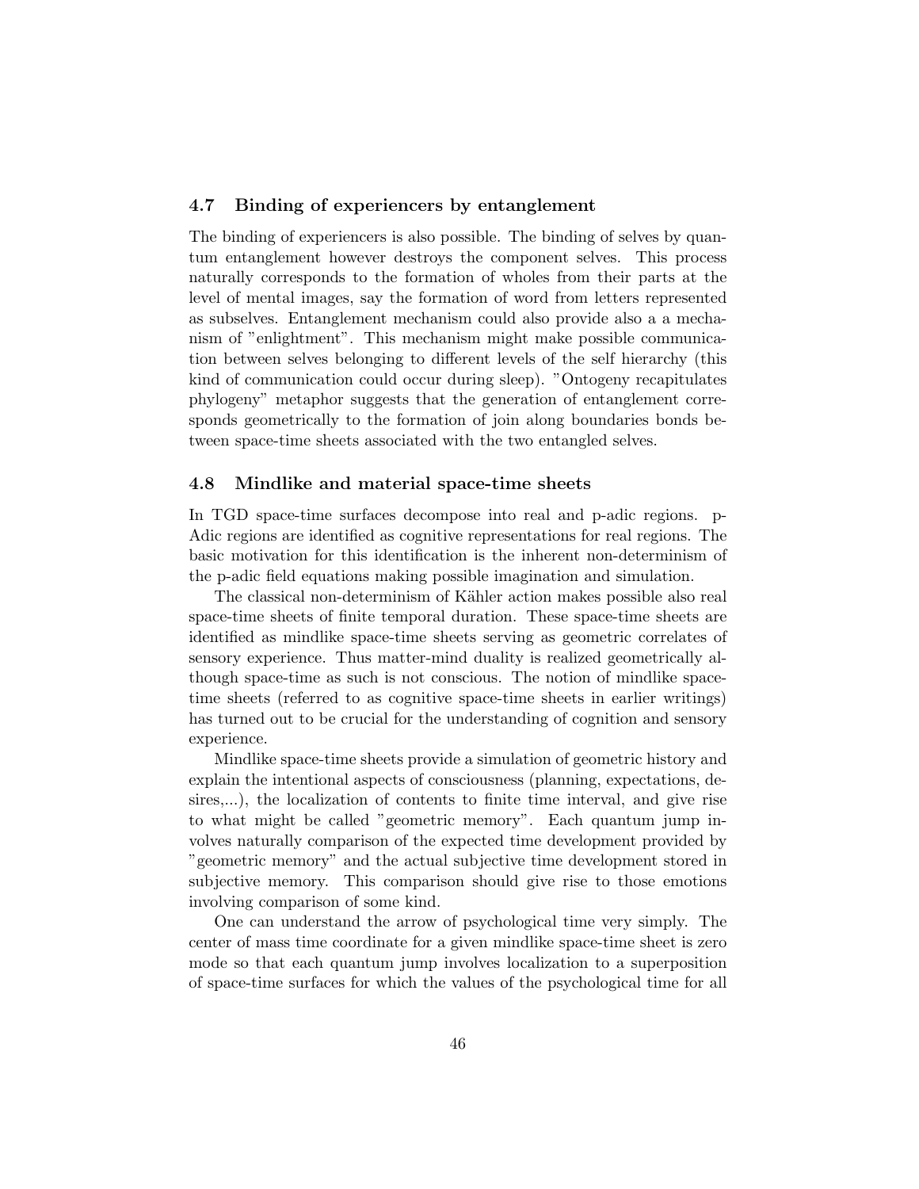### 4.7 Binding of experiencers by entanglement

The binding of experiencers is also possible. The binding of selves by quantum entanglement however destroys the component selves. This process naturally corresponds to the formation of wholes from their parts at the level of mental images, say the formation of word from letters represented as subselves. Entanglement mechanism could also provide also a a mechanism of "enlightment". This mechanism might make possible communication between selves belonging to different levels of the self hierarchy (this kind of communication could occur during sleep). "Ontogeny recapitulates phylogeny" metaphor suggests that the generation of entanglement corresponds geometrically to the formation of join along boundaries bonds between space-time sheets associated with the two entangled selves.

### 4.8 Mindlike and material space-time sheets

In TGD space-time surfaces decompose into real and p-adic regions. p-Adic regions are identified as cognitive representations for real regions. The basic motivation for this identification is the inherent non-determinism of the p-adic field equations making possible imagination and simulation.

The classical non-determinism of Kähler action makes possible also real space-time sheets of finite temporal duration. These space-time sheets are identified as mindlike space-time sheets serving as geometric correlates of sensory experience. Thus matter-mind duality is realized geometrically although space-time as such is not conscious. The notion of mindlike space-time sheets (referred to as cognitive space-time sheets in earlier writings) has turned out to be crucial for the understanding of cognition and sensory experience.

Mindlike space-time sheets provide a simulation of geometric history and explain the intentional aspects of consciousness (planning, expectations, desires,...), the localization of contents to finite time interval, and give rise to what might be called "geometric memory". Each quantum jump involves naturally comparison of the expected time development provided by "geometric memory" and the actual subjective time development stored in subjective memory. This comparison should give rise to those emotions involving comparison of some kind.

One can understand the arrow of psychological time very simply. The center of mass time coordinate for a given mindlike space-time sheet is zero mode so that each quantum jump involves localization to a superposition of space-time surfaces for which the values of the psychological time for all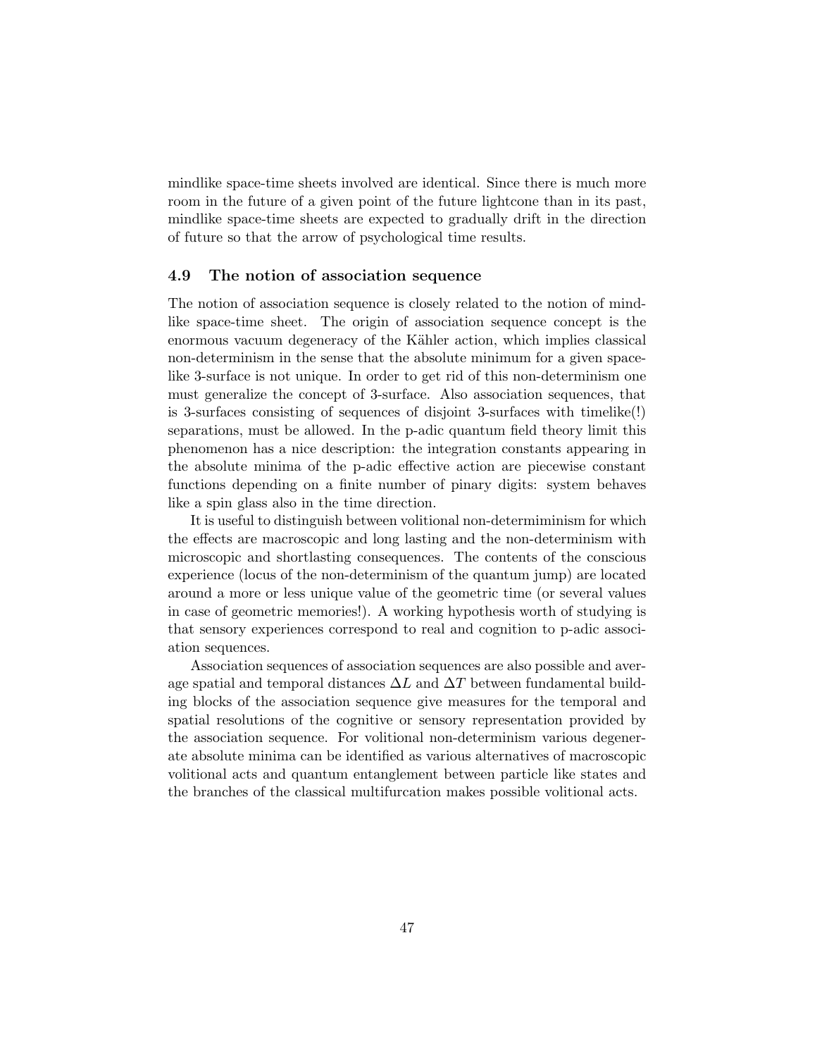mindlike space-time sheets involved are identical. Since there is much more room in the future of a given point of the future lightcone than in its past, mindlike space-time sheets are expected to gradually drift in the direction of future so that the arrow of psychological time results.

### 4.9 The notion of association sequence

The notion of association sequence is closely related to the notion of mindlike space-time sheet. The origin of association sequence concept is the enormous vacuum degeneracy of the Kähler action, which implies classical non-determinism in the sense that the absolute minimum for a given spacelike 3-surface is not unique. In order to get rid of this non-determinism one must generalize the concept of 3-surface. Also association sequences, that is 3-surfaces consisting of sequences of disjoint 3-surfaces with timelike(!) separations, must be allowed. In the p-adic quantum field theory limit this phenomenon has a nice description: the integration constants appearing in the absolute minima of the p-adic effective action are piecewise constant functions depending on a finite number of pinary digits: system behaves like a spin glass also in the time direction.

It is useful to distinguish between volitional non-determiminism for which the effects are macroscopic and long lasting and the non-determinism with microscopic and shortlasting consequences. The contents of the conscious experience (locus of the non-determinism of the quantum jump) are located around a more or less unique value of the geometric time (or several values in case of geometric memories!). A working hypothesis worth of studying is that sensory experiences correspond to real and cognition to p-adic association sequences.

Association sequences of association sequences are also possible and average spatial and temporal distances $\Delta L$ and $\Delta T$ between fundamental building blocks of the association sequence give measures for the temporal and spatial resolutions of the cognitive or sensory representation provided by the association sequence. For volitional non-determinism various degenerate absolute minima can be identified as various alternatives of macroscopic volitional acts and quantum entanglement between particle like states and the branches of the classical multifurcation makes possible volitional acts.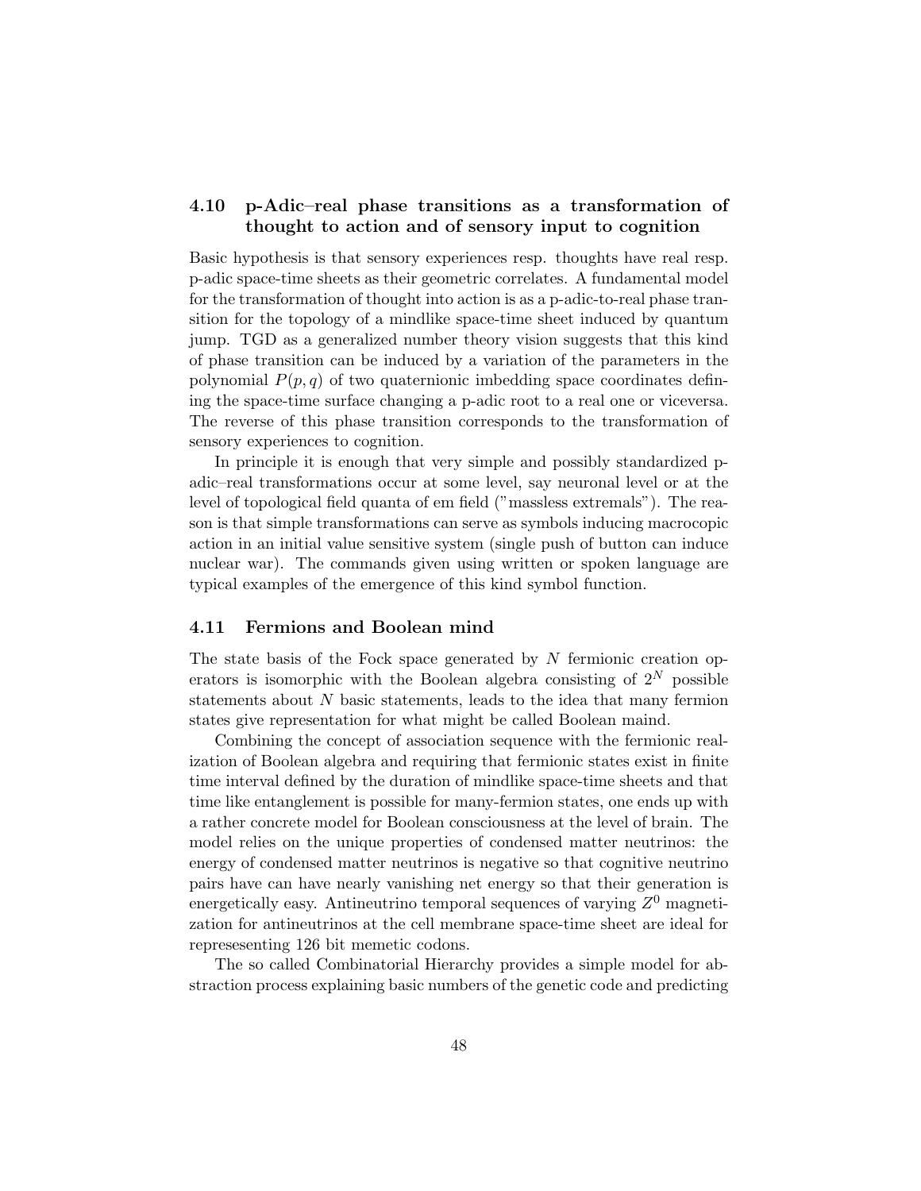### 4.10 p-Adic–real phase transitions as a transformation of thought to action and of sensory input to cognition

Basic hypothesis is that sensory experiences resp. thoughts have real resp. p-adic space-time sheets as their geometric correlates. A fundamental model for the transformation of thought into action is as a p-adic-to-real phase transition for the topology of a mindlike space-time sheet induced by quantum jump. TGD as a generalized number theory vision suggests that this kind of phase transition can be induced by a variation of the parameters in the polynomial $P(p, q)$ of two quaternionic imbedding space coordinates defining the space-time surface changing a p-adic root to a real one or viceversa. The reverse of this phase transition corresponds to the transformation of sensory experiences to cognition.

In principle it is enough that very simple and possibly standardized p-adic–real transformations occur at some level, say neuronal level or at the level of topological field quanta of em field ("massless extremals"). The reason is that simple transformations can serve as symbols inducing macrocopic action in an initial value sensitive system (single push of button can induce nuclear war). The commands given using written or spoken language are typical examples of the emergence of this kind symbol function.

### 4.11 Fermions and Boolean mind

The state basis of the Fock space generated by $N$ fermionic creation operators is isomorphic with the Boolean algebra consisting of $2^N$ possible statements about $N$ basic statements, leads to the idea that many fermion states give representation for what might be called Boolean maind.

Combining the concept of association sequence with the fermionic realization of Boolean algebra and requiring that fermionic states exist in finite time interval defined by the duration of mindlike space-time sheets and that time like entanglement is possible for many-fermion states, one ends up with a rather concrete model for Boolean consciousness at the level of brain. The model relies on the unique properties of condensed matter neutrinos: the energy of condensed matter neutrinos is negative so that cognitive neutrino pairs have can have nearly vanishing net energy so that their generation is energetically easy. Antineutrino temporal sequences of varying $Z^0$ magnetization for antineutrinos at the cell membrane space-time sheet are ideal for represesenting 126 bit memetic codons.

The so called Combinatorial Hierarchy provides a simple model for abstraction process explaining basic numbers of the genetic code and predicting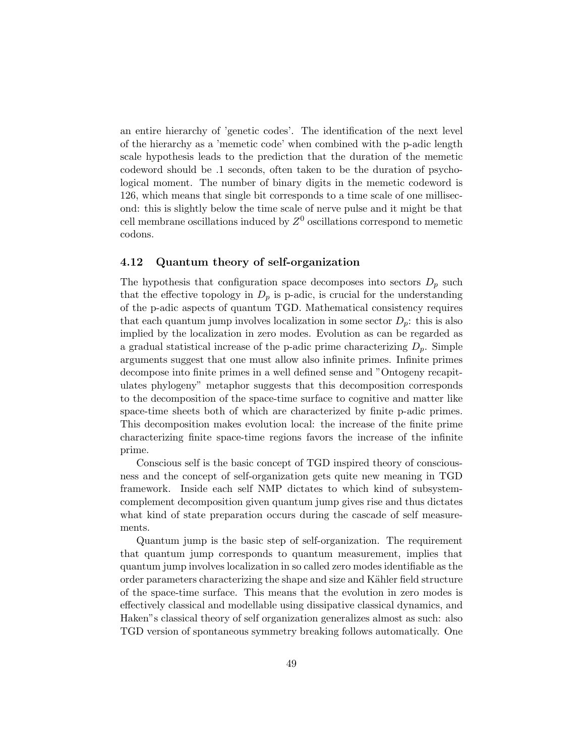an entire hierarchy of 'genetic codes'. The identification of the next level of the hierarchy as a 'memetic code' when combined with the p-adic length scale hypothesis leads to the prediction that the duration of the memetic codeword should be .1 seconds, often taken to be the duration of psychological moment. The number of binary digits in the memetic codeword is 126, which means that single bit corresponds to a time scale of one millisecond: this is slightly below the time scale of nerve pulse and it might be that cell membrane oscillations induced by $Z^0$ oscillations correspond to memetic codons.

### 4.12 Quantum theory of self-organization

The hypothesis that configuration space decomposes into sectors $D_p$ such that the effective topology in $D_p$ is p-adic, is crucial for the understanding of the p-adic aspects of quantum TGD. Mathematical consistency requires that each quantum jump involves localization in some sector $D_p$: this is also implied by the localization in zero modes. Evolution as can be regarded as a gradual statistical increase of the p-adic prime characterizing $D_p$. Simple arguments suggest that one must allow also infinite primes. Infinite primes decompose into finite primes in a well defined sense and "Ontogeny recapitulates phylogeny" metaphor suggests that this decomposition corresponds to the decomposition of the space-time surface to cognitive and matter like space-time sheets both of which are characterized by finite p-adic primes. This decomposition makes evolution local: the increase of the finite prime characterizing finite space-time regions favors the increase of the infinite prime.

Conscious self is the basic concept of TGD inspired theory of consciousness and the concept of self-organization gets quite new meaning in TGD framework. Inside each self NMP dictates to which kind of subsystem-complement decomposition given quantum jump gives rise and thus dictates what kind of state preparation occurs during the cascade of self measurements.

Quantum jump is the basic step of self-organization. The requirement that quantum jump corresponds to quantum measurement, implies that quantum jump involves localization in so called zero modes identifiable as the order parameters characterizing the shape and size and Kähler field structure of the space-time surface. This means that the evolution in zero modes is effectively classical and modellable using dissipative classical dynamics, and Haken"s classical theory of self organization generalizes almost as such: also TGD version of spontaneous symmetry breaking follows automatically. One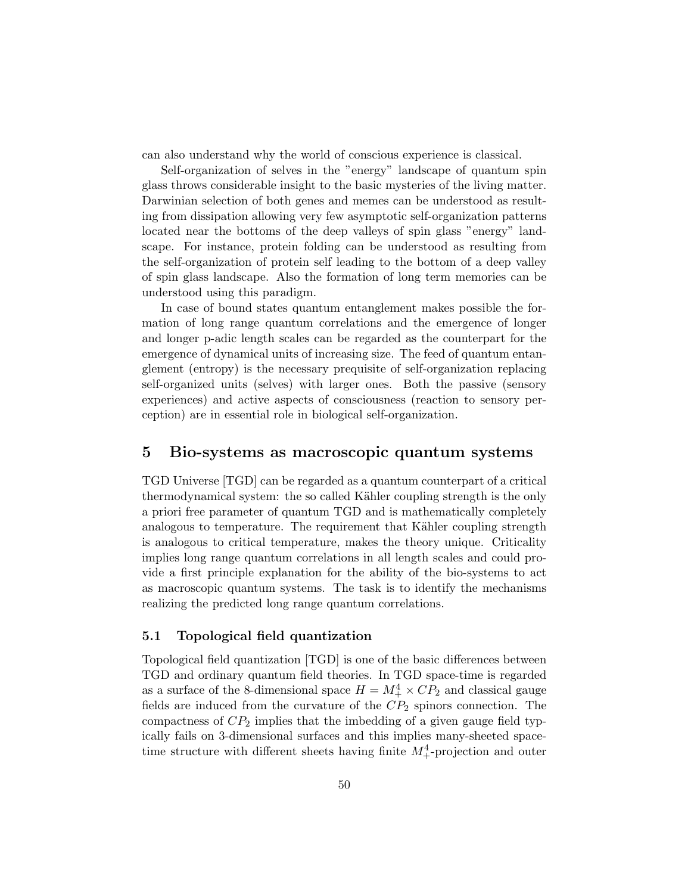can also understand why the world of conscious experience is classical.

Self-organization of selves in the "energy" landscape of quantum spin glass throws considerable insight to the basic mysteries of the living matter. Darwinian selection of both genes and memes can be understood as resulting from dissipation allowing very few asymptotic self-organization patterns located near the bottoms of the deep valleys of spin glass "energy" landscape. For instance, protein folding can be understood as resulting from the self-organization of protein self leading to the bottom of a deep valley of spin glass landscape. Also the formation of long term memories can be understood using this paradigm.

In case of bound states quantum entanglement makes possible the formation of long range quantum correlations and the emergence of longer and longer p-adic length scales can be regarded as the counterpart for the emergence of dynamical units of increasing size. The feed of quantum entanglement (entropy) is the necessary prequisite of self-organization replacing self-organized units (selves) with larger ones. Both the passive (sensory experiences) and active aspects of consciousness (reaction to sensory perception) are in essential role in biological self-organization.

# 5 Bio-systems as macroscopic quantum systems

TGD Universe [TGD] can be regarded as a quantum counterpart of a critical thermodynamical system: the so called Kähler coupling strength is the only a priori free parameter of quantum TGD and is mathematically completely analogous to temperature. The requirement that Kähler coupling strength is analogous to critical temperature, makes the theory unique. Criticality implies long range quantum correlations in all length scales and could provide a first principle explanation for the ability of the bio-systems to act as macroscopic quantum systems. The task is to identify the mechanisms realizing the predicted long range quantum correlations.

## 5.1 Topological field quantization

Topological field quantization [TGD] is one of the basic differences between TGD and ordinary quantum field theories. In TGD space-time is regarded as a surface of the 8-dimensional space $H = M^4_+ \times CP_2$ and classical gauge fields are induced from the curvature of the $CP_2$ spinors connection. The compactness of $CP_2$ implies that the imbedding of a given gauge field typically fails on 3-dimensional surfaces and this implies many-sheeted space-time structure with different sheets having finite $M^4_+$-projection and outer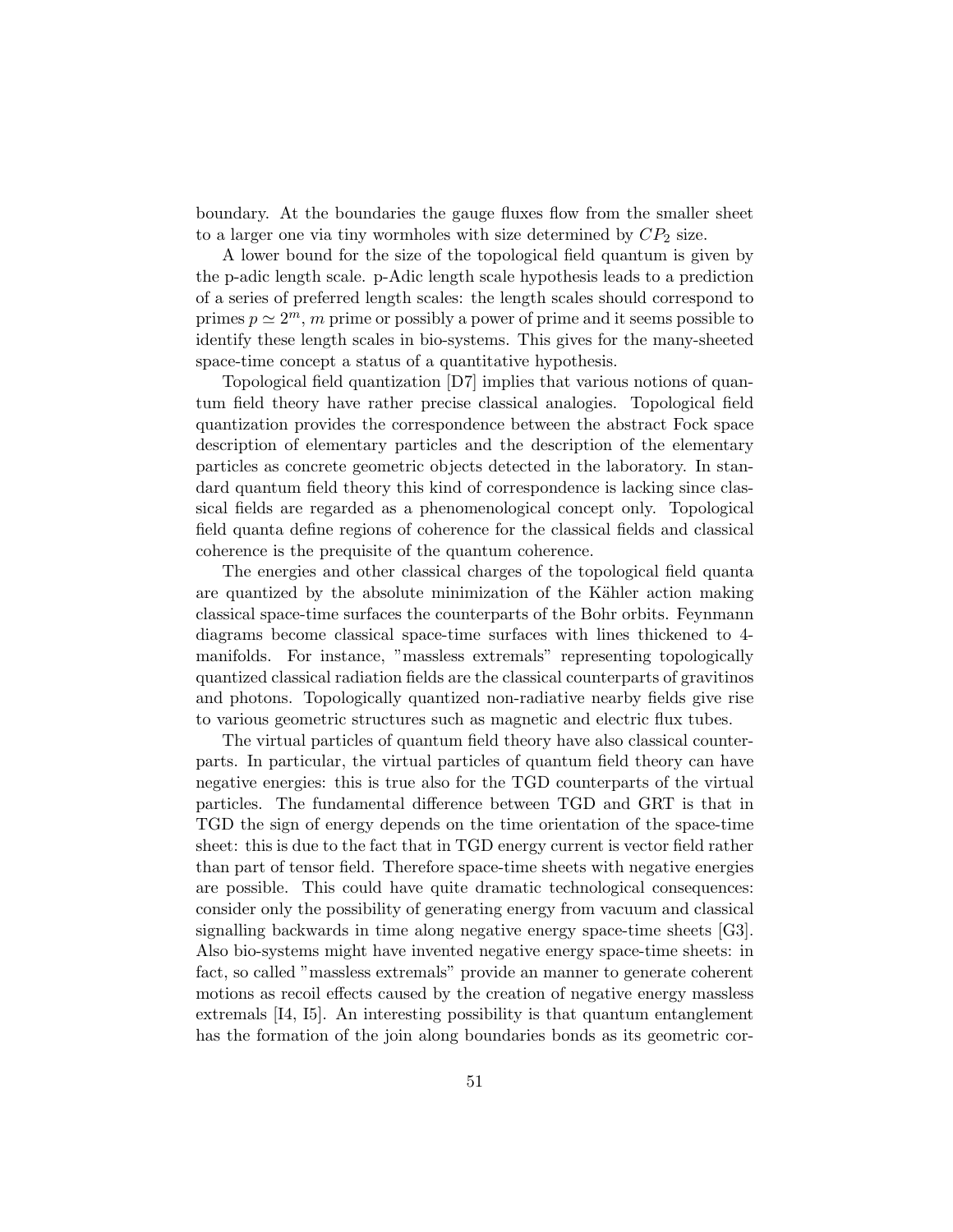boundary. At the boundaries the gauge fluxes flow from the smaller sheet to a larger one via tiny wormholes with size determined by $CP_2$ size.

A lower bound for the size of the topological field quantum is given by the p-adic length scale. p-Adic length scale hypothesis leads to a prediction of a series of preferred length scales: the length scales should correspond to primes $p \simeq 2^m$, $m$ prime or possibly a power of prime and it seems possible to identify these length scales in bio-systems. This gives for the many-sheeted space-time concept a status of a quantitative hypothesis.

Topological field quantization [D7] implies that various notions of quantum field theory have rather precise classical analogies. Topological field quantization provides the correspondence between the abstract Fock space description of elementary particles and the description of the elementary particles as concrete geometric objects detected in the laboratory. In standard quantum field theory this kind of correspondence is lacking since classical fields are regarded as a phenomenological concept only. Topological field quanta define regions of coherence for the classical fields and classical coherence is the prequisite of the quantum coherence.

The energies and other classical charges of the topological field quanta are quantized by the absolute minimization of the Kähler action making classical space-time surfaces the counterparts of the Bohr orbits. Feynmann diagrams become classical space-time surfaces with lines thickened to 4-manifolds. For instance, "massless extremals" representing topologically quantized classical radiation fields are the classical counterparts of gravitinos and photons. Topologically quantized non-radiative nearby fields give rise to various geometric structures such as magnetic and electric flux tubes.

The virtual particles of quantum field theory have also classical counterparts. In particular, the virtual particles of quantum field theory can have negative energies: this is true also for the TGD counterparts of the virtual particles. The fundamental difference between TGD and GRT is that in TGD the sign of energy depends on the time orientation of the space-time sheet: this is due to the fact that in TGD energy current is vector field rather than part of tensor field. Therefore space-time sheets with negative energies are possible. This could have quite dramatic technological consequences: consider only the possibility of generating energy from vacuum and classical signalling backwards in time along negative energy space-time sheets [G3]. Also bio-systems might have invented negative energy space-time sheets: in fact, so called "massless extremals" provide an manner to generate coherent motions as recoil effects caused by the creation of negative energy massless extremals [I4, I5]. An interesting possibility is that quantum entanglement has the formation of the join along boundaries bonds as its geometric cor-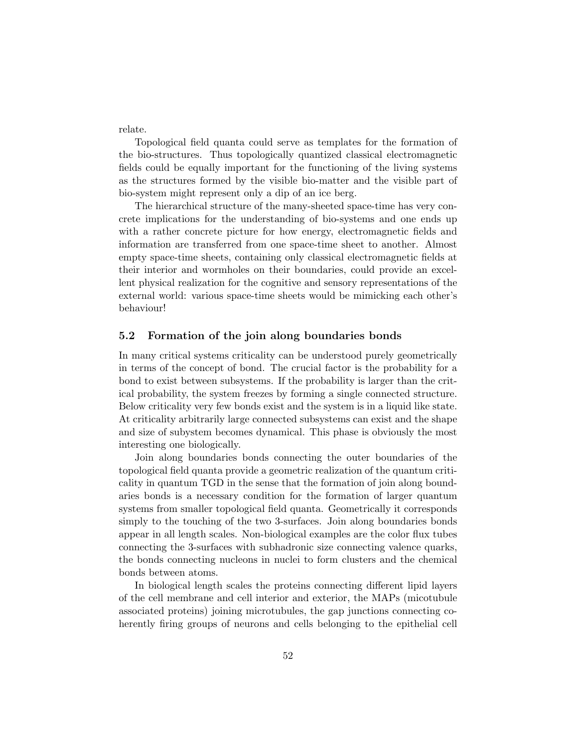relate.

Topological field quanta could serve as templates for the formation of the bio-structures. Thus topologically quantized classical electromagnetic fields could be equally important for the functioning of the living systems as the structures formed by the visible bio-matter and the visible part of bio-system might represent only a dip of an ice berg.

The hierarchical structure of the many-sheeted space-time has very concrete implications for the understanding of bio-systems and one ends up with a rather concrete picture for how energy, electromagnetic fields and information are transferred from one space-time sheet to another. Almost empty space-time sheets, containing only classical electromagnetic fields at their interior and wormholes on their boundaries, could provide an excellent physical realization for the cognitive and sensory representations of the external world: various space-time sheets would be mimicking each other's behaviour!

## 5.2 Formation of the join along boundaries bonds

In many critical systems criticality can be understood purely geometrically in terms of the concept of bond. The crucial factor is the probability for a bond to exist between subsystems. If the probability is larger than the critical probability, the system freezes by forming a single connected structure. Below criticality very few bonds exist and the system is in a liquid like state. At criticality arbitrarily large connected subsystems can exist and the shape and size of subystem becomes dynamical. This phase is obviously the most interesting one biologically.

Join along boundaries bonds connecting the outer boundaries of the topological field quanta provide a geometric realization of the quantum criticality in quantum TGD in the sense that the formation of join along boundaries bonds is a necessary condition for the formation of larger quantum systems from smaller topological field quanta. Geometrically it corresponds simply to the touching of the two 3-surfaces. Join along boundaries bonds appear in all length scales. Non-biological examples are the color flux tubes connecting the 3-surfaces with subhadronic size connecting valence quarks, the bonds connecting nucleons in nuclei to form clusters and the chemical bonds between atoms.

In biological length scales the proteins connecting different lipid layers of the cell membrane and cell interior and exterior, the MAPs (micotubule associated proteins) joining microtubules, the gap junctions connecting coherently firing groups of neurons and cells belonging to the epithelial cell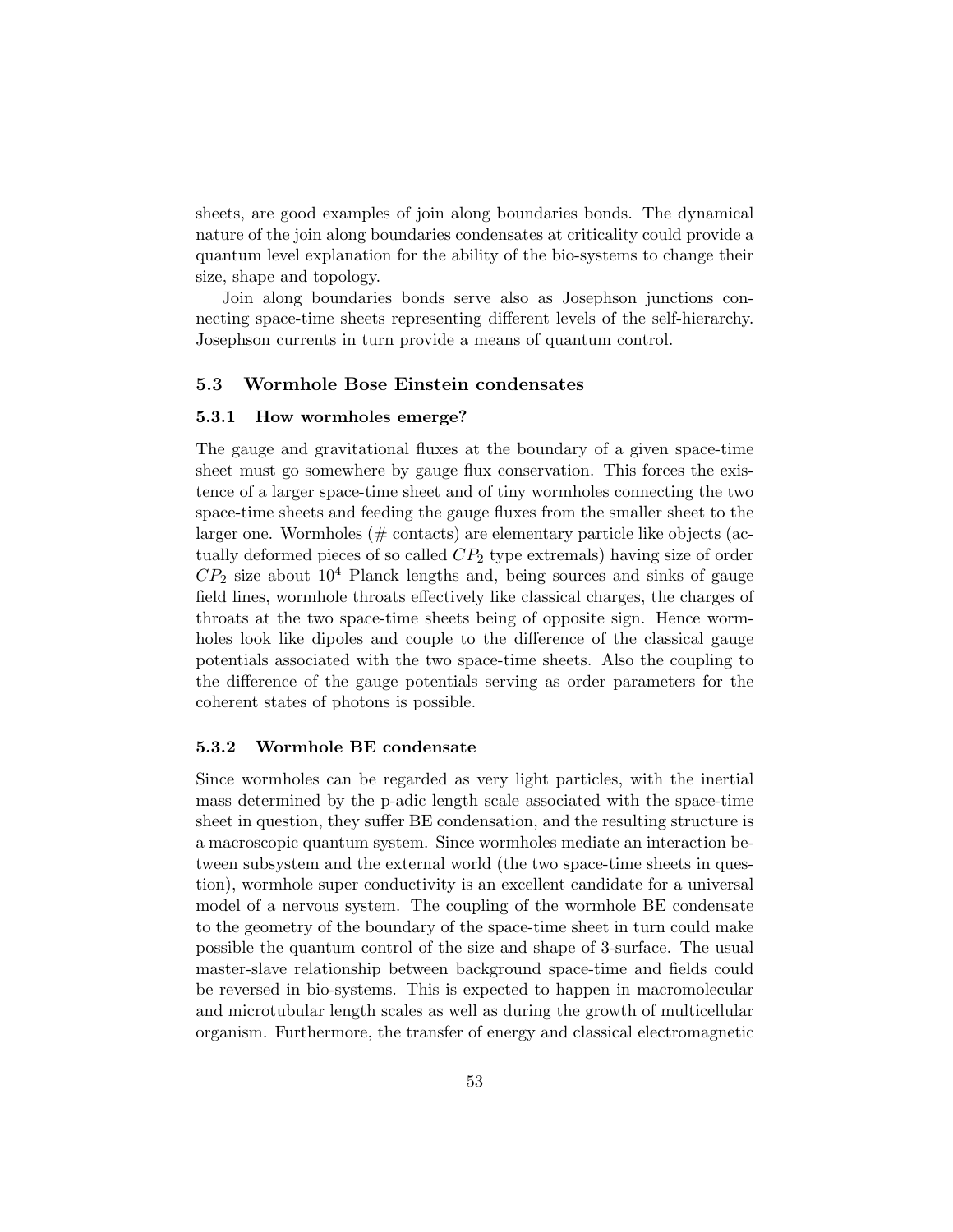sheets, are good examples of join along boundaries bonds. The dynamical nature of the join along boundaries condensates at criticality could provide a quantum level explanation for the ability of the bio-systems to change their size, shape and topology.

Join along boundaries bonds serve also as Josephson junctions connecting space-time sheets representing different levels of the self-hierarchy. Josephson currents in turn provide a means of quantum control.

## 5.3 Wormhole Bose Einstein condensates

### 5.3.1 How wormholes emerge?

The gauge and gravitational fluxes at the boundary of a given space-time sheet must go somewhere by gauge flux conservation. This forces the existence of a larger space-time sheet and of tiny wormholes connecting the two space-time sheets and feeding the gauge fluxes from the smaller sheet to the larger one. Wormholes (# contacts) are elementary particle like objects (actually deformed pieces of so called $CP_2$ type extremals) having size of order $CP_2$ size about $10^4$ Planck lengths and, being sources and sinks of gauge field lines, wormhole throats effectively like classical charges, the charges of throats at the two space-time sheets being of opposite sign. Hence wormholes look like dipoles and couple to the difference of the classical gauge potentials associated with the two space-time sheets. Also the coupling to the difference of the gauge potentials serving as order parameters for the coherent states of photons is possible.

### 5.3.2 Wormhole BE condensate

Since wormholes can be regarded as very light particles, with the inertial mass determined by the p-adic length scale associated with the space-time sheet in question, they suffer BE condensation, and the resulting structure is a macroscopic quantum system. Since wormholes mediate an interaction between subsystem and the external world (the two space-time sheets in question), wormhole super conductivity is an excellent candidate for a universal model of a nervous system. The coupling of the wormhole BE condensate to the geometry of the boundary of the space-time sheet in turn could make possible the quantum control of the size and shape of 3-surface. The usual master-slave relationship between background space-time and fields could be reversed in bio-systems. This is expected to happen in macromolecular and microtubular length scales as well as during the growth of multicellular organism. Furthermore, the transfer of energy and classical electromagnetic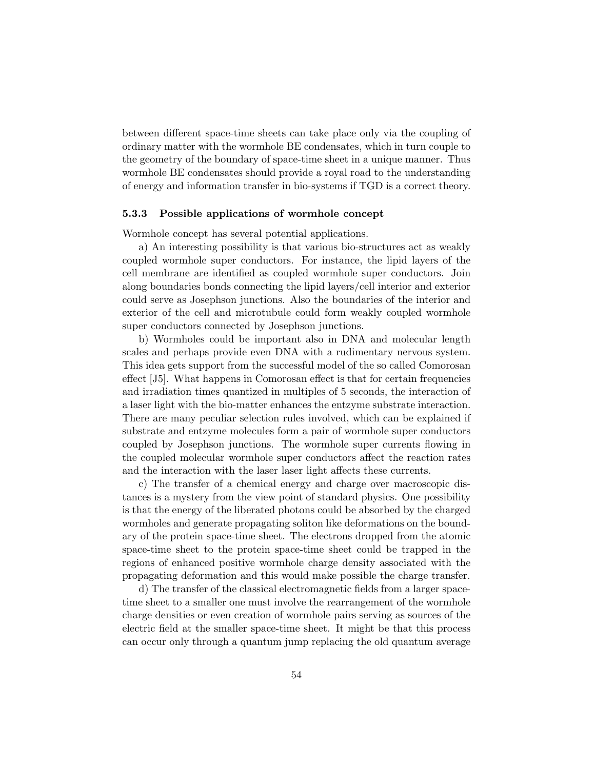between different space-time sheets can take place only via the coupling of ordinary matter with the wormhole BE condensates, which in turn couple to the geometry of the boundary of space-time sheet in a unique manner. Thus wormhole BE condensates should provide a royal road to the understanding of energy and information transfer in bio-systems if TGD is a correct theory.

### 5.3.3 Possible applications of wormhole concept

Wormhole concept has several potential applications.

a) An interesting possibility is that various bio-structures act as weakly coupled wormhole super conductors. For instance, the lipid layers of the cell membrane are identified as coupled wormhole super conductors. Join along boundaries bonds connecting the lipid layers/cell interior and exterior could serve as Josephson junctions. Also the boundaries of the interior and exterior of the cell and microtubule could form weakly coupled wormhole super conductors connected by Josephson junctions.

b) Wormholes could be important also in DNA and molecular length scales and perhaps provide even DNA with a rudimentary nervous system. This idea gets support from the successful model of the so called Comorosan effect [J5]. What happens in Comorosan effect is that for certain frequencies and irradiation times quantized in multiples of 5 seconds, the interaction of a laser light with the bio-matter enhances the entzyme substrate interaction. There are many peculiar selection rules involved, which can be explained if substrate and entzyme molecules form a pair of wormhole super conductors coupled by Josephson junctions. The wormhole super currents flowing in the coupled molecular wormhole super conductors affect the reaction rates and the interaction with the laser laser light affects these currents.

c) The transfer of a chemical energy and charge over macroscopic distances is a mystery from the view point of standard physics. One possibility is that the energy of the liberated photons could be absorbed by the charged wormholes and generate propagating soliton like deformations on the boundary of the protein space-time sheet. The electrons dropped from the atomic space-time sheet to the protein space-time sheet could be trapped in the regions of enhanced positive wormhole charge density associated with the propagating deformation and this would make possible the charge transfer.

d) The transfer of the classical electromagnetic fields from a larger space-time sheet to a smaller one must involve the rearrangement of the wormhole charge densities or even creation of wormhole pairs serving as sources of the electric field at the smaller space-time sheet. It might be that this process can occur only through a quantum jump replacing the old quantum average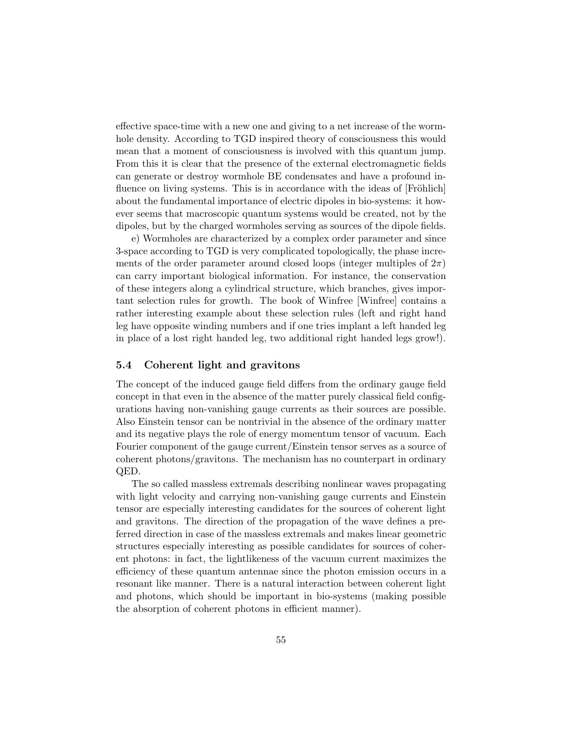effective space-time with a new one and giving to a net increase of the wormhole density. According to TGD inspired theory of consciousness this would mean that a moment of consciousness is involved with this quantum jump. From this it is clear that the presence of the external electromagnetic fields can generate or destroy wormhole BE condensates and have a profound influence on living systems. This is in accordance with the ideas of [Fröhlich] about the fundamental importance of electric dipoles in bio-systems: it however seems that macroscopic quantum systems would be created, not by the dipoles, but by the charged wormholes serving as sources of the dipole fields.

e) Wormholes are characterized by a complex order parameter and since 3-space according to TGD is very complicated topologically, the phase increments of the order parameter around closed loops (integer multiples of $2\pi$) can carry important biological information. For instance, the conservation of these integers along a cylindrical structure, which branches, gives important selection rules for growth. The book of Winfree [Winfree] contains a rather interesting example about these selection rules (left and right hand leg have opposite winding numbers and if one tries implant a left handed leg in place of a lost right handed leg, two additional right handed legs grow!).

### 5.4 Coherent light and gravitons

The concept of the induced gauge field differs from the ordinary gauge field concept in that even in the absence of the matter purely classical field configurations having non-vanishing gauge currents as their sources are possible. Also Einstein tensor can be nontrivial in the absence of the ordinary matter and its negative plays the role of energy momentum tensor of vacuum. Each Fourier component of the gauge current/Einstein tensor serves as a source of coherent photons/gravitons. The mechanism has no counterpart in ordinary QED.

The so called massless extremals describing nonlinear waves propagating with light velocity and carrying non-vanishing gauge currents and Einstein tensor are especially interesting candidates for the sources of coherent light and gravitons. The direction of the propagation of the wave defines a preferred direction in case of the massless extremals and makes linear geometric structures especially interesting as possible candidates for sources of coherent photons: in fact, the lightlikeness of the vacuum current maximizes the efficiency of these quantum antennae since the photon emission occurs in a resonant like manner. There is a natural interaction between coherent light and photons, which should be important in bio-systems (making possible the absorption of coherent photons in efficient manner).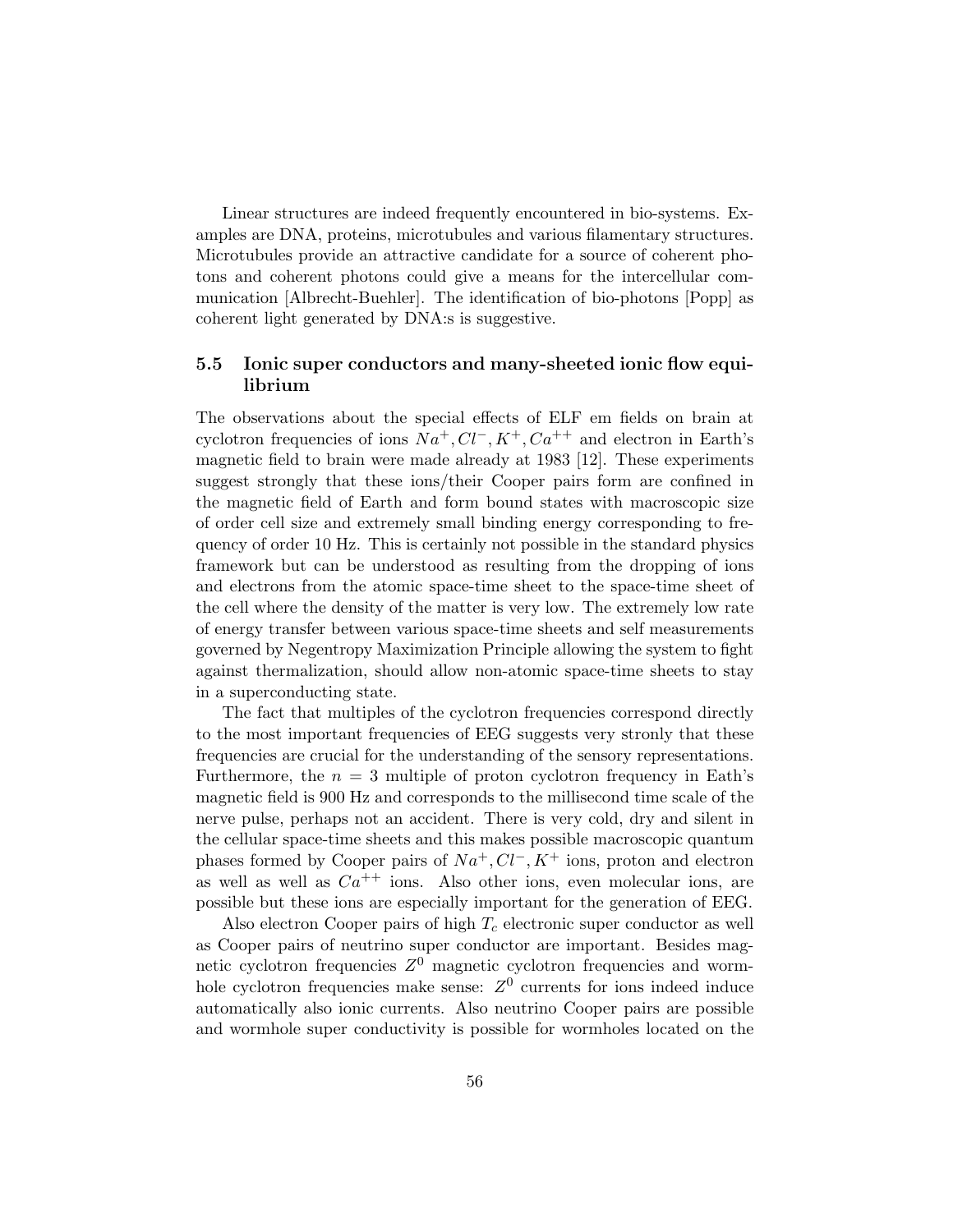Linear structures are indeed frequently encountered in bio-systems. Examples are DNA, proteins, microtubules and various filamentary structures. Microtubules provide an attractive candidate for a source of coherent photons and coherent photons could give a means for the intercellular communication [Albrecht-Buehler]. The identification of bio-photons [Popp] as coherent light generated by DNA:s is suggestive.

### 5.5 Ionic super conductors and many-sheeted ionic flow equilibrium

The observations about the special effects of ELF em fields on brain at cyclotron frequencies of ions $Na^+, Cl^-, K^+, Ca^{++}$ and electron in Earth's magnetic field to brain were made already at 1983 [12]. These experiments suggest strongly that these ions/their Cooper pairs form are confined in the magnetic field of Earth and form bound states with macroscopic size of order cell size and extremely small binding energy corresponding to frequency of order 10 Hz. This is certainly not possible in the standard physics framework but can be understood as resulting from the dropping of ions and electrons from the atomic space-time sheet to the space-time sheet of the cell where the density of the matter is very low. The extremely low rate of energy transfer between various space-time sheets and self measurements governed by Negentropy Maximization Principle allowing the system to fight against thermalization, should allow non-atomic space-time sheets to stay in a superconducting state.

The fact that multiples of the cyclotron frequencies correspond directly to the most important frequencies of EEG suggests very stronly that these frequencies are crucial for the understanding of the sensory representations. Furthermore, the $n = 3$ multiple of proton cyclotron frequency in Eath's magnetic field is 900 Hz and corresponds to the millisecond time scale of the nerve pulse, perhaps not an accident. There is very cold, dry and silent in the cellular space-time sheets and this makes possible macroscopic quantum phases formed by Cooper pairs of $Na^+, Cl^-, K^+$ ions, proton and electron as well as well as $Ca^{++}$ ions. Also other ions, even molecular ions, are possible but these ions are especially important for the generation of EEG.

Also electron Cooper pairs of high $T_c$ electronic super conductor as well as Cooper pairs of neutrino super conductor are important. Besides magnetic cyclotron frequencies $Z^0$ magnetic cyclotron frequencies and wormhole cyclotron frequencies make sense: $Z^0$ currents for ions indeed induce automatically also ionic currents. Also neutrino Cooper pairs are possible and wormhole super conductivity is possible for wormholes located on the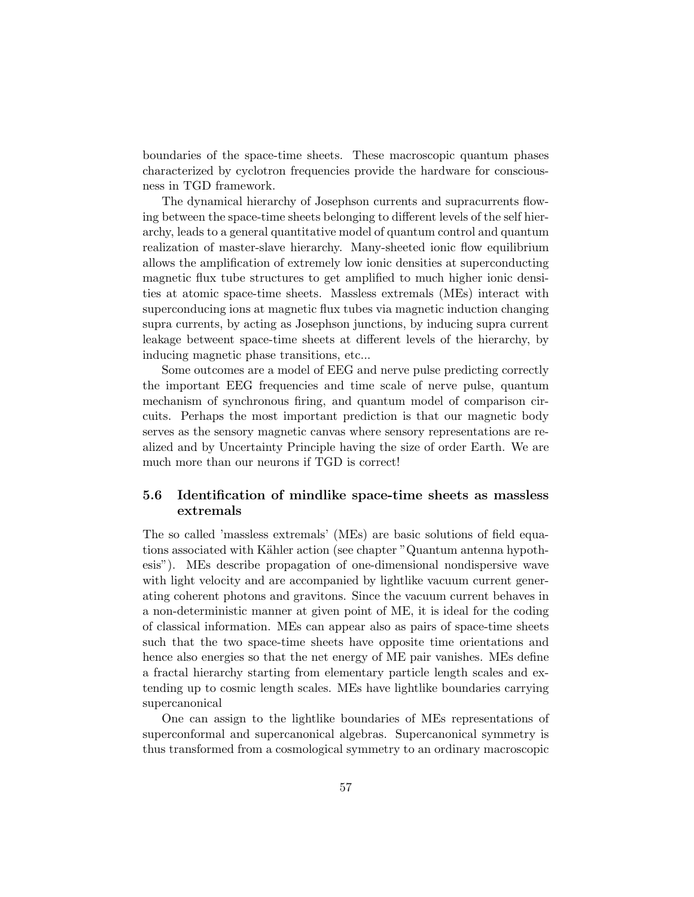boundaries of the space-time sheets. These macroscopic quantum phases characterized by cyclotron frequencies provide the hardware for consciousness in TGD framework.

The dynamical hierarchy of Josephson currents and supracurrents flowing between the space-time sheets belonging to different levels of the self hierarchy, leads to a general quantitative model of quantum control and quantum realization of master-slave hierarchy. Many-sheeted ionic flow equilibrium allows the amplification of extremely low ionic densities at superconducting magnetic flux tube structures to get amplified to much higher ionic densities at atomic space-time sheets. Massless extremals (MEs) interact with superconducing ions at magnetic flux tubes via magnetic induction changing supra currents, by acting as Josephson junctions, by inducing supra current leakage betweent space-time sheets at different levels of the hierarchy, by inducing magnetic phase transitions, etc...

Some outcomes are a model of EEG and nerve pulse predicting correctly the important EEG frequencies and time scale of nerve pulse, quantum mechanism of synchronous firing, and quantum model of comparison circuits. Perhaps the most important prediction is that our magnetic body serves as the sensory magnetic canvas where sensory representations are realized and by Uncertainty Principle having the size of order Earth. We are much more than our neurons if TGD is correct!

## 5.6 Identification of mindlike space-time sheets as massless extremals

The so called 'massless extremals' (MEs) are basic solutions of field equations associated with Kähler action (see chapter "Quantum antenna hypothesis"). MEs describe propagation of one-dimensional nondispersive wave with light velocity and are accompanied by lightlike vacuum current generating coherent photons and gravitons. Since the vacuum current behaves in a non-deterministic manner at given point of ME, it is ideal for the coding of classical information. MEs can appear also as pairs of space-time sheets such that the two space-time sheets have opposite time orientations and hence also energies so that the net energy of ME pair vanishes. MEs define a fractal hierarchy starting from elementary particle length scales and extending up to cosmic length scales. MEs have lightlike boundaries carrying supercanonical

One can assign to the lightlike boundaries of MEs representations of superconformal and supercanonical algebras. Supercanonical symmetry is thus transformed from a cosmological symmetry to an ordinary macroscopic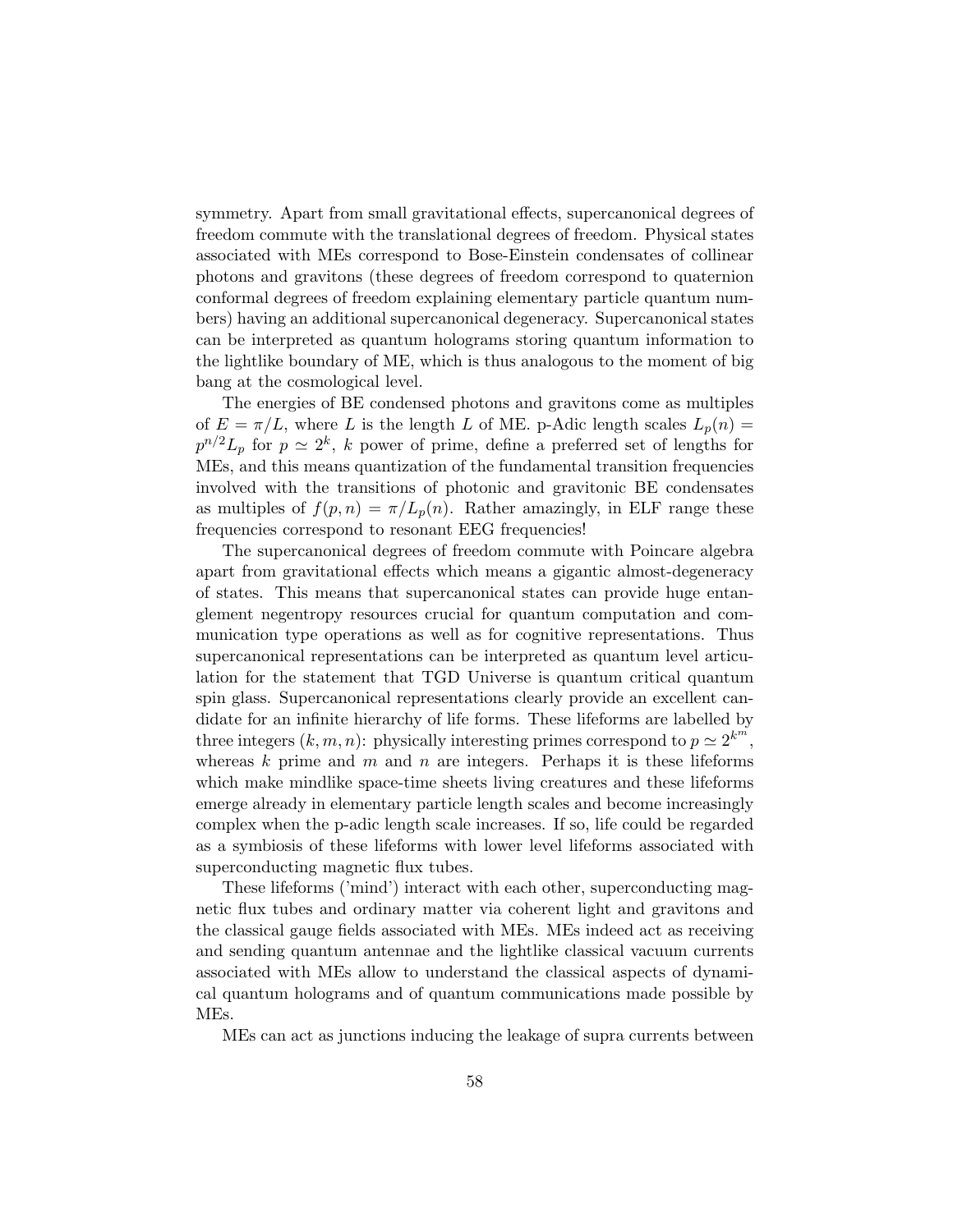symmetry. Apart from small gravitational effects, supercanonical degrees of freedom commute with the translational degrees of freedom. Physical states associated with MEs correspond to Bose-Einstein condensates of collinear photons and gravitons (these degrees of freedom correspond to quaternion conformal degrees of freedom explaining elementary particle quantum numbers) having an additional supercanonical degeneracy. Supercanonical states can be interpreted as quantum holograms storing quantum information to the lightlike boundary of ME, which is thus analogous to the moment of big bang at the cosmological level.

The energies of BE condensed photons and gravitons come as multiples of $E = \pi/L$, where $L$ is the length $L$ of ME. p-Adic length scales $L_p(n) = p^{n/2}L_p$ for $p \simeq 2^k$, $k$ power of prime, define a preferred set of lengths for MEs, and this means quantization of the fundamental transition frequencies involved with the transitions of photonic and gravitonic BE condensates as multiples of $f(p,n) = \pi/L_p(n)$. Rather amazingly, in ELF range these frequencies correspond to resonant EEG frequencies!

The supercanonical degrees of freedom commute with Poincare algebra apart from gravitational effects which means a gigantic almost-degeneracy of states. This means that supercanonical states can provide huge entanglement negentropy resources crucial for quantum computation and communication type operations as well as for cognitive representations. Thus supercanonical representations can be interpreted as quantum level articulation for the statement that TGD Universe is quantum critical quantum spin glass. Supercanonical representations clearly provide an excellent candidate for an infinite hierarchy of life forms. These lifeforms are labelled by three integers $(k,m,n)$: physically interesting primes correspond to $p \simeq 2^{k^m}$, whereas $k$ prime and $m$ and $n$ are integers. Perhaps it is these lifeforms which make mindlike space-time sheets living creatures and these lifeforms emerge already in elementary particle length scales and become increasingly complex when the p-adic length scale increases. If so, life could be regarded as a symbiosis of these lifeforms with lower level lifeforms associated with superconducting magnetic flux tubes.

These lifeforms ('mind') interact with each other, superconducting magnetic flux tubes and ordinary matter via coherent light and gravitons and the classical gauge fields associated with MEs. MEs indeed act as receiving and sending quantum antennae and the lightlike classical vacuum currents associated with MEs allow to understand the classical aspects of dynamical quantum holograms and of quantum communications made possible by MEs.

MEs can act as junctions inducing the leakage of supra currents between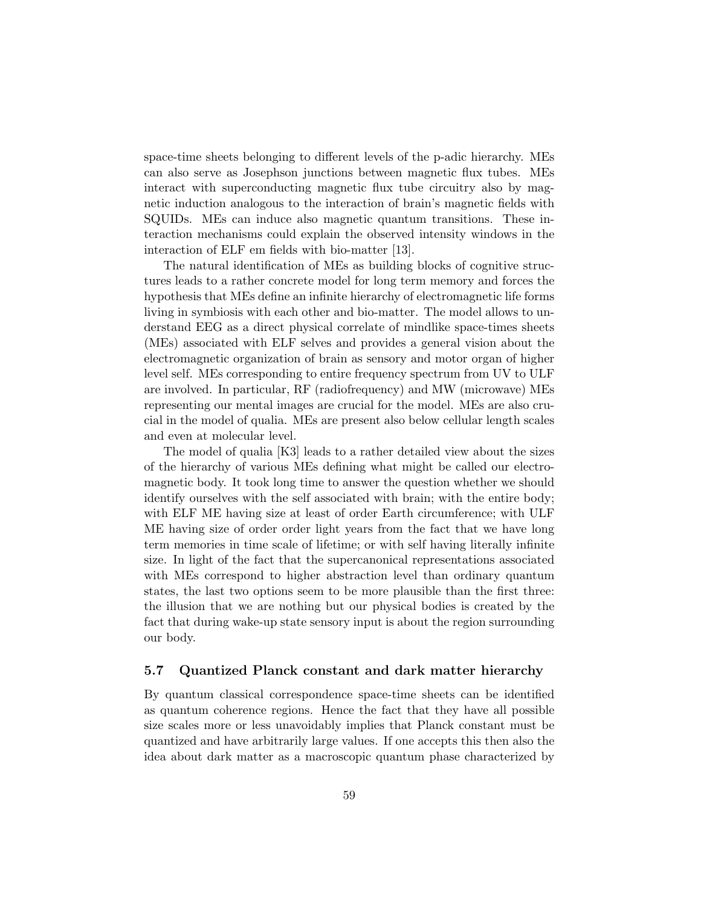space-time sheets belonging to different levels of the p-adic hierarchy. MEs can also serve as Josephson junctions between magnetic flux tubes. MEs interact with superconducting magnetic flux tube circuitry also by magnetic induction analogous to the interaction of brain's magnetic fields with SQUIDs. MEs can induce also magnetic quantum transitions. These interaction mechanisms could explain the observed intensity windows in the interaction of ELF em fields with bio-matter [13].

The natural identification of MEs as building blocks of cognitive structures leads to a rather concrete model for long term memory and forces the hypothesis that MEs define an infinite hierarchy of electromagnetic life forms living in symbiosis with each other and bio-matter. The model allows to understand EEG as a direct physical correlate of mindlike space-times sheets (MEs) associated with ELF selves and provides a general vision about the electromagnetic organization of brain as sensory and motor organ of higher level self. MEs corresponding to entire frequency spectrum from UV to ULF are involved. In particular, RF (radiofrequency) and MW (microwave) MEs representing our mental images are crucial for the model. MEs are also crucial in the model of qualia. MEs are present also below cellular length scales and even at molecular level.

The model of qualia [K3] leads to a rather detailed view about the sizes of the hierarchy of various MEs defining what might be called our electromagnetic body. It took long time to answer the question whether we should identify ourselves with the self associated with brain; with the entire body; with ELF ME having size at least of order Earth circumference; with ULF ME having size of order order light years from the fact that we have long term memories in time scale of lifetime; or with self having literally infinite size. In light of the fact that the supercanonical representations associated with MEs correspond to higher abstraction level than ordinary quantum states, the last two options seem to be more plausible than the first three: the illusion that we are nothing but our physical bodies is created by the fact that during wake-up state sensory input is about the region surrounding our body.

### 5.7 Quantized Planck constant and dark matter hierarchy

By quantum classical correspondence space-time sheets can be identified as quantum coherence regions. Hence the fact that they have all possible size scales more or less unavoidably implies that Planck constant must be quantized and have arbitrarily large values. If one accepts this then also the idea about dark matter as a macroscopic quantum phase characterized by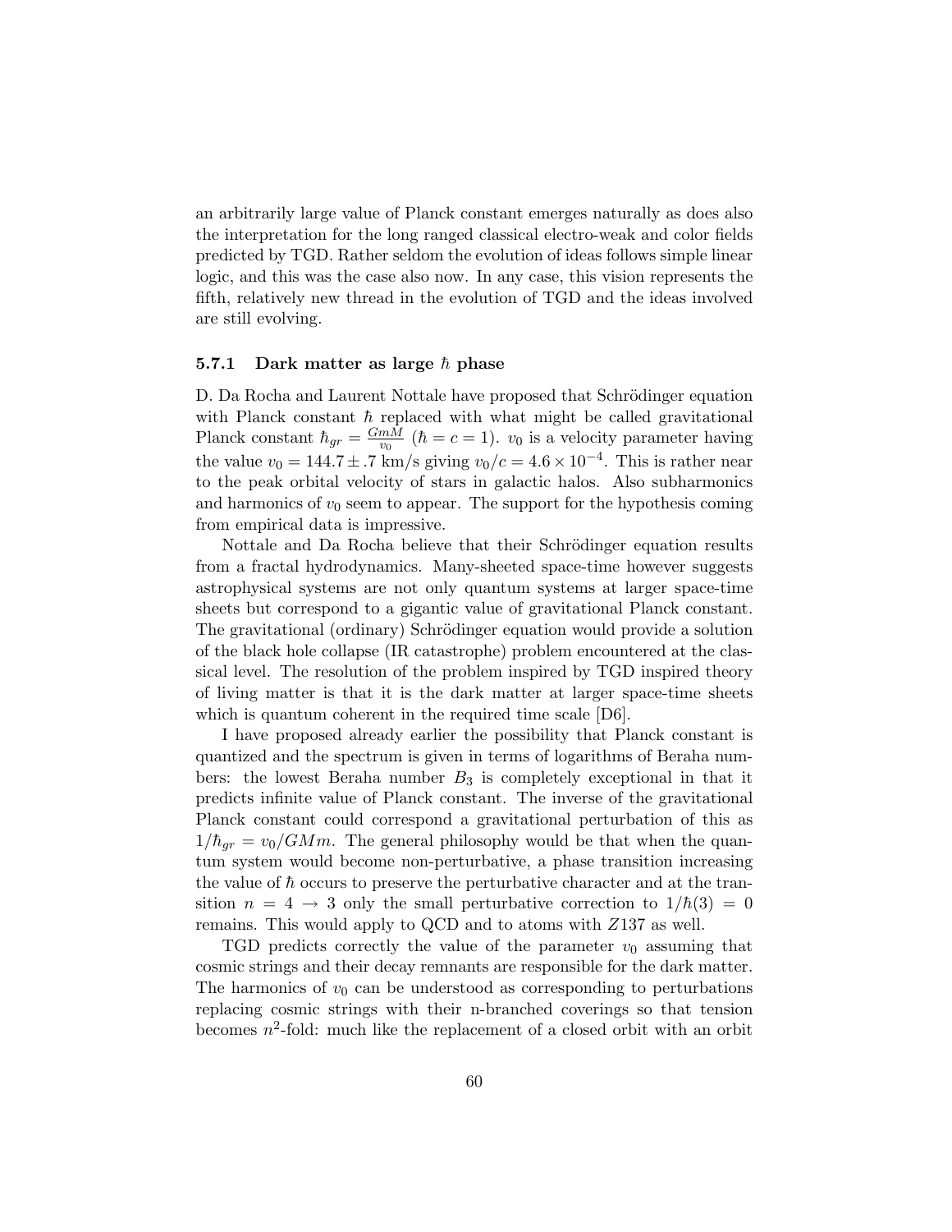an arbitrarily large value of Planck constant emerges naturally as does also the interpretation for the long ranged classical electro-weak and color fields predicted by TGD. Rather seldom the evolution of ideas follows simple linear logic, and this was the case also now. In any case, this vision represents the fifth, relatively new thread in the evolution of TGD and the ideas involved are still evolving.

### 5.7.1 Dark matter as large $\hbar$ phase

D. Da Rocha and Laurent Nottale have proposed that Schrödinger equation with Planck constant $\hbar$ replaced with what might be called gravitational Planck constant $\hbar_{gr} = \frac{GmM}{v_0}$ ($\hbar = c = 1$). $v_0$ is a velocity parameter having the value $v_0 = 144.7 \pm .7$ km/s giving $v_0/c = 4.6 \times 10^{-4}$. This is rather near to the peak orbital velocity of stars in galactic halos. Also subharmonics and harmonics of $v_0$ seem to appear. The support for the hypothesis coming from empirical data is impressive.

Nottale and Da Rocha believe that their Schrödinger equation results from a fractal hydrodynamics. Many-sheeted space-time however suggests astrophysical systems are not only quantum systems at larger space-time sheets but correspond to a gigantic value of gravitational Planck constant. The gravitational (ordinary) Schrödinger equation would provide a solution of the black hole collapse (IR catastrophe) problem encountered at the classical level. The resolution of the problem inspired by TGD inspired theory of living matter is that it is the dark matter at larger space-time sheets which is quantum coherent in the required time scale [D6].

I have proposed already earlier the possibility that Planck constant is quantized and the spectrum is given in terms of logarithms of Beraha numbers: the lowest Beraha number $B_3$ is completely exceptional in that it predicts infinite value of Planck constant. The inverse of the gravitational Planck constant could correspond a gravitational perturbation of this as $1/\hbar_{gr} = v_0/GMm$. The general philosophy would be that when the quantum system would become non-perturbative, a phase transition increasing the value of $\hbar$ occurs to preserve the perturbative character and at the transition $n = 4 \rightarrow 3$ only the small perturbative correction to $1/\hbar(3) = 0$ remains. This would apply to QCD and to atoms with $Z137$ as well.

TGD predicts correctly the value of the parameter $v_0$ assuming that cosmic strings and their decay remnants are responsible for the dark matter. The harmonics of $v_0$ can be understood as corresponding to perturbations replacing cosmic strings with their n-branched coverings so that tension becomes $n^2$-fold: much like the replacement of a closed orbit with an orbit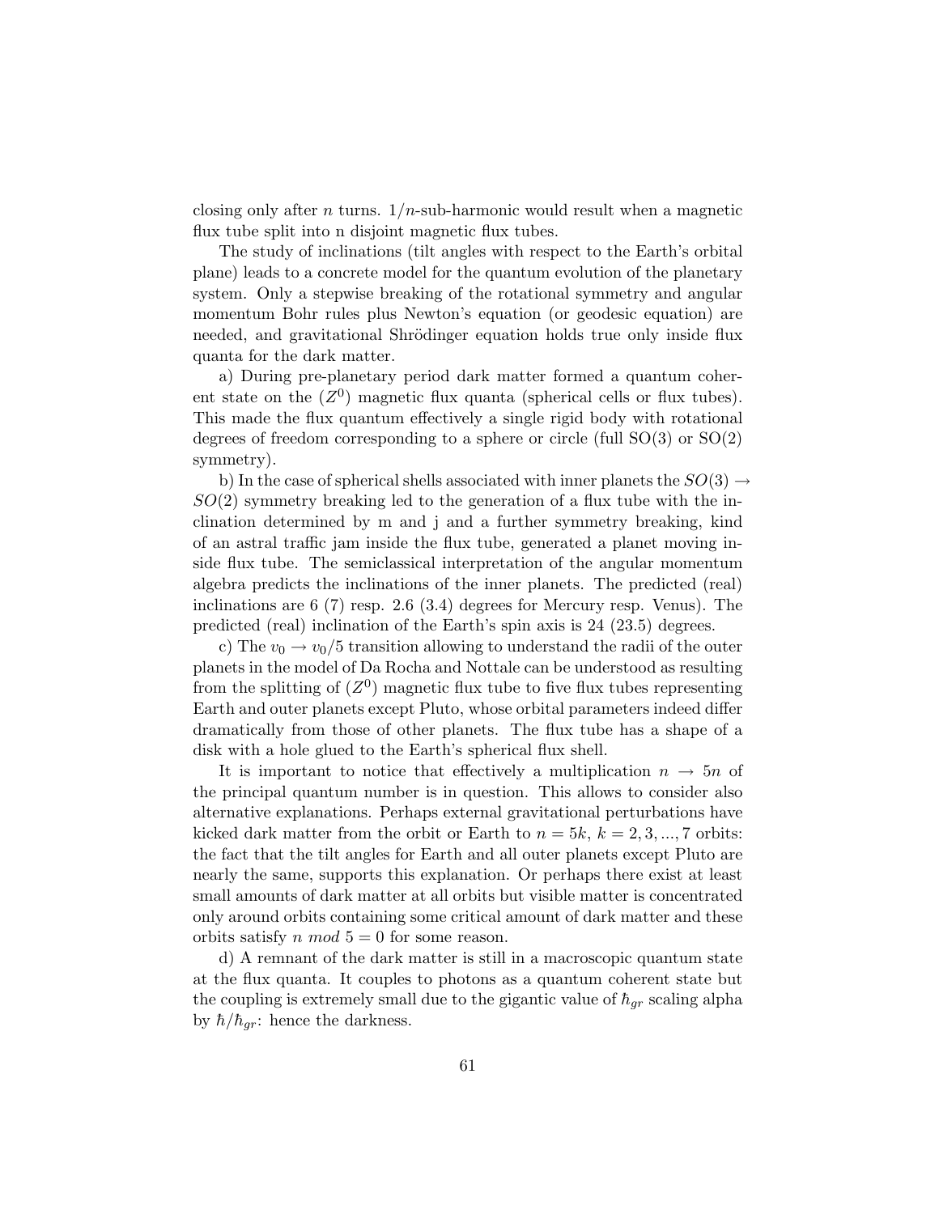closing only after $n$ turns. $1/n$-sub-harmonic would result when a magnetic flux tube split into n disjoint magnetic flux tubes.

The study of inclinations (tilt angles with respect to the Earth's orbital plane) leads to a concrete model for the quantum evolution of the planetary system. Only a stepwise breaking of the rotational symmetry and angular momentum Bohr rules plus Newton's equation (or geodesic equation) are needed, and gravitational Shrödinger equation holds true only inside flux quanta for the dark matter.

a) During pre-planetary period dark matter formed a quantum coherent state on the ($Z^0$) magnetic flux quanta (spherical cells or flux tubes). This made the flux quantum effectively a single rigid body with rotational degrees of freedom corresponding to a sphere or circle (full SO(3) or SO(2) symmetry).

b) In the case of spherical shells associated with inner planets the $SO(3) \rightarrow SO(2)$ symmetry breaking led to the generation of a flux tube with the inclination determined by m and j and a further symmetry breaking, kind of an astral traffic jam inside the flux tube, generated a planet moving inside flux tube. The semiclassical interpretation of the angular momentum algebra predicts the inclinations of the inner planets. The predicted (real) inclinations are 6 (7) resp. 2.6 (3.4) degrees for Mercury resp. Venus). The predicted (real) inclination of the Earth's spin axis is 24 (23.5) degrees.

c) The $v_0 \rightarrow v_0/5$ transition allowing to understand the radii of the outer planets in the model of Da Rocha and Nottale can be understood as resulting from the splitting of ($Z^0$) magnetic flux tube to five flux tubes representing Earth and outer planets except Pluto, whose orbital parameters indeed differ dramatically from those of other planets. The flux tube has a shape of a disk with a hole glued to the Earth's spherical flux shell.

It is important to notice that effectively a multiplication $n \rightarrow 5n$ of the principal quantum number is in question. This allows to consider also alternative explanations. Perhaps external gravitational perturbations have kicked dark matter from the orbit or Earth to $n = 5k$, $k = 2, 3, ..., 7$ orbits: the fact that the tilt angles for Earth and all outer planets except Pluto are nearly the same, supports this explanation. Or perhaps there exist at least small amounts of dark matter at all orbits but visible matter is concentrated only around orbits containing some critical amount of dark matter and these orbits satisfy $n \ mod \ 5 = 0$ for some reason.

d) A remnant of the dark matter is still in a macroscopic quantum state at the flux quanta. It couples to photons as a quantum coherent state but the coupling is extremely small due to the gigantic value of $\hbar_{gr}$ scaling alpha by $\hbar/\hbar_{gr}$: hence the darkness.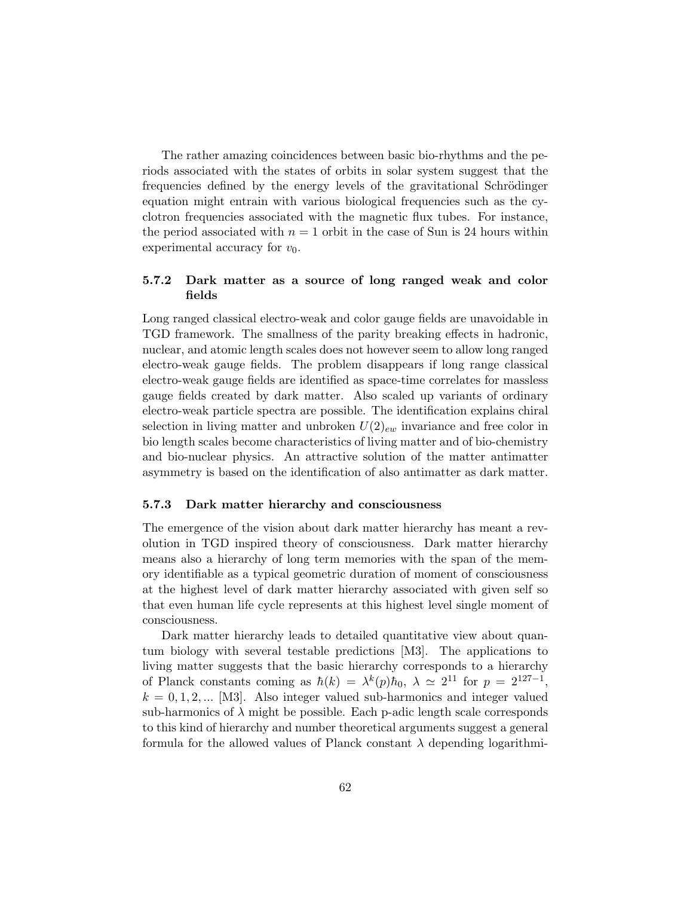The rather amazing coincidences between basic bio-rhythms and the periods associated with the states of orbits in solar system suggest that the frequencies defined by the energy levels of the gravitational Schrödinger equation might entrain with various biological frequencies such as the cyclotron frequencies associated with the magnetic flux tubes. For instance, the period associated with $n = 1$ orbit in the case of Sun is 24 hours within experimental accuracy for $v_0$.

### 5.7.2 Dark matter as a source of long ranged weak and color fields

Long ranged classical electro-weak and color gauge fields are unavoidable in TGD framework. The smallness of the parity breaking effects in hadronic, nuclear, and atomic length scales does not however seem to allow long ranged electro-weak gauge fields. The problem disappears if long range classical electro-weak gauge fields are identified as space-time correlates for massless gauge fields created by dark matter. Also scaled up variants of ordinary electro-weak particle spectra are possible. The identification explains chiral selection in living matter and unbroken $U(2)_{ew}$ invariance and free color in bio length scales become characteristics of living matter and of bio-chemistry and bio-nuclear physics. An attractive solution of the matter antimatter asymmetry is based on the identification of also antimatter as dark matter.

### 5.7.3 Dark matter hierarchy and consciousness

The emergence of the vision about dark matter hierarchy has meant a revolution in TGD inspired theory of consciousness. Dark matter hierarchy means also a hierarchy of long term memories with the span of the memory identifiable as a typical geometric duration of moment of consciousness at the highest level of dark matter hierarchy associated with given self so that even human life cycle represents at this highest level single moment of consciousness.

Dark matter hierarchy leads to detailed quantitative view about quantum biology with several testable predictions [M3]. The applications to living matter suggests that the basic hierarchy corresponds to a hierarchy of Planck constants coming as $\hbar(k) = \lambda^k(p)\hbar_0$, $\lambda \simeq 2^{11}$ for $p = 2^{127-1}$, $k = 0, 1, 2, ...$ [M3]. Also integer valued sub-harmonics and integer valued sub-harmonics of $\lambda$ might be possible. Each p-adic length scale corresponds to this kind of hierarchy and number theoretical arguments suggest a general formula for the allowed values of Planck constant $\lambda$ depending logarithmi-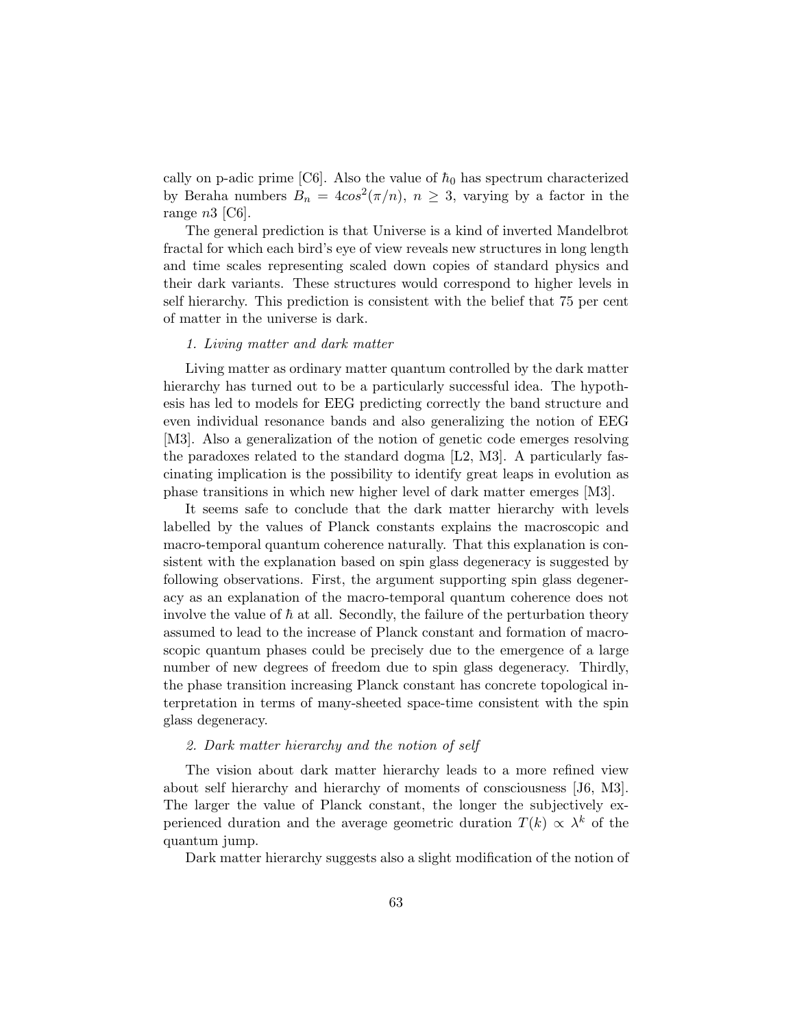cally on p-adic prime [C6]. Also the value of $\hbar_0$ has spectrum characterized by Beraha numbers $B_n = 4cos^2(\pi/n)$, $n \geq 3$, varying by a factor in the range $n3$ [C6].

The general prediction is that Universe is a kind of inverted Mandelbrot fractal for which each bird's eye of view reveals new structures in long length and time scales representing scaled down copies of standard physics and their dark variants. These structures would correspond to higher levels in self hierarchy. This prediction is consistent with the belief that 75 per cent of matter in the universe is dark.

*1. Living matter and dark matter*

Living matter as ordinary matter quantum controlled by the dark matter hierarchy has turned out to be a particularly successful idea. The hypothesis has led to models for EEG predicting correctly the band structure and even individual resonance bands and also generalizing the notion of EEG [M3]. Also a generalization of the notion of genetic code emerges resolving the paradoxes related to the standard dogma [L2, M3]. A particularly fascinating implication is the possibility to identify great leaps in evolution as phase transitions in which new higher level of dark matter emerges [M3].

It seems safe to conclude that the dark matter hierarchy with levels labelled by the values of Planck constants explains the macroscopic and macro-temporal quantum coherence naturally. That this explanation is consistent with the explanation based on spin glass degeneracy is suggested by following observations. First, the argument supporting spin glass degeneracy as an explanation of the macro-temporal quantum coherence does not involve the value of $\hbar$ at all. Secondly, the failure of the perturbation theory assumed to lead to the increase of Planck constant and formation of macroscopic quantum phases could be precisely due to the emergence of a large number of new degrees of freedom due to spin glass degeneracy. Thirdly, the phase transition increasing Planck constant has concrete topological interpretation in terms of many-sheeted space-time consistent with the spin glass degeneracy.

*2. Dark matter hierarchy and the notion of self*

The vision about dark matter hierarchy leads to a more refined view about self hierarchy and hierarchy of moments of consciousness [J6, M3]. The larger the value of Planck constant, the longer the subjectively experienced duration and the average geometric duration $T(k) \propto \lambda^k$ of the quantum jump.

Dark matter hierarchy suggests also a slight modification of the notion of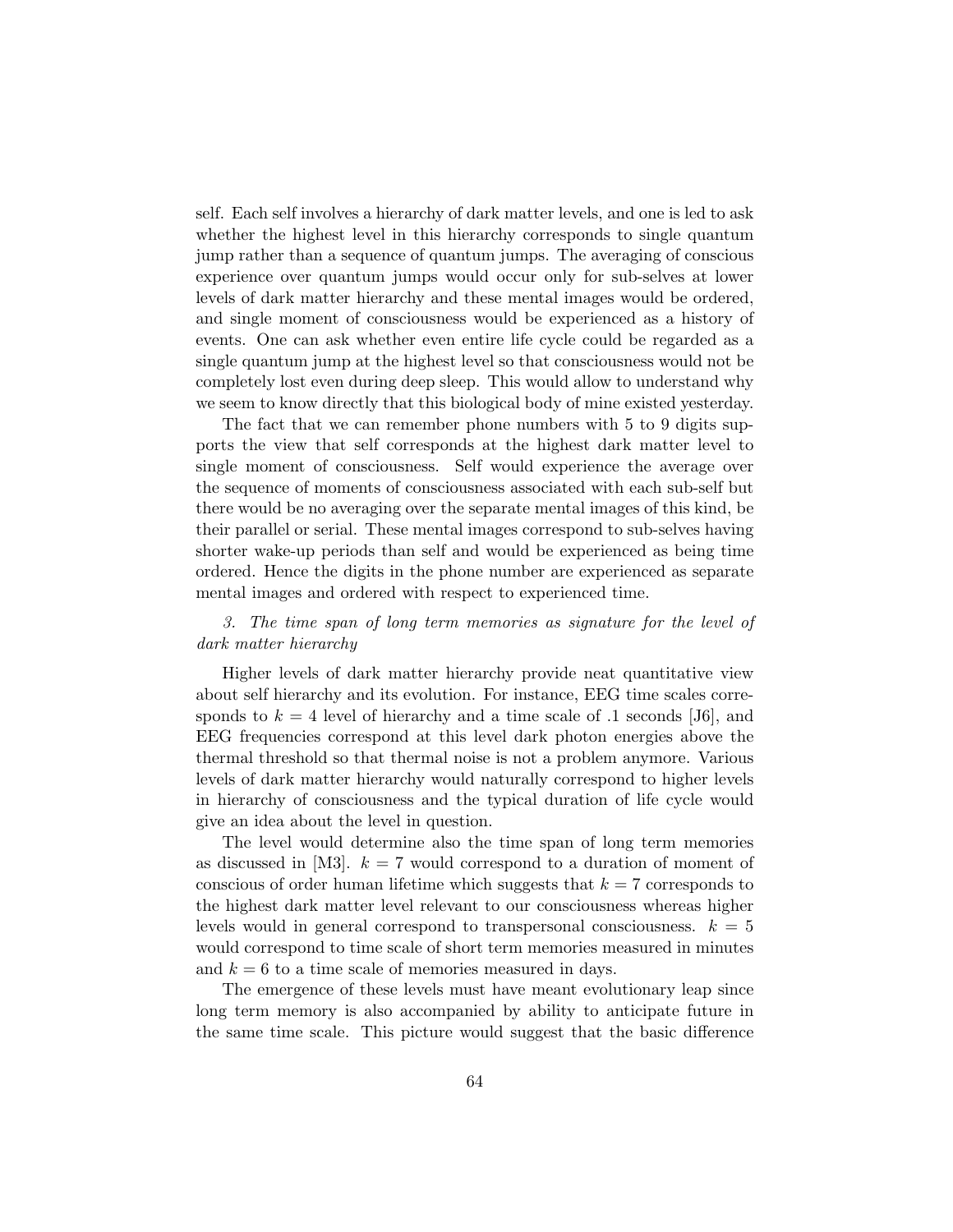self. Each self involves a hierarchy of dark matter levels, and one is led to ask whether the highest level in this hierarchy corresponds to single quantum jump rather than a sequence of quantum jumps. The averaging of conscious experience over quantum jumps would occur only for sub-selves at lower levels of dark matter hierarchy and these mental images would be ordered, and single moment of consciousness would be experienced as a history of events. One can ask whether even entire life cycle could be regarded as a single quantum jump at the highest level so that consciousness would not be completely lost even during deep sleep. This would allow to understand why we seem to know directly that this biological body of mine existed yesterday.

The fact that we can remember phone numbers with 5 to 9 digits supports the view that self corresponds at the highest dark matter level to single moment of consciousness. Self would experience the average over the sequence of moments of consciousness associated with each sub-self but there would be no averaging over the separate mental images of this kind, be their parallel or serial. These mental images correspond to sub-selves having shorter wake-up periods than self and would be experienced as being time ordered. Hence the digits in the phone number are experienced as separate mental images and ordered with respect to experienced time.

*3. The time span of long term memories as signature for the level of dark matter hierarchy*

Higher levels of dark matter hierarchy provide neat quantitative view about self hierarchy and its evolution. For instance, EEG time scales corresponds to $k = 4$ level of hierarchy and a time scale of .1 seconds [J6], and EEG frequencies correspond at this level dark photon energies above the thermal threshold so that thermal noise is not a problem anymore. Various levels of dark matter hierarchy would naturally correspond to higher levels in hierarchy of consciousness and the typical duration of life cycle would give an idea about the level in question.

The level would determine also the time span of long term memories as discussed in [M3]. $k = 7$ would correspond to a duration of moment of conscious of order human lifetime which suggests that $k = 7$ corresponds to the highest dark matter level relevant to our consciousness whereas higher levels would in general correspond to transpersonal consciousness. $k = 5$ would correspond to time scale of short term memories measured in minutes and $k = 6$ to a time scale of memories measured in days.

The emergence of these levels must have meant evolutionary leap since long term memory is also accompanied by ability to anticipate future in the same time scale. This picture would suggest that the basic difference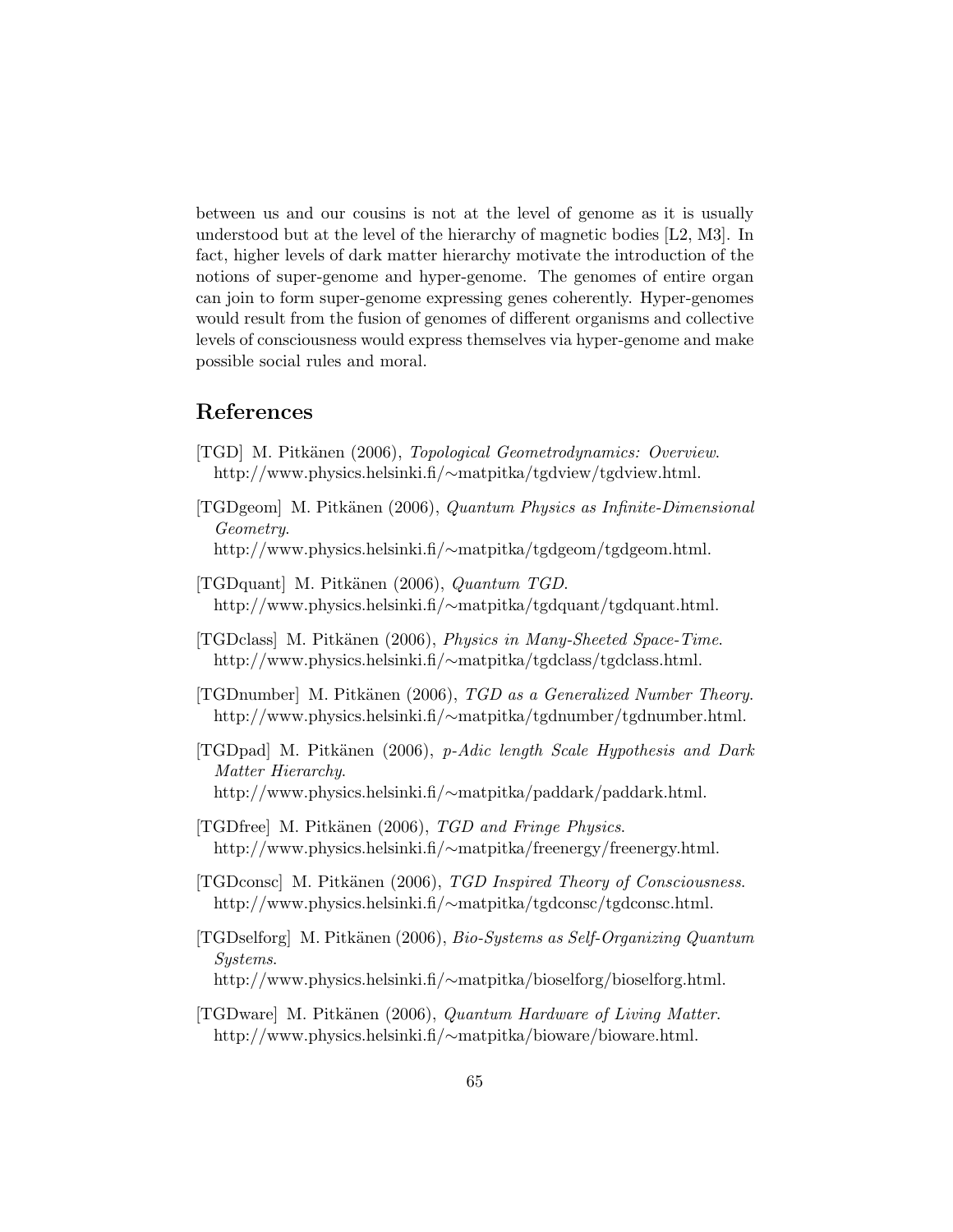between us and our cousins is not at the level of genome as it is usually understood but at the level of the hierarchy of magnetic bodies [L2, M3]. In fact, higher levels of dark matter hierarchy motivate the introduction of the notions of super-genome and hyper-genome. The genomes of entire organ can join to form super-genome expressing genes coherently. Hyper-genomes would result from the fusion of genomes of different organisms and collective levels of consciousness would express themselves via hyper-genome and make possible social rules and moral.

## References

[TGD] M. Pitkänen (2006), *Topological Geometrodynamics: Overview*. http://www.physics.helsinki.fi/∼matpitka/tgdview/tgdview.html.

[TGDgeom] M. Pitkänen (2006), *Quantum Physics as Infinite-Dimensional Geometry*. http://www.physics.helsinki.fi/∼matpitka/tgdgeom/tgdgeom.html.

[TGDquant] M. Pitkänen (2006), *Quantum TGD*. http://www.physics.helsinki.fi/∼matpitka/tgdquant/tgdquant.html.

[TGDclass] M. Pitkänen (2006), *Physics in Many-Sheeted Space-Time*. http://www.physics.helsinki.fi/∼matpitka/tgdclass/tgdclass.html.

[TGDnumber] M. Pitkänen (2006), *TGD as a Generalized Number Theory*. http://www.physics.helsinki.fi/∼matpitka/tgdnumber/tgdnumber.html.

[TGDpad] M. Pitkänen (2006), *p-Adic length Scale Hypothesis and Dark Matter Hierarchy*. http://www.physics.helsinki.fi/∼matpitka/paddark/paddark.html.

[TGDfree] M. Pitkänen (2006), *TGD and Fringe Physics*. http://www.physics.helsinki.fi/∼matpitka/freenergy/freenergy.html.

[TGDconsc] M. Pitkänen (2006), *TGD Inspired Theory of Consciousness*. http://www.physics.helsinki.fi/∼matpitka/tgdconsc/tgdconsc.html.

[TGDselforg] M. Pitkänen (2006), *Bio-Systems as Self-Organizing Quantum Systems*. http://www.physics.helsinki.fi/∼matpitka/bioselforg/bioselforg.html.

[TGDware] M. Pitkänen (2006), *Quantum Hardware of Living Matter*. http://www.physics.helsinki.fi/∼matpitka/bioware/bioware.html.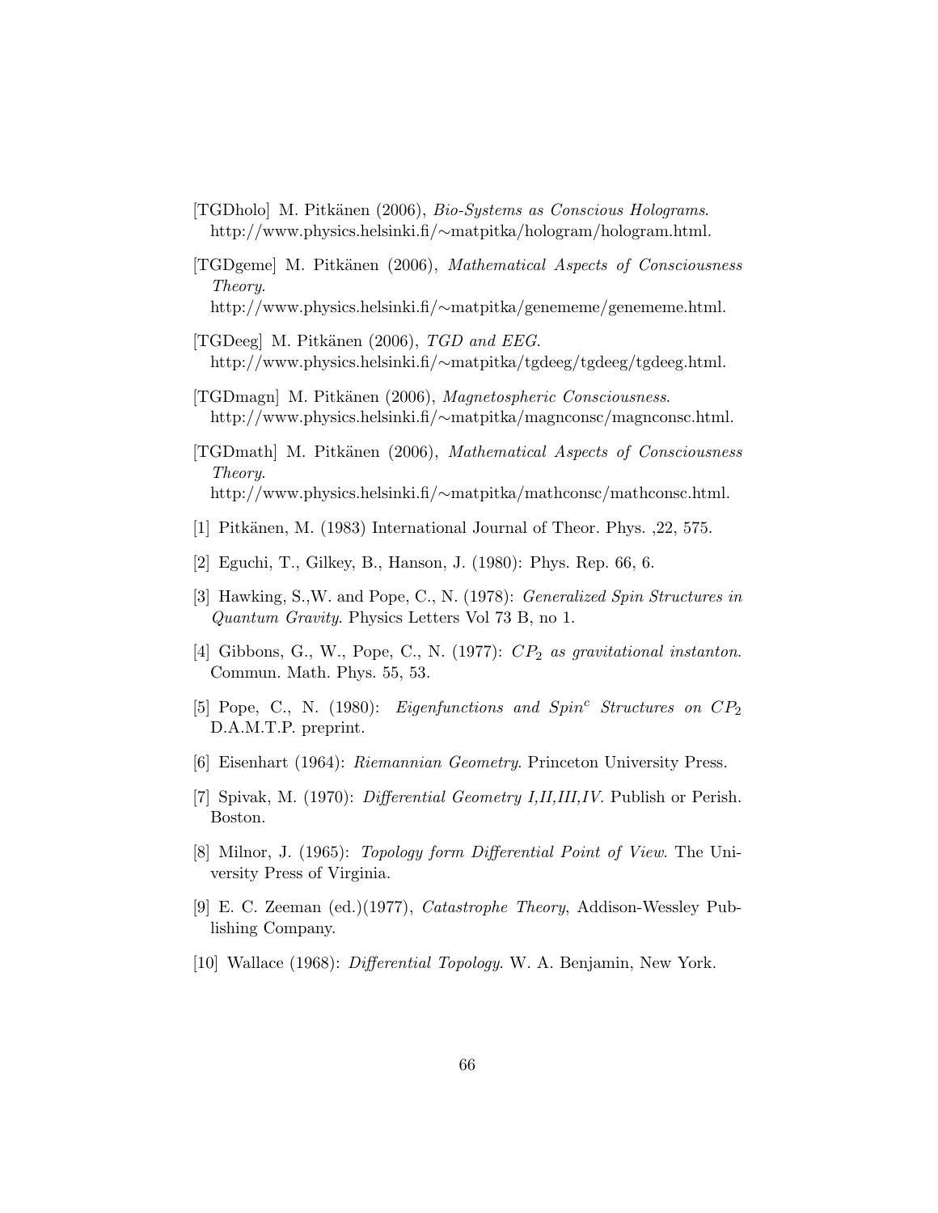[TGDholo] M. Pitkänen (2006), *Bio-Systems as Conscious Holograms*. http://www.physics.helsinki.fi/∼matpitka/hologram/hologram.html.

[TGDgeme] M. Pitkänen (2006), *Mathematical Aspects of Consciousness Theory*. http://www.physics.helsinki.fi/∼matpitka/genememe/genememe.html.

[TGDeeg] M. Pitkänen (2006), *TGD and EEG*. http://www.physics.helsinki.fi/∼matpitka/tgdeeg/tgdeeg/tgdeeg.html.

[TGDmagn] M. Pitkänen (2006), *Magnetospheric Consciousness*. http://www.physics.helsinki.fi/∼matpitka/magnconsc/magnconsc.html.

[TGDmath] M. Pitkänen (2006), *Mathematical Aspects of Consciousness Theory*. http://www.physics.helsinki.fi/∼matpitka/mathconsc/mathconsc.html.

[1] Pitkänen, M. (1983) International Journal of Theor. Phys. ,22, 575.

[2] Eguchi, T., Gilkey, B., Hanson, J. (1980): Phys. Rep. 66, 6.

[3] Hawking, S.,W. and Pope, C., N. (1978): *Generalized Spin Structures in Quantum Gravity*. Physics Letters Vol 73 B, no 1.

[4] Gibbons, G., W., Pope, C., N. (1977): *$CP_2$ as gravitational instanton*. Commun. Math. Phys. 55, 53.

[5] Pope, C., N. (1980): *Eigenfunctions and $Spin^c$ Structures on $CP_2$* D.A.M.T.P. preprint.

[6] Eisenhart (1964): *Riemannian Geometry*. Princeton University Press.

[7] Spivak, M. (1970): *Differential Geometry I,II,III,IV*. Publish or Perish. Boston.

[8] Milnor, J. (1965): *Topology form Differential Point of View*. The University Press of Virginia.

[9] E. C. Zeeman (ed.)(1977), *Catastrophe Theory*, Addison-Wessley Publishing Company.

[10] Wallace (1968): *Differential Topology*. W. A. Benjamin, New York.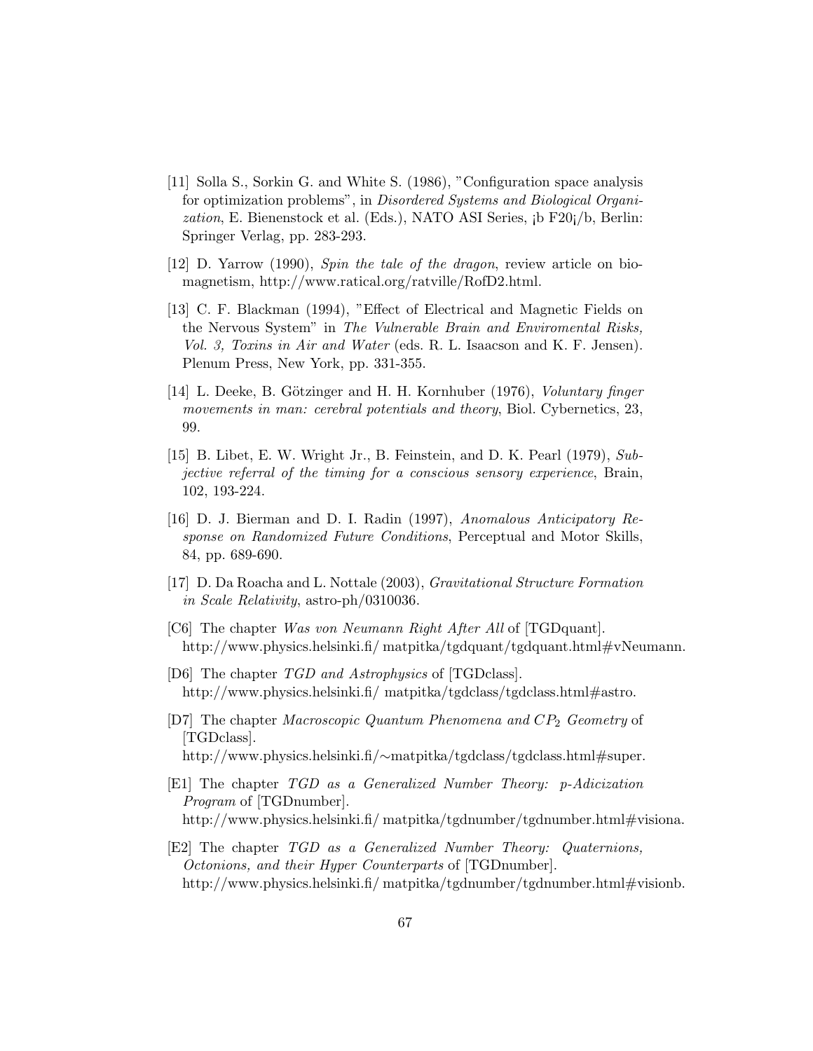[11] Solla S., Sorkin G. and White S. (1986), "Configuration space analysis for optimization problems", in *Disordered Systems and Biological Organization*, E. Bienenstock et al. (Eds.), NATO ASI Series, ¡b F20¡/b, Berlin: Springer Verlag, pp. 283-293.

[12] D. Yarrow (1990), *Spin the tale of the dragon*, review article on biomagnetism, http://www.ratical.org/ratville/RofD2.html.

[13] C. F. Blackman (1994), "Effect of Electrical and Magnetic Fields on the Nervous System" in *The Vulnerable Brain and Enviromental Risks, Vol. 3, Toxins in Air and Water* (eds. R. L. Isaacson and K. F. Jensen). Plenum Press, New York, pp. 331-355.

[14] L. Deeke, B. Götzinger and H. H. Kornhuber (1976), *Voluntary finger movements in man: cerebral potentials and theory*, Biol. Cybernetics, 23, 99.

[15] B. Libet, E. W. Wright Jr., B. Feinstein, and D. K. Pearl (1979), *Subjective referral of the timing for a conscious sensory experience*, Brain, 102, 193-224.

[16] D. J. Bierman and D. I. Radin (1997), *Anomalous Anticipatory Response on Randomized Future Conditions*, Perceptual and Motor Skills, 84, pp. 689-690.

[17] D. Da Roacha and L. Nottale (2003), *Gravitational Structure Formation in Scale Relativity*, astro-ph/0310036.

[C6] The chapter *Was von Neumann Right After All* of [TGDquant]. http://www.physics.helsinki.fi/ matpitka/tgdquant/tgdquant.html#vNeumann.

[D6] The chapter *TGD and Astrophysics* of [TGDclass]. http://www.physics.helsinki.fi/ matpitka/tgdclass/tgdclass.html#astro.

[D7] The chapter *Macroscopic Quantum Phenomena and $CP_2$ Geometry* of [TGDclass]. http://www.physics.helsinki.fi/∼matpitka/tgdclass/tgdclass.html#super.

[E1] The chapter *TGD as a Generalized Number Theory: p-Adicization Program* of [TGDnumber]. http://www.physics.helsinki.fi/ matpitka/tgdnumber/tgdnumber.html#visiona.

[E2] The chapter *TGD as a Generalized Number Theory: Quaternions, Octonions, and their Hyper Counterparts* of [TGDnumber]. http://www.physics.helsinki.fi/ matpitka/tgdnumber/tgdnumber.html#visionb.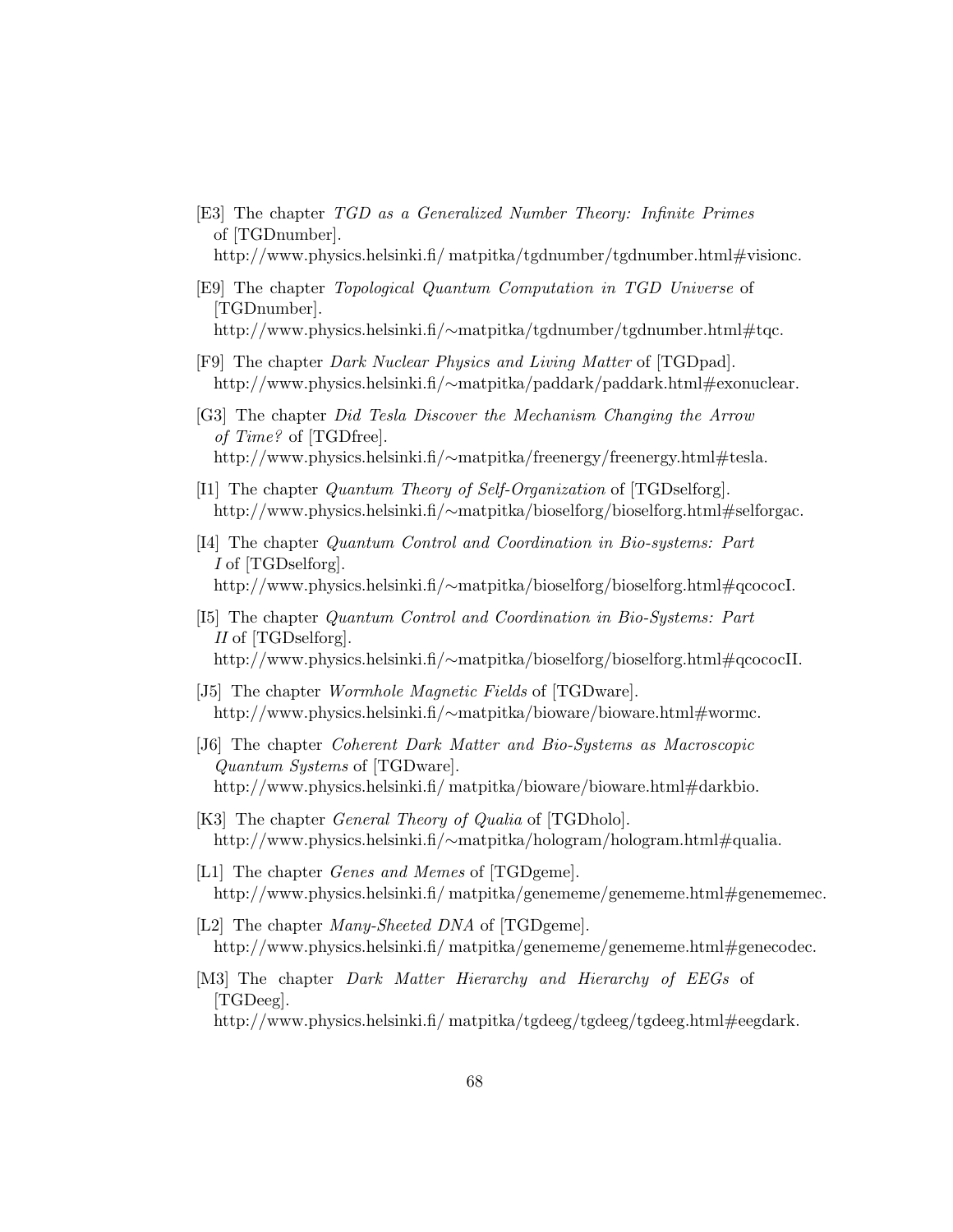[E3] The chapter *TGD as a Generalized Number Theory: Infinite Primes* of [TGDnumber].
http://www.physics.helsinki.fi/ matpitka/tgdnumber/tgdnumber.html#visionc.

[E9] The chapter *Topological Quantum Computation in TGD Universe* of [TGDnumber].
http://www.physics.helsinki.fi/∼matpitka/tgdnumber/tgdnumber.html#tqc.

[F9] The chapter *Dark Nuclear Physics and Living Matter* of [TGDpad].
http://www.physics.helsinki.fi/∼matpitka/paddark/paddark.html#exonuclear.

[G3] The chapter *Did Tesla Discover the Mechanism Changing the Arrow of Time?* of [TGDfree].
http://www.physics.helsinki.fi/∼matpitka/freenergy/freenergy.html#tesla.

[I1] The chapter *Quantum Theory of Self-Organization* of [TGDselforg].
http://www.physics.helsinki.fi/∼matpitka/bioselforg/bioselforg.html#selforgac.

[I4] The chapter *Quantum Control and Coordination in Bio-systems: Part I* of [TGDselforg].
http://www.physics.helsinki.fi/∼matpitka/bioselforg/bioselforg.html#qcococI.

[I5] The chapter *Quantum Control and Coordination in Bio-Systems: Part II* of [TGDselforg].
http://www.physics.helsinki.fi/∼matpitka/bioselforg/bioselforg.html#qcococII.

[J5] The chapter *Wormhole Magnetic Fields* of [TGDware].
http://www.physics.helsinki.fi/∼matpitka/bioware/bioware.html#wormc.

[J6] The chapter *Coherent Dark Matter and Bio-Systems as Macroscopic Quantum Systems* of [TGDware].
http://www.physics.helsinki.fi/ matpitka/bioware/bioware.html#darkbio.

[K3] The chapter *General Theory of Qualia* of [TGDholo].
http://www.physics.helsinki.fi/∼matpitka/hologram/hologram.html#qualia.

[L1] The chapter *Genes and Memes* of [TGDgeme].
http://www.physics.helsinki.fi/ matpitka/genememe/genememe.html#genememec.

[L2] The chapter *Many-Sheeted DNA* of [TGDgeme].
http://www.physics.helsinki.fi/ matpitka/genememe/genememe.html#genecodec.

[M3] The chapter *Dark Matter Hierarchy and Hierarchy of EEGs* of [TGDeeg].
http://www.physics.helsinki.fi/ matpitka/tgdeeg/tgdeeg/tgdeeg.html#eegdark.